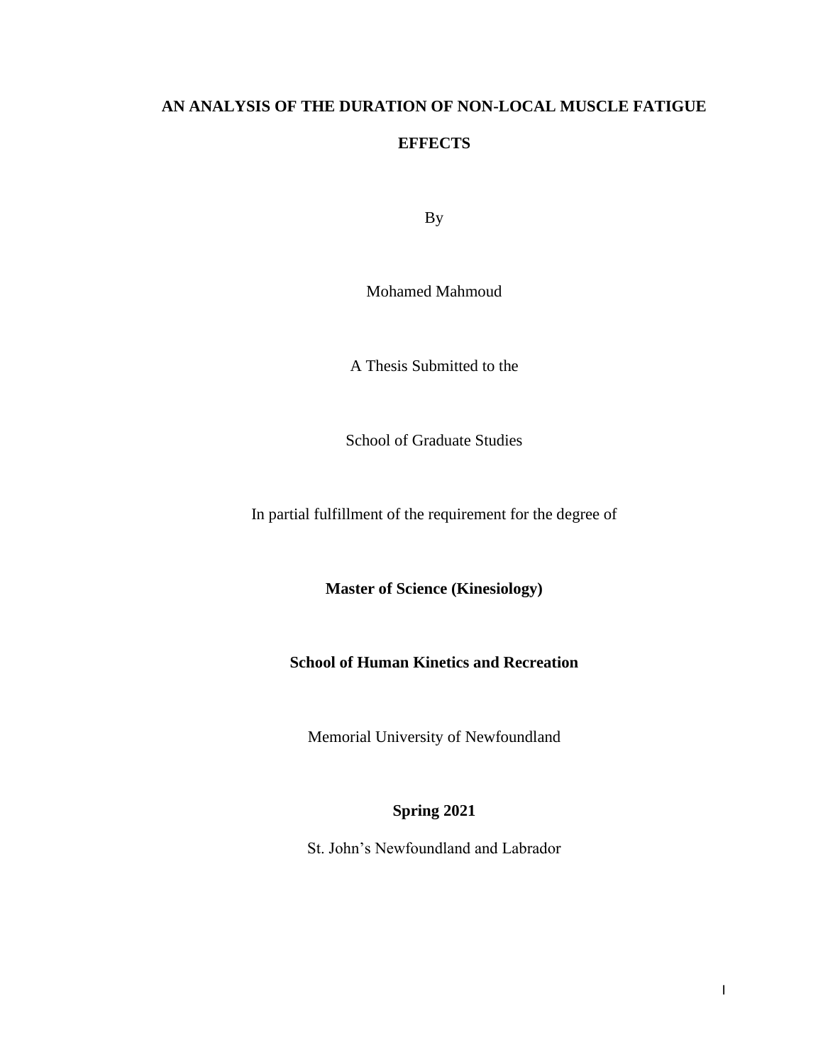# AN ANALYSIS OF THE DURATION OF NON-LOCAL MUSCLE FATIGUE EFFECTS

By

Mohamed Mahmoud

A Thesis Submitted to the

School of Graduate Studies

In partial fulfillment of the requirement for the degree of

**Master of Science (Kinesiology)**

**School of Human Kinetics and Recreation**

Memorial University of Newfoundland

**Spring 2021**

St. John's Newfoundland and Labrador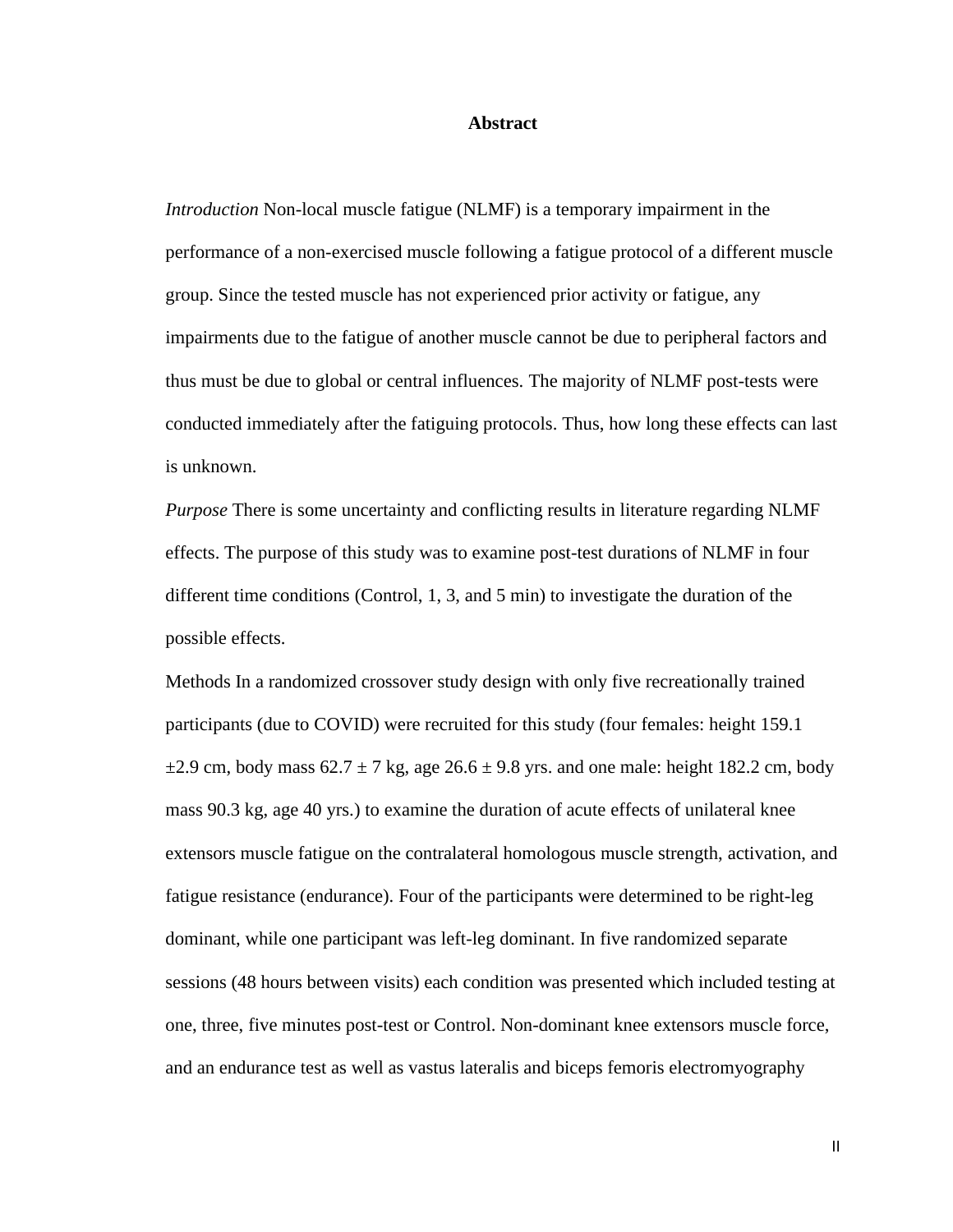# Abstract

*Introduction* Non-local muscle fatigue (NLMF) is a temporary impairment in the performance of a non-exercised muscle following a fatigue protocol of a different muscle group. Since the tested muscle has not experienced prior activity or fatigue, any impairments due to the fatigue of another muscle cannot be due to peripheral factors and thus must be due to global or central influences. The majority of NLMF post-tests were conducted immediately after the fatiguing protocols. Thus, how long these effects can last is unknown.

*Purpose* There is some uncertainty and conflicting results in literature regarding NLMF effects. The purpose of this study was to examine post-test durations of NLMF in four different time conditions (Control, 1, 3, and 5 min) to investigate the duration of the possible effects.

Methods In a randomized crossover study design with only five recreationally trained participants (due to COVID) were recruited for this study (four females: height 159.1 ±2.9 cm, body mass 62.7 ± 7 kg, age 26.6 ± 9.8 yrs. and one male: height 182.2 cm, body mass 90.3 kg, age 40 yrs.) to examine the duration of acute effects of unilateral knee extensors muscle fatigue on the contralateral homologous muscle strength, activation, and fatigue resistance (endurance). Four of the participants were determined to be right-leg dominant, while one participant was left-leg dominant. In five randomized separate sessions (48 hours between visits) each condition was presented which included testing at one, three, five minutes post-test or Control. Non-dominant knee extensors muscle force, and an endurance test as well as vastus lateralis and biceps femoris electromyography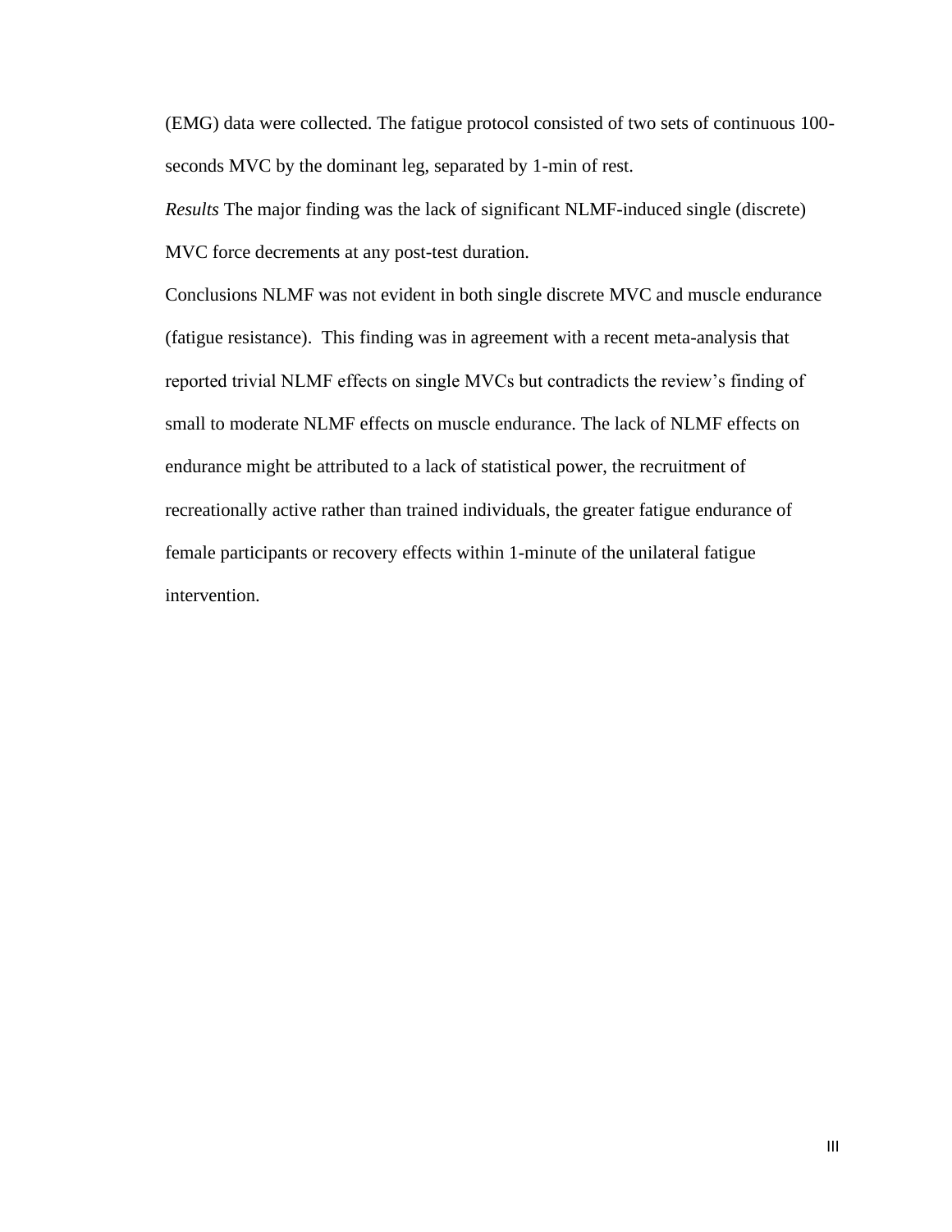(EMG) data were collected. The fatigue protocol consisted of two sets of continuous 100-seconds MVC by the dominant leg, separated by 1-min of rest.

*Results* The major finding was the lack of significant NLMF-induced single (discrete) MVC force decrements at any post-test duration.

Conclusions NLMF was not evident in both single discrete MVC and muscle endurance (fatigue resistance). This finding was in agreement with a recent meta-analysis that reported trivial NLMF effects on single MVCs but contradicts the review's finding of small to moderate NLMF effects on muscle endurance. The lack of NLMF effects on endurance might be attributed to a lack of statistical power, the recruitment of recreationally active rather than trained individuals, the greater fatigue endurance of female participants or recovery effects within 1-minute of the unilateral fatigue intervention.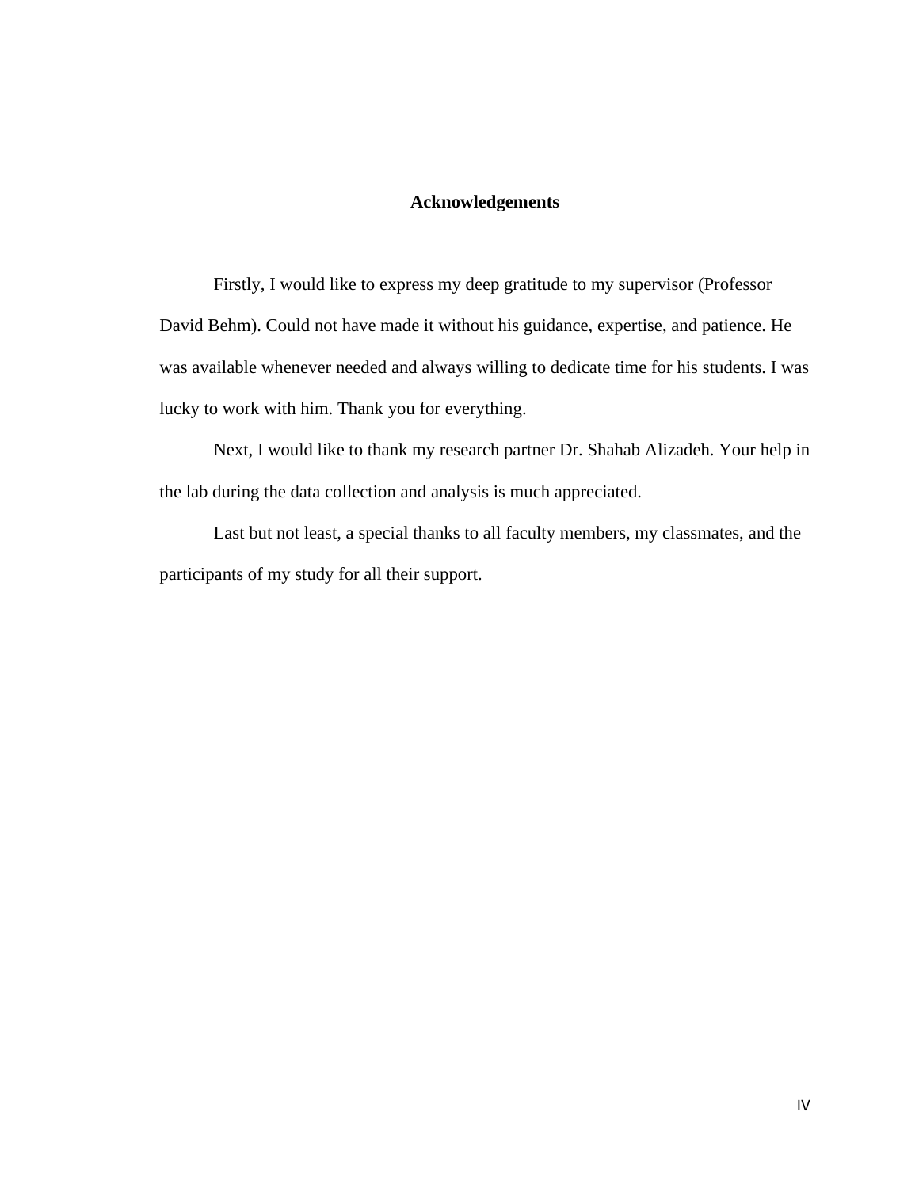# Acknowledgements

Firstly, I would like to express my deep gratitude to my supervisor (Professor David Behm). Could not have made it without his guidance, expertise, and patience. He was available whenever needed and always willing to dedicate time for his students. I was lucky to work with him. Thank you for everything.

Next, I would like to thank my research partner Dr. Shahab Alizadeh. Your help in the lab during the data collection and analysis is much appreciated.

Last but not least, a special thanks to all faculty members, my classmates, and the participants of my study for all their support.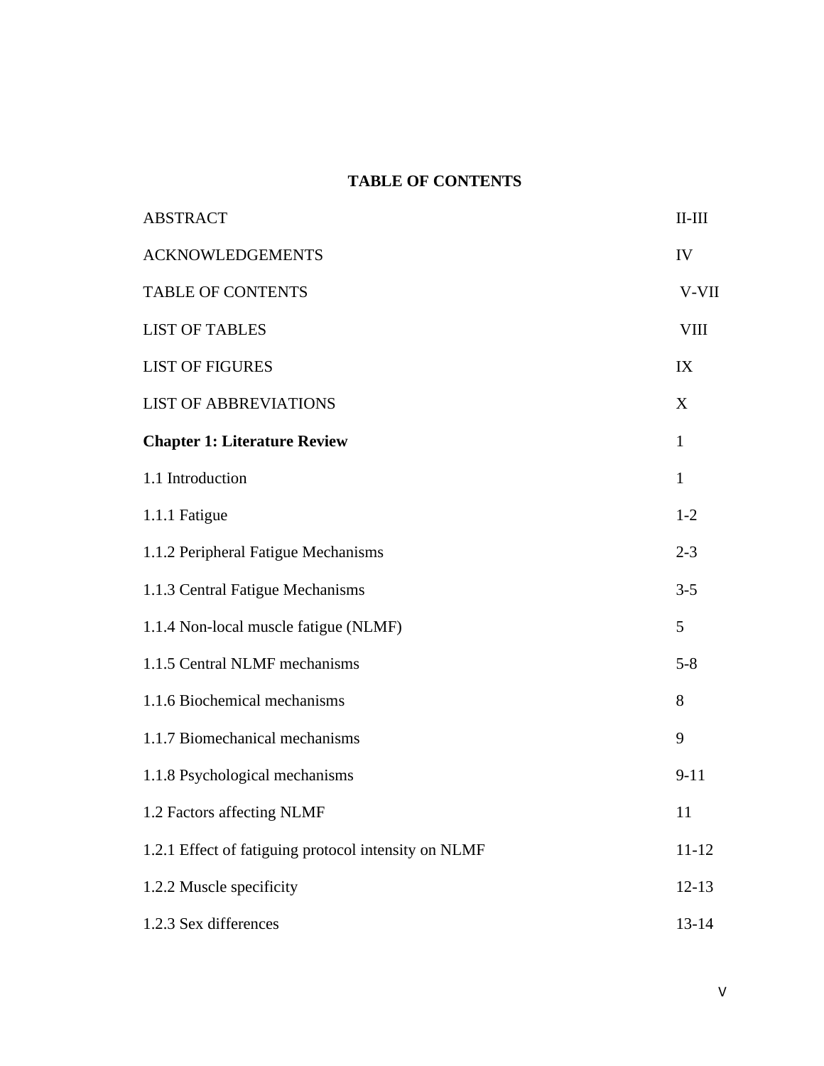## TABLE OF CONTENTS

| | |
|---|---|
| ABSTRACT | II-III |
| ACKNOWLEDGEMENTS | IV |
| TABLE OF CONTENTS | V-VII |
| LIST OF TABLES | VIII |
| LIST OF FIGURES | IX |
| LIST OF ABBREVIATIONS | X |
| **Chapter 1: Literature Review** | 1 |
| 1.1 Introduction | 1 |
| 1.1.1 Fatigue | 1-2 |
| 1.1.2 Peripheral Fatigue Mechanisms | 2-3 |
| 1.1.3 Central Fatigue Mechanisms | 3-5 |
| 1.1.4 Non-local muscle fatigue (NLMF) | 5 |
| 1.1.5 Central NLMF mechanisms | 5-8 |
| 1.1.6 Biochemical mechanisms | 8 |
| 1.1.7 Biomechanical mechanisms | 9 |
| 1.1.8 Psychological mechanisms | 9-11 |
| 1.2 Factors affecting NLMF | 11 |
| 1.2.1 Effect of fatiguing protocol intensity on NLMF | 11-12 |
| 1.2.2 Muscle specificity | 12-13 |
| 1.2.3 Sex differences | 13-14 |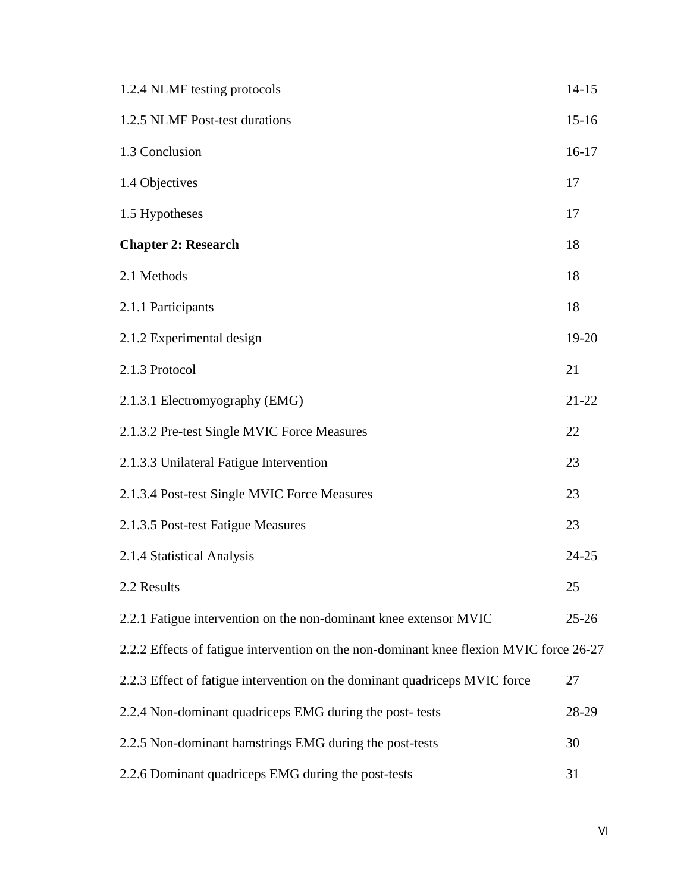| | |
|---|---|
| 1.2.4 NLMF testing protocols | 14-15 |
| 1.2.5 NLMF Post-test durations | 15-16 |
| 1.3 Conclusion | 16-17 |
| 1.4 Objectives | 17 |
| 1.5 Hypotheses | 17 |
| **Chapter 2: Research** | 18 |
| 2.1 Methods | 18 |
| 2.1.1 Participants | 18 |
| 2.1.2 Experimental design | 19-20 |
| 2.1.3 Protocol | 21 |
| 2.1.3.1 Electromyography (EMG) | 21-22 |
| 2.1.3.2 Pre-test Single MVIC Force Measures | 22 |
| 2.1.3.3 Unilateral Fatigue Intervention | 23 |
| 2.1.3.4 Post-test Single MVIC Force Measures | 23 |
| 2.1.3.5 Post-test Fatigue Measures | 23 |
| 2.1.4 Statistical Analysis | 24-25 |
| 2.2 Results | 25 |
| 2.2.1 Fatigue intervention on the non-dominant knee extensor MVIC | 25-26 |
| 2.2.2 Effects of fatigue intervention on the non-dominant knee flexion MVIC force | 26-27 |
| 2.2.3 Effect of fatigue intervention on the dominant quadriceps MVIC force | 27 |
| 2.2.4 Non-dominant quadriceps EMG during the post- tests | 28-29 |
| 2.2.5 Non-dominant hamstrings EMG during the post-tests | 30 |
| 2.2.6 Dominant quadriceps EMG during the post-tests | 31 |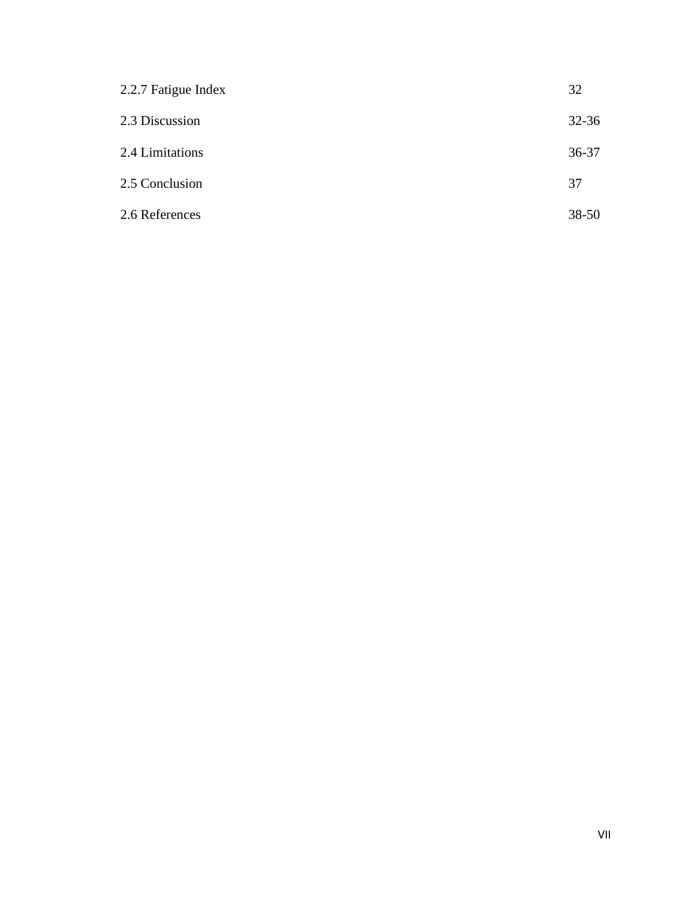| | |
|---|---|
| 2.2.7 Fatigue Index | 32 |
| 2.3 Discussion | 32-36 |
| 2.4 Limitations | 36-37 |
| 2.5 Conclusion | 37 |
| 2.6 References | 38-50 |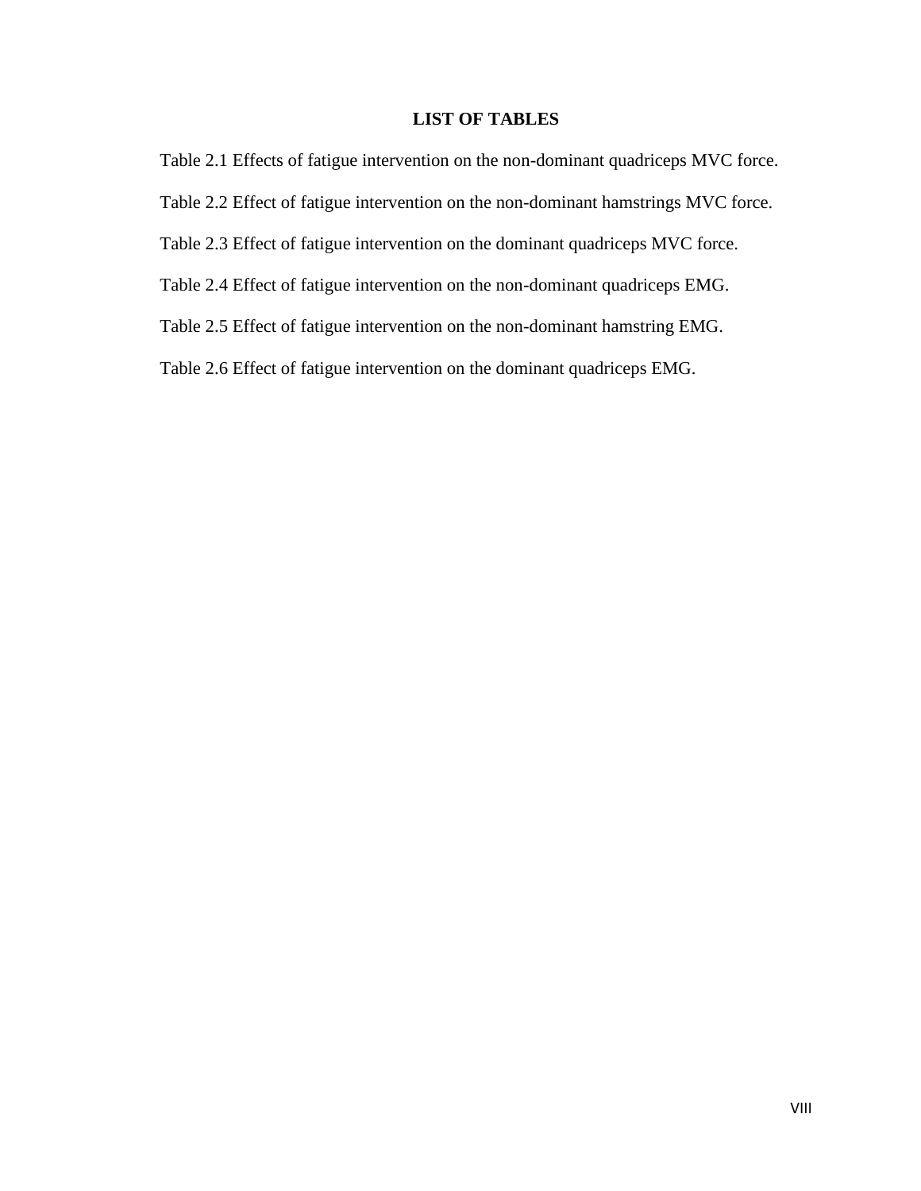## LIST OF TABLES

Table 2.1 Effects of fatigue intervention on the non-dominant quadriceps MVC force.

Table 2.2 Effect of fatigue intervention on the non-dominant hamstrings MVC force.

Table 2.3 Effect of fatigue intervention on the dominant quadriceps MVC force.

Table 2.4 Effect of fatigue intervention on the non-dominant quadriceps EMG.

Table 2.5 Effect of fatigue intervention on the non-dominant hamstring EMG.

Table 2.6 Effect of fatigue intervention on the dominant quadriceps EMG.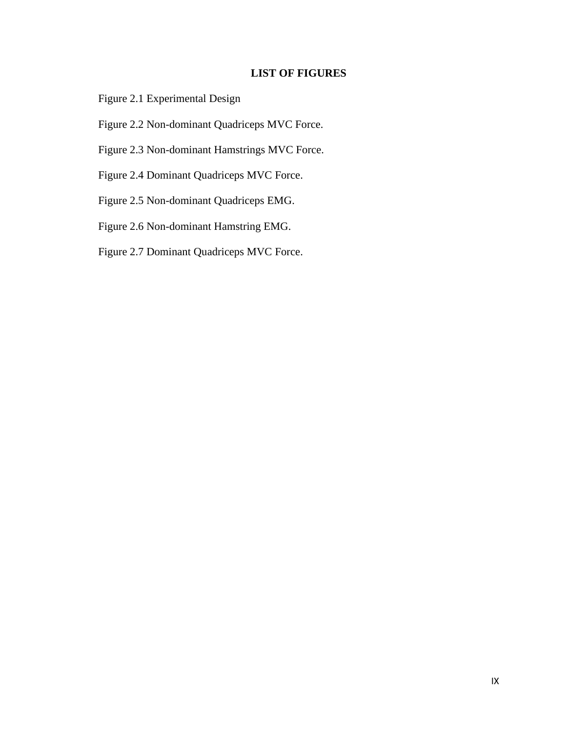# LIST OF FIGURES

Figure 2.1 Experimental Design

Figure 2.2 Non-dominant Quadriceps MVC Force.

Figure 2.3 Non-dominant Hamstrings MVC Force.

Figure 2.4 Dominant Quadriceps MVC Force.

Figure 2.5 Non-dominant Quadriceps EMG.

Figure 2.6 Non-dominant Hamstring EMG.

Figure 2.7 Dominant Quadriceps MVC Force.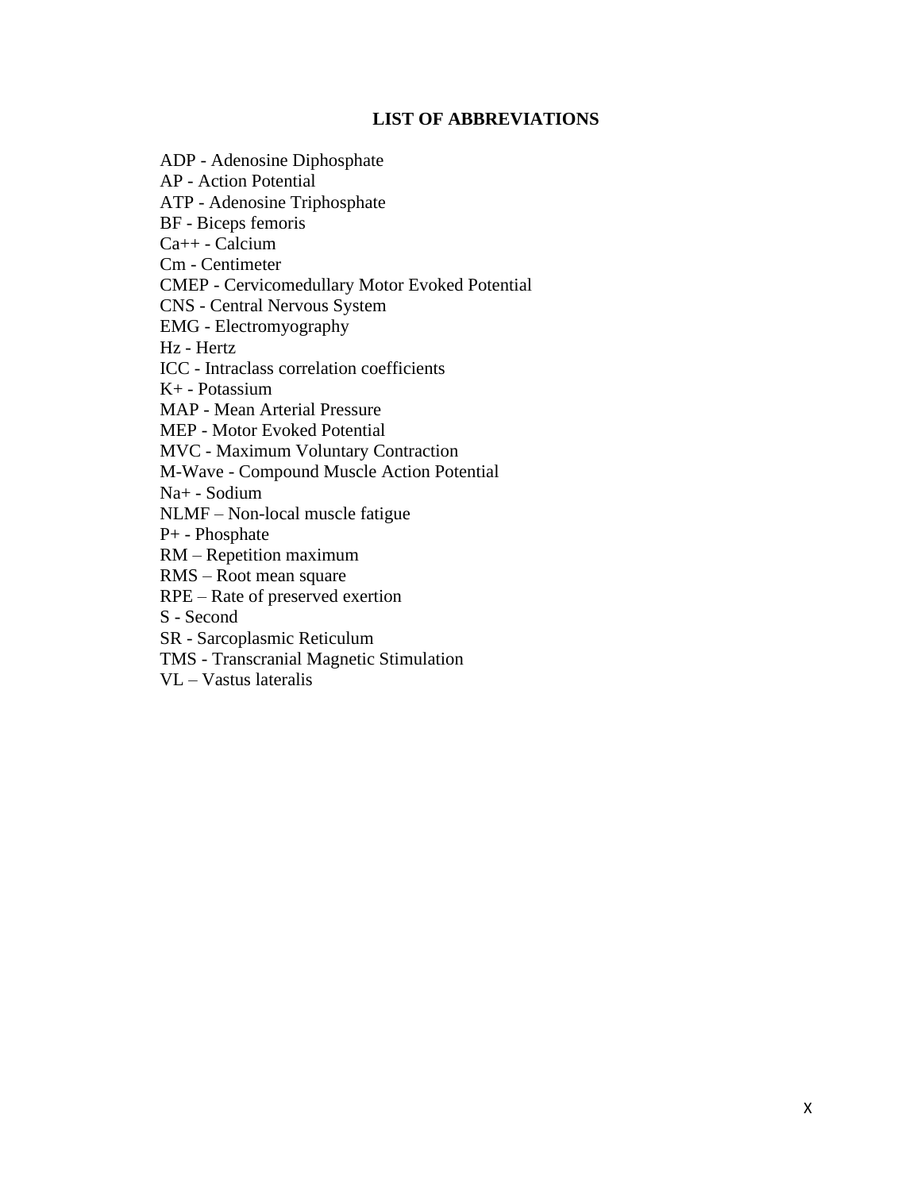## LIST OF ABBREVIATIONS

ADP - Adenosine Diphosphate
AP - Action Potential
ATP - Adenosine Triphosphate
BF - Biceps femoris
Ca++ - Calcium
Cm - Centimeter
CMEP - Cervicomedullary Motor Evoked Potential
CNS - Central Nervous System
EMG - Electromyography
Hz - Hertz
ICC - Intraclass correlation coefficients
K+ - Potassium
MAP - Mean Arterial Pressure
MEP - Motor Evoked Potential
MVC - Maximum Voluntary Contraction
M-Wave - Compound Muscle Action Potential
Na+ - Sodium
NLMF – Non-local muscle fatigue
P+ - Phosphate
RM – Repetition maximum
RMS – Root mean square
RPE – Rate of preserved exertion
S - Second
SR - Sarcoplasmic Reticulum
TMS - Transcranial Magnetic Stimulation
VL – Vastus lateralis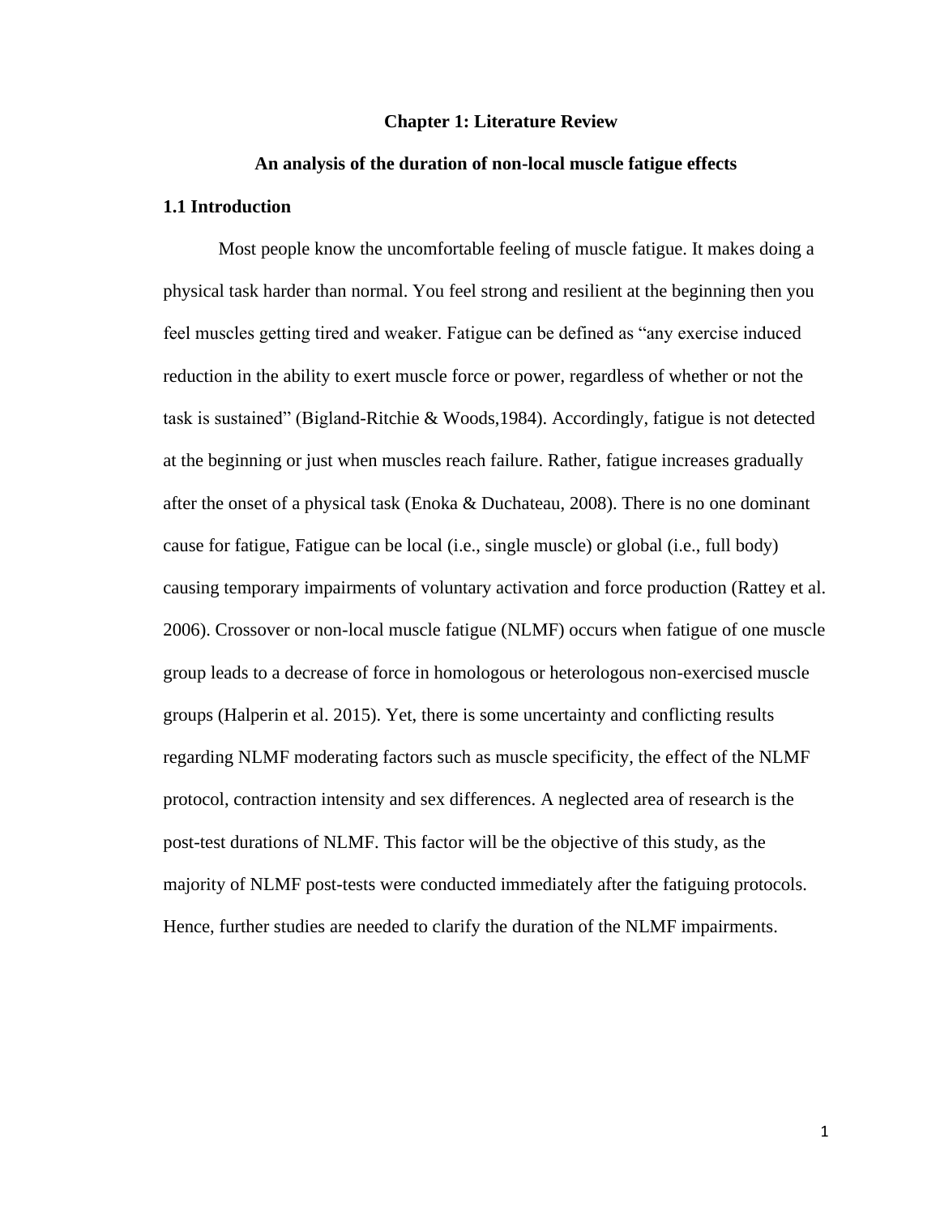# Chapter 1: Literature Review

## An analysis of the duration of non-local muscle fatigue effects

### 1.1 Introduction

Most people know the uncomfortable feeling of muscle fatigue. It makes doing a physical task harder than normal. You feel strong and resilient at the beginning then you feel muscles getting tired and weaker. Fatigue can be defined as "any exercise induced reduction in the ability to exert muscle force or power, regardless of whether or not the task is sustained" (Bigland-Ritchie & Woods,1984). Accordingly, fatigue is not detected at the beginning or just when muscles reach failure. Rather, fatigue increases gradually after the onset of a physical task (Enoka & Duchateau, 2008). There is no one dominant cause for fatigue, Fatigue can be local (i.e., single muscle) or global (i.e., full body) causing temporary impairments of voluntary activation and force production (Rattey et al. 2006). Crossover or non-local muscle fatigue (NLMF) occurs when fatigue of one muscle group leads to a decrease of force in homologous or heterologous non-exercised muscle groups (Halperin et al. 2015). Yet, there is some uncertainty and conflicting results regarding NLMF moderating factors such as muscle specificity, the effect of the NLMF protocol, contraction intensity and sex differences. A neglected area of research is the post-test durations of NLMF. This factor will be the objective of this study, as the majority of NLMF post-tests were conducted immediately after the fatiguing protocols. Hence, further studies are needed to clarify the duration of the NLMF impairments.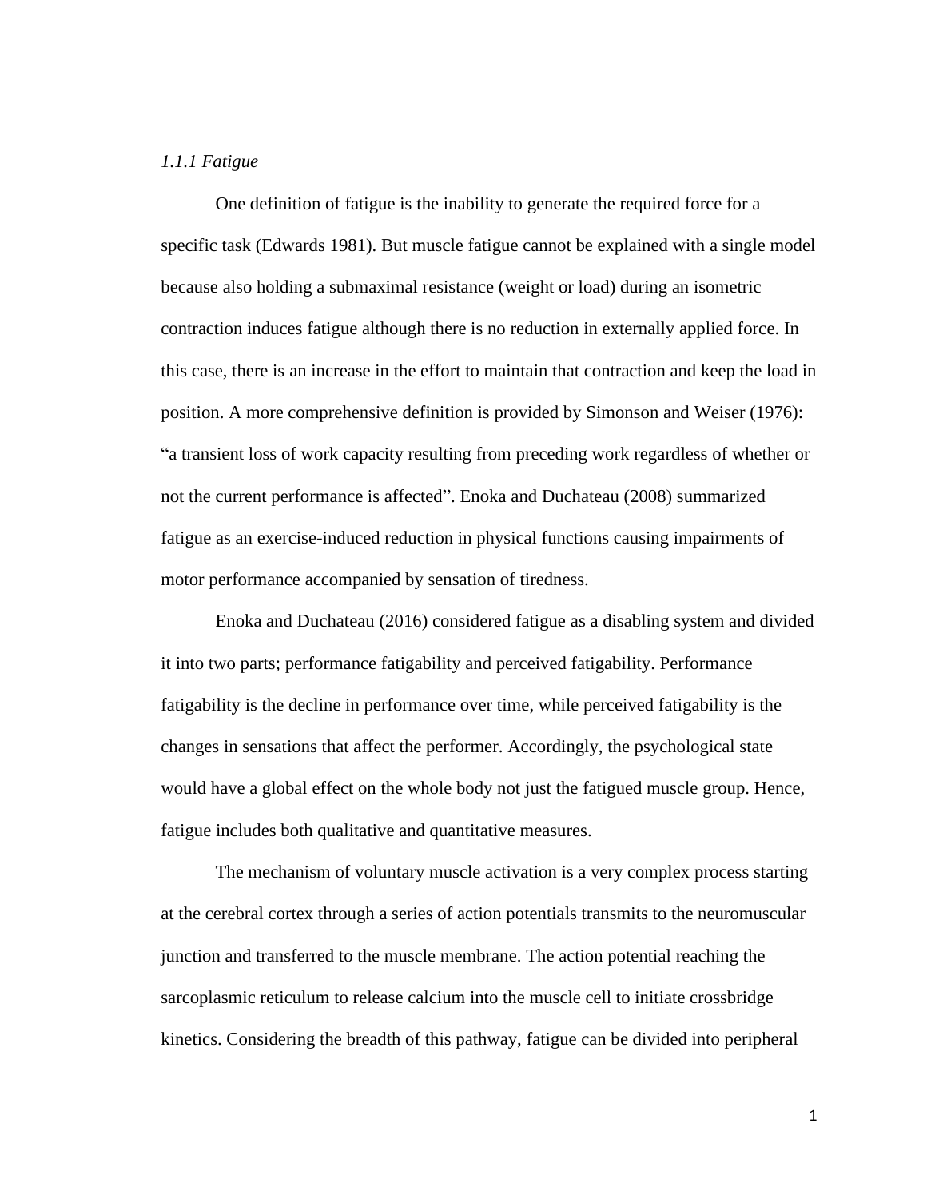### *1.1.1 Fatigue*

One definition of fatigue is the inability to generate the required force for a specific task (Edwards 1981). But muscle fatigue cannot be explained with a single model because also holding a submaximal resistance (weight or load) during an isometric contraction induces fatigue although there is no reduction in externally applied force. In this case, there is an increase in the effort to maintain that contraction and keep the load in position. A more comprehensive definition is provided by Simonson and Weiser (1976): "a transient loss of work capacity resulting from preceding work regardless of whether or not the current performance is affected". Enoka and Duchateau (2008) summarized fatigue as an exercise-induced reduction in physical functions causing impairments of motor performance accompanied by sensation of tiredness.

Enoka and Duchateau (2016) considered fatigue as a disabling system and divided it into two parts; performance fatigability and perceived fatigability. Performance fatigability is the decline in performance over time, while perceived fatigability is the changes in sensations that affect the performer. Accordingly, the psychological state would have a global effect on the whole body not just the fatigued muscle group. Hence, fatigue includes both qualitative and quantitative measures.

The mechanism of voluntary muscle activation is a very complex process starting at the cerebral cortex through a series of action potentials transmits to the neuromuscular junction and transferred to the muscle membrane. The action potential reaching the sarcoplasmic reticulum to release calcium into the muscle cell to initiate crossbridge kinetics. Considering the breadth of this pathway, fatigue can be divided into peripheral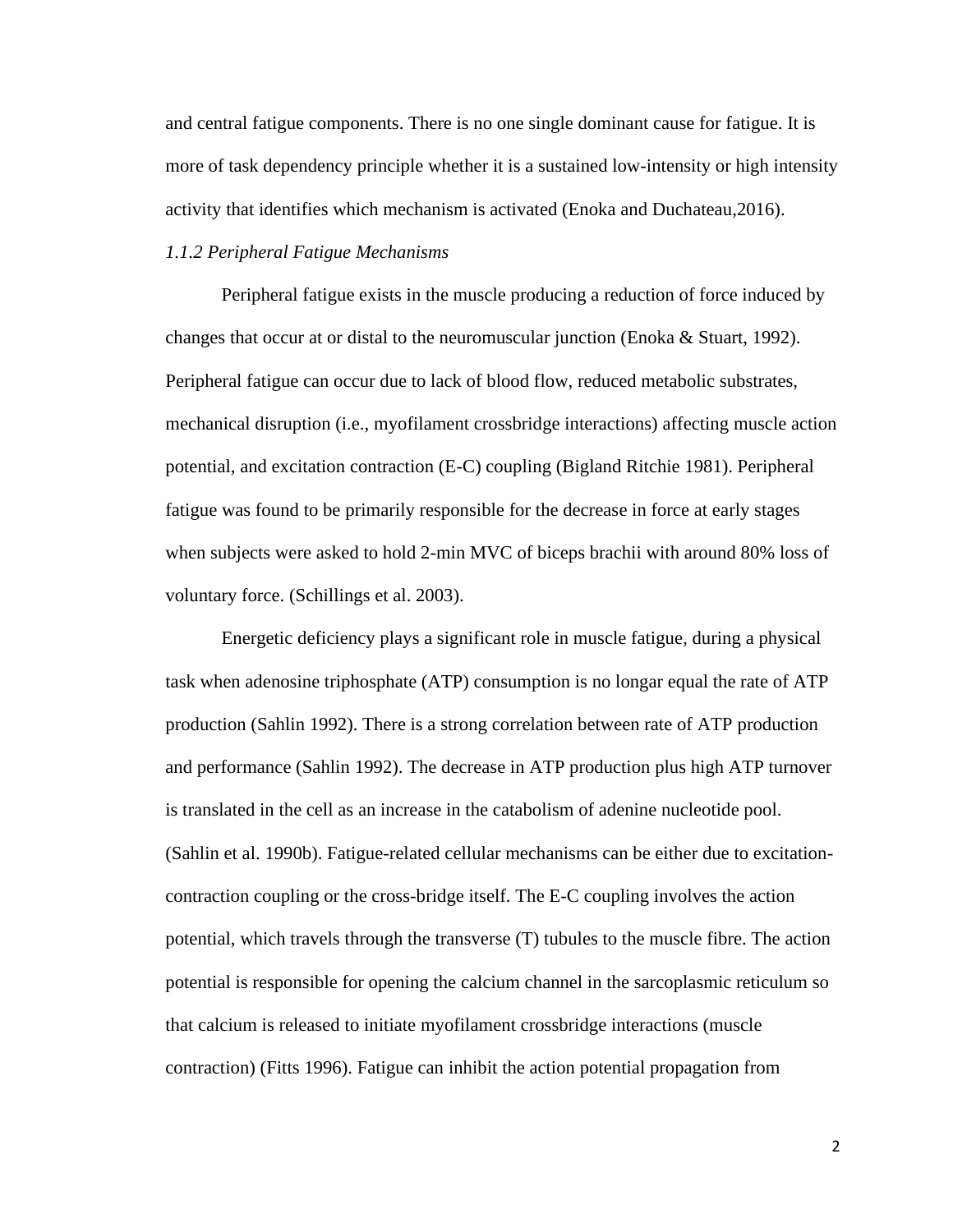and central fatigue components. There is no one single dominant cause for fatigue. It is more of task dependency principle whether it is a sustained low-intensity or high intensity activity that identifies which mechanism is activated (Enoka and Duchateau,2016).

### *1.1.2 Peripheral Fatigue Mechanisms*

Peripheral fatigue exists in the muscle producing a reduction of force induced by changes that occur at or distal to the neuromuscular junction (Enoka & Stuart, 1992). Peripheral fatigue can occur due to lack of blood flow, reduced metabolic substrates, mechanical disruption (i.e., myofilament crossbridge interactions) affecting muscle action potential, and excitation contraction (E-C) coupling (Bigland Ritchie 1981). Peripheral fatigue was found to be primarily responsible for the decrease in force at early stages when subjects were asked to hold 2-min MVC of biceps brachii with around 80% loss of voluntary force. (Schillings et al. 2003).

Energetic deficiency plays a significant role in muscle fatigue, during a physical task when adenosine triphosphate (ATP) consumption is no longar equal the rate of ATP production (Sahlin 1992). There is a strong correlation between rate of ATP production and performance (Sahlin 1992). The decrease in ATP production plus high ATP turnover is translated in the cell as an increase in the catabolism of adenine nucleotide pool. (Sahlin et al. 1990b). Fatigue-related cellular mechanisms can be either due to excitation-contraction coupling or the cross-bridge itself. The E-C coupling involves the action potential, which travels through the transverse (T) tubules to the muscle fibre. The action potential is responsible for opening the calcium channel in the sarcoplasmic reticulum so that calcium is released to initiate myofilament crossbridge interactions (muscle contraction) (Fitts 1996). Fatigue can inhibit the action potential propagation from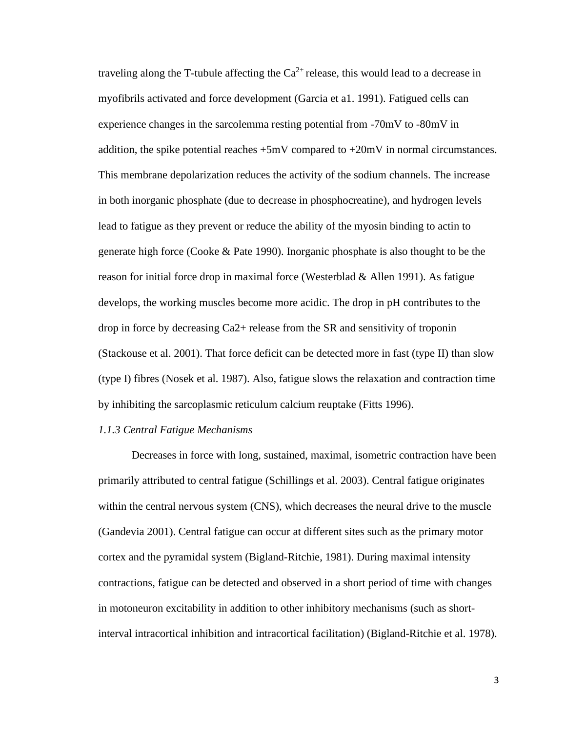traveling along the T-tubule affecting the $Ca^{2+}$ release, this would lead to a decrease in myofibrils activated and force development (Garcia et a1. 1991). Fatigued cells can experience changes in the sarcolemma resting potential from -70mV to -80mV in addition, the spike potential reaches +5mV compared to +20mV in normal circumstances. This membrane depolarization reduces the activity of the sodium channels. The increase in both inorganic phosphate (due to decrease in phosphocreatine), and hydrogen levels lead to fatigue as they prevent or reduce the ability of the myosin binding to actin to generate high force (Cooke & Pate 1990). Inorganic phosphate is also thought to be the reason for initial force drop in maximal force (Westerblad & Allen 1991). As fatigue develops, the working muscles become more acidic. The drop in pH contributes to the drop in force by decreasing Ca2+ release from the SR and sensitivity of troponin (Stackouse et al. 2001). That force deficit can be detected more in fast (type II) than slow (type I) fibres (Nosek et al. 1987). Also, fatigue slows the relaxation and contraction time by inhibiting the sarcoplasmic reticulum calcium reuptake (Fitts 1996).

### *1.1.3 Central Fatigue Mechanisms*

Decreases in force with long, sustained, maximal, isometric contraction have been primarily attributed to central fatigue (Schillings et al. 2003). Central fatigue originates within the central nervous system (CNS), which decreases the neural drive to the muscle (Gandevia 2001). Central fatigue can occur at different sites such as the primary motor cortex and the pyramidal system (Bigland-Ritchie, 1981). During maximal intensity contractions, fatigue can be detected and observed in a short period of time with changes in motoneuron excitability in addition to other inhibitory mechanisms (such as short-interval intracortical inhibition and intracortical facilitation) (Bigland-Ritchie et al. 1978).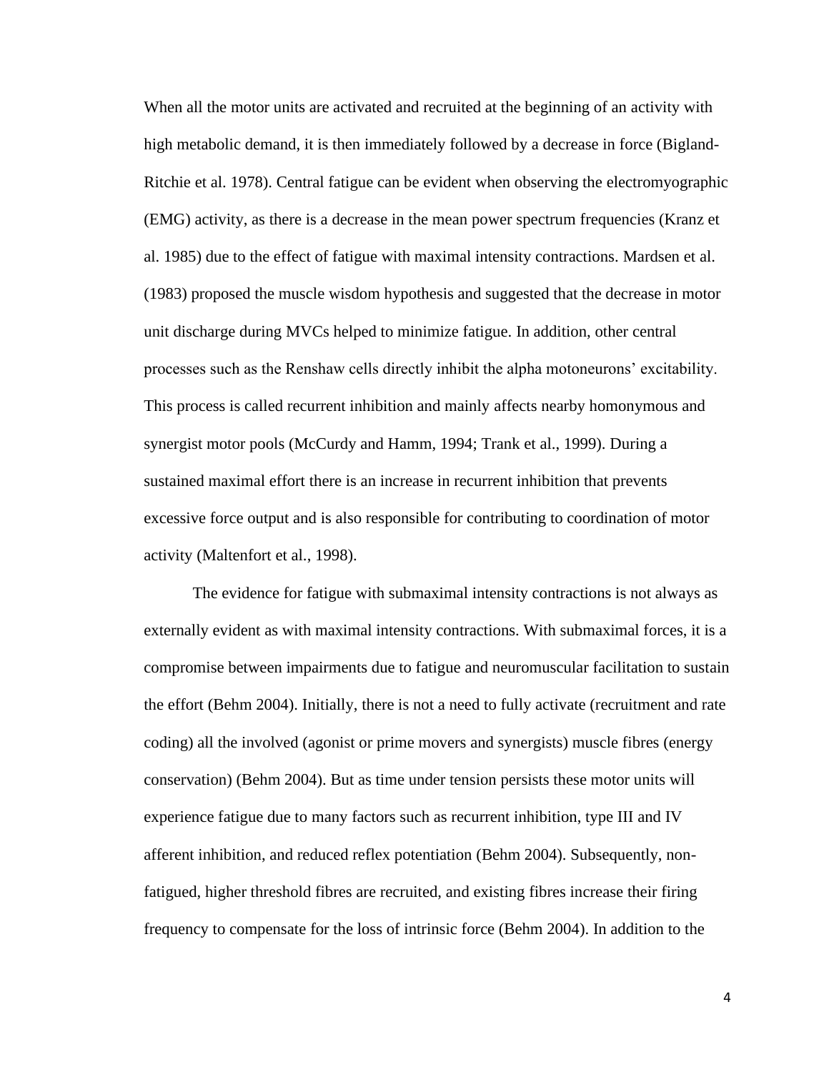When all the motor units are activated and recruited at the beginning of an activity with high metabolic demand, it is then immediately followed by a decrease in force (Bigland-Ritchie et al. 1978). Central fatigue can be evident when observing the electromyographic (EMG) activity, as there is a decrease in the mean power spectrum frequencies (Kranz et al. 1985) due to the effect of fatigue with maximal intensity contractions. Mardsen et al. (1983) proposed the muscle wisdom hypothesis and suggested that the decrease in motor unit discharge during MVCs helped to minimize fatigue. In addition, other central processes such as the Renshaw cells directly inhibit the alpha motoneurons' excitability. This process is called recurrent inhibition and mainly affects nearby homonymous and synergist motor pools (McCurdy and Hamm, 1994; Trank et al., 1999). During a sustained maximal effort there is an increase in recurrent inhibition that prevents excessive force output and is also responsible for contributing to coordination of motor activity (Maltenfort et al., 1998).

The evidence for fatigue with submaximal intensity contractions is not always as externally evident as with maximal intensity contractions. With submaximal forces, it is a compromise between impairments due to fatigue and neuromuscular facilitation to sustain the effort (Behm 2004). Initially, there is not a need to fully activate (recruitment and rate coding) all the involved (agonist or prime movers and synergists) muscle fibres (energy conservation) (Behm 2004). But as time under tension persists these motor units will experience fatigue due to many factors such as recurrent inhibition, type III and IV afferent inhibition, and reduced reflex potentiation (Behm 2004). Subsequently, non-fatigued, higher threshold fibres are recruited, and existing fibres increase their firing frequency to compensate for the loss of intrinsic force (Behm 2004). In addition to the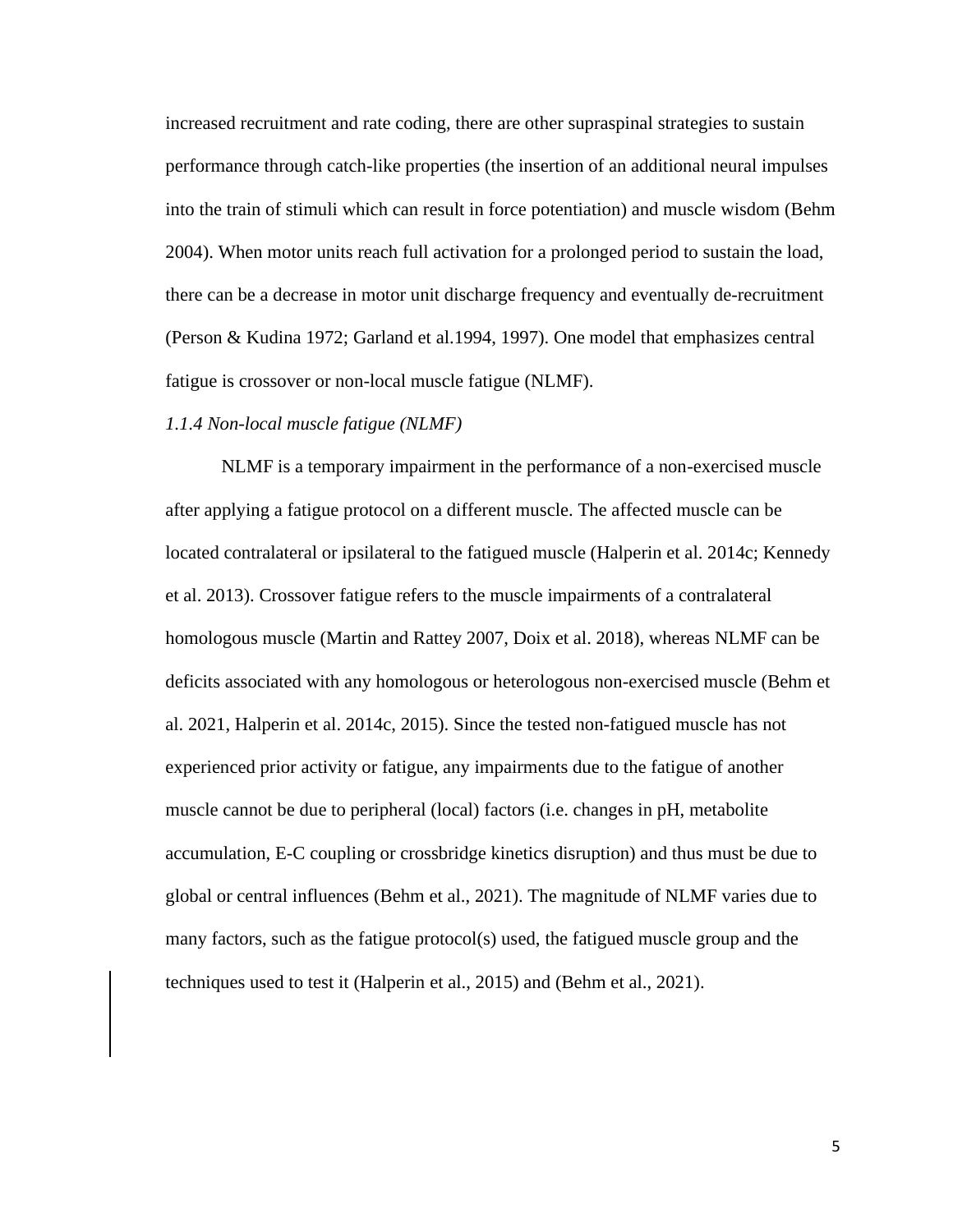increased recruitment and rate coding, there are other supraspinal strategies to sustain performance through catch-like properties (the insertion of an additional neural impulses into the train of stimuli which can result in force potentiation) and muscle wisdom (Behm 2004). When motor units reach full activation for a prolonged period to sustain the load, there can be a decrease in motor unit discharge frequency and eventually de-recruitment (Person & Kudina 1972; Garland et al.1994, 1997). One model that emphasizes central fatigue is crossover or non-local muscle fatigue (NLMF).

*1.1.4 Non-local muscle fatigue (NLMF)*

NLMF is a temporary impairment in the performance of a non-exercised muscle after applying a fatigue protocol on a different muscle. The affected muscle can be located contralateral or ipsilateral to the fatigued muscle (Halperin et al. 2014c; Kennedy et al. 2013). Crossover fatigue refers to the muscle impairments of a contralateral homologous muscle (Martin and Rattey 2007, Doix et al. 2018), whereas NLMF can be deficits associated with any homologous or heterologous non-exercised muscle (Behm et al. 2021, Halperin et al. 2014c, 2015). Since the tested non-fatigued muscle has not experienced prior activity or fatigue, any impairments due to the fatigue of another muscle cannot be due to peripheral (local) factors (i.e. changes in pH, metabolite accumulation, E-C coupling or crossbridge kinetics disruption) and thus must be due to global or central influences (Behm et al., 2021). The magnitude of NLMF varies due to many factors, such as the fatigue protocol(s) used, the fatigued muscle group and the techniques used to test it (Halperin et al., 2015) and (Behm et al., 2021).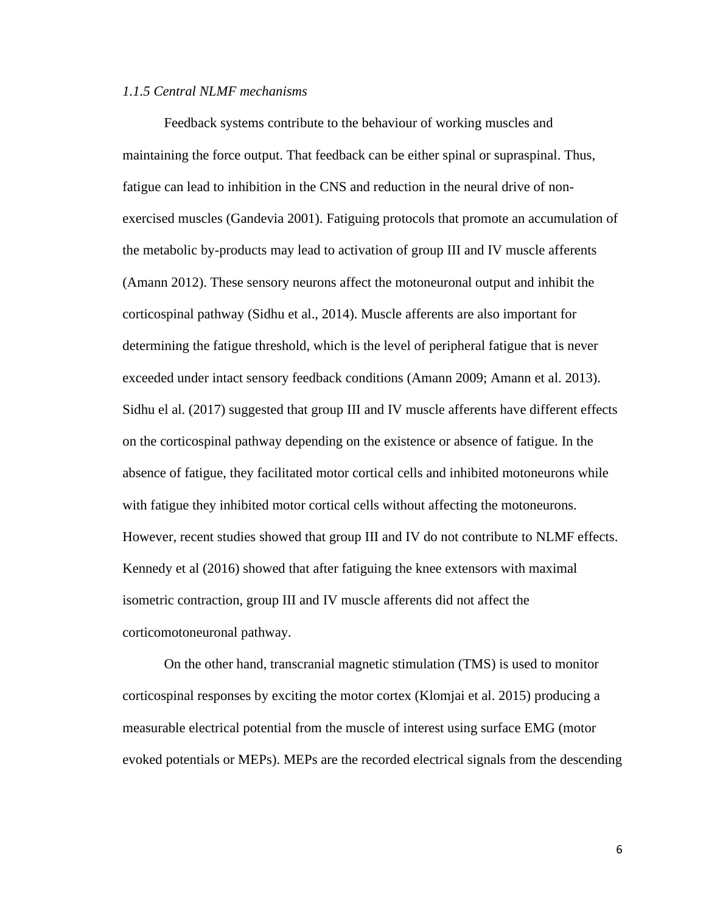*1.1.5 Central NLMF mechanisms*

Feedback systems contribute to the behaviour of working muscles and maintaining the force output. That feedback can be either spinal or supraspinal. Thus, fatigue can lead to inhibition in the CNS and reduction in the neural drive of non-exercised muscles (Gandevia 2001). Fatiguing protocols that promote an accumulation of the metabolic by-products may lead to activation of group III and IV muscle afferents (Amann 2012). These sensory neurons affect the motoneuronal output and inhibit the corticospinal pathway (Sidhu et al., 2014). Muscle afferents are also important for determining the fatigue threshold, which is the level of peripheral fatigue that is never exceeded under intact sensory feedback conditions (Amann 2009; Amann et al. 2013). Sidhu el al. (2017) suggested that group III and IV muscle afferents have different effects on the corticospinal pathway depending on the existence or absence of fatigue. In the absence of fatigue, they facilitated motor cortical cells and inhibited motoneurons while with fatigue they inhibited motor cortical cells without affecting the motoneurons. However, recent studies showed that group III and IV do not contribute to NLMF effects. Kennedy et al (2016) showed that after fatiguing the knee extensors with maximal isometric contraction, group III and IV muscle afferents did not affect the corticomotoneuronal pathway.

On the other hand, transcranial magnetic stimulation (TMS) is used to monitor corticospinal responses by exciting the motor cortex (Klomjai et al. 2015) producing a measurable electrical potential from the muscle of interest using surface EMG (motor evoked potentials or MEPs). MEPs are the recorded electrical signals from the descending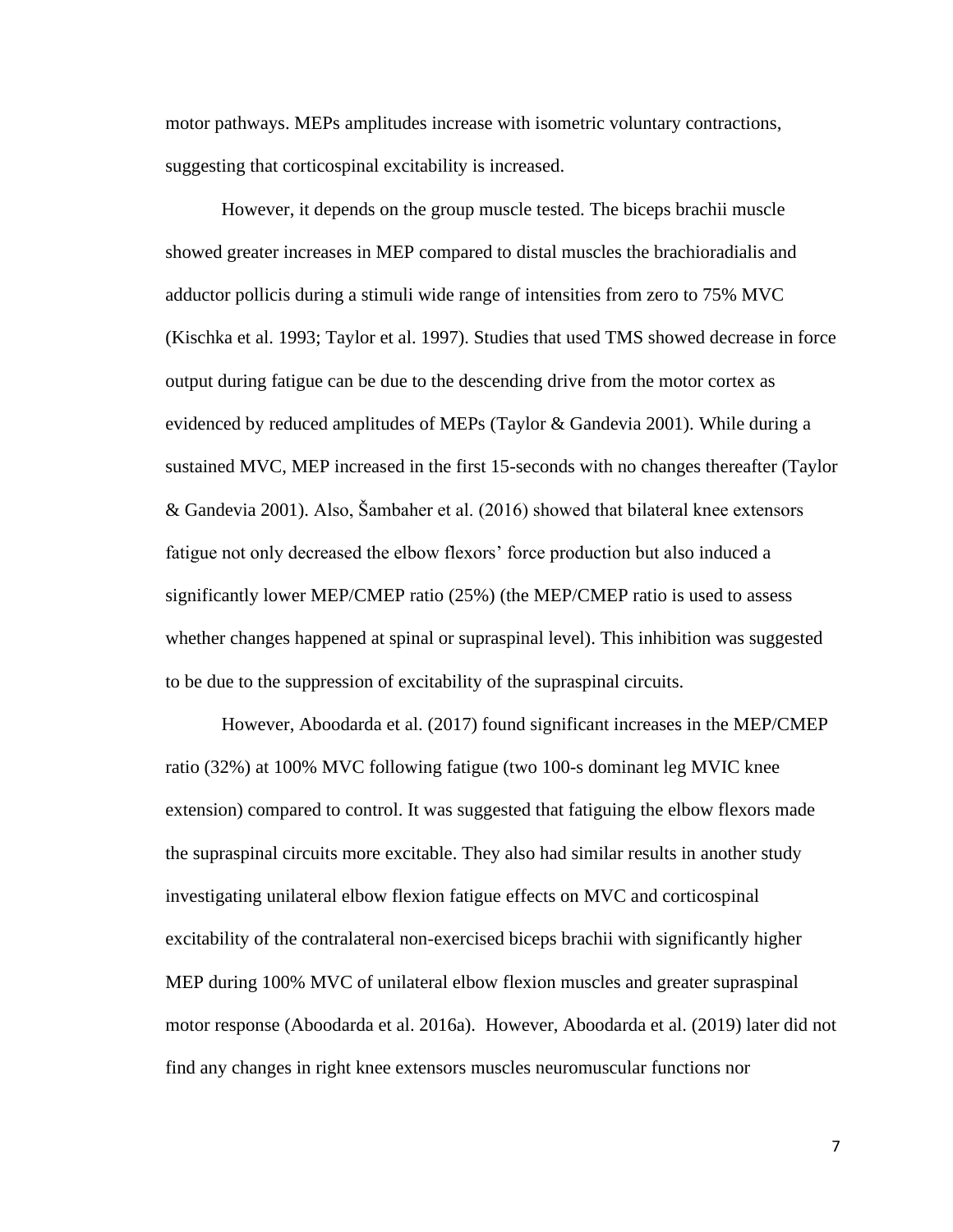motor pathways. MEPs amplitudes increase with isometric voluntary contractions, suggesting that corticospinal excitability is increased.

However, it depends on the group muscle tested. The biceps brachii muscle showed greater increases in MEP compared to distal muscles the brachioradialis and adductor pollicis during a stimuli wide range of intensities from zero to 75% MVC (Kischka et al. 1993; Taylor et al. 1997). Studies that used TMS showed decrease in force output during fatigue can be due to the descending drive from the motor cortex as evidenced by reduced amplitudes of MEPs (Taylor & Gandevia 2001). While during a sustained MVC, MEP increased in the first 15-seconds with no changes thereafter (Taylor & Gandevia 2001). Also, Šambaher et al. (2016) showed that bilateral knee extensors fatigue not only decreased the elbow flexors' force production but also induced a significantly lower MEP/CMEP ratio (25%) (the MEP/CMEP ratio is used to assess whether changes happened at spinal or supraspinal level). This inhibition was suggested to be due to the suppression of excitability of the supraspinal circuits.

However, Aboodarda et al. (2017) found significant increases in the MEP/CMEP ratio (32%) at 100% MVC following fatigue (two 100-s dominant leg MVIC knee extension) compared to control. It was suggested that fatiguing the elbow flexors made the supraspinal circuits more excitable. They also had similar results in another study investigating unilateral elbow flexion fatigue effects on MVC and corticospinal excitability of the contralateral non-exercised biceps brachii with significantly higher MEP during 100% MVC of unilateral elbow flexion muscles and greater supraspinal motor response (Aboodarda et al. 2016a). However, Aboodarda et al. (2019) later did not find any changes in right knee extensors muscles neuromuscular functions nor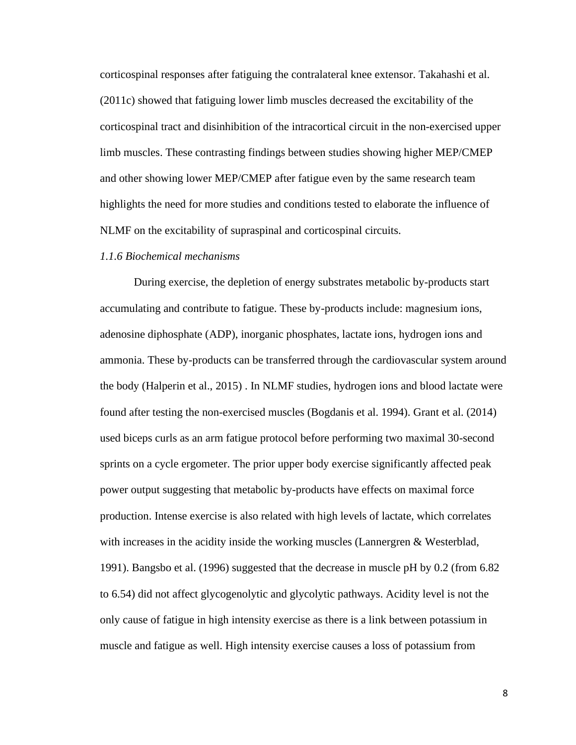corticospinal responses after fatiguing the contralateral knee extensor. Takahashi et al. (2011c) showed that fatiguing lower limb muscles decreased the excitability of the corticospinal tract and disinhibition of the intracortical circuit in the non-exercised upper limb muscles. These contrasting findings between studies showing higher MEP/CMEP and other showing lower MEP/CMEP after fatigue even by the same research team highlights the need for more studies and conditions tested to elaborate the influence of NLMF on the excitability of supraspinal and corticospinal circuits.

### *1.1.6 Biochemical mechanisms*

During exercise, the depletion of energy substrates metabolic by-products start accumulating and contribute to fatigue. These by-products include: magnesium ions, adenosine diphosphate (ADP), inorganic phosphates, lactate ions, hydrogen ions and ammonia. These by-products can be transferred through the cardiovascular system around the body (Halperin et al., 2015) . In NLMF studies, hydrogen ions and blood lactate were found after testing the non-exercised muscles (Bogdanis et al. 1994). Grant et al. (2014) used biceps curls as an arm fatigue protocol before performing two maximal 30-second sprints on a cycle ergometer. The prior upper body exercise significantly affected peak power output suggesting that metabolic by-products have effects on maximal force production. Intense exercise is also related with high levels of lactate, which correlates with increases in the acidity inside the working muscles (Lannergren & Westerblad, 1991). Bangsbo et al. (1996) suggested that the decrease in muscle pH by 0.2 (from 6.82 to 6.54) did not affect glycogenolytic and glycolytic pathways. Acidity level is not the only cause of fatigue in high intensity exercise as there is a link between potassium in muscle and fatigue as well. High intensity exercise causes a loss of potassium from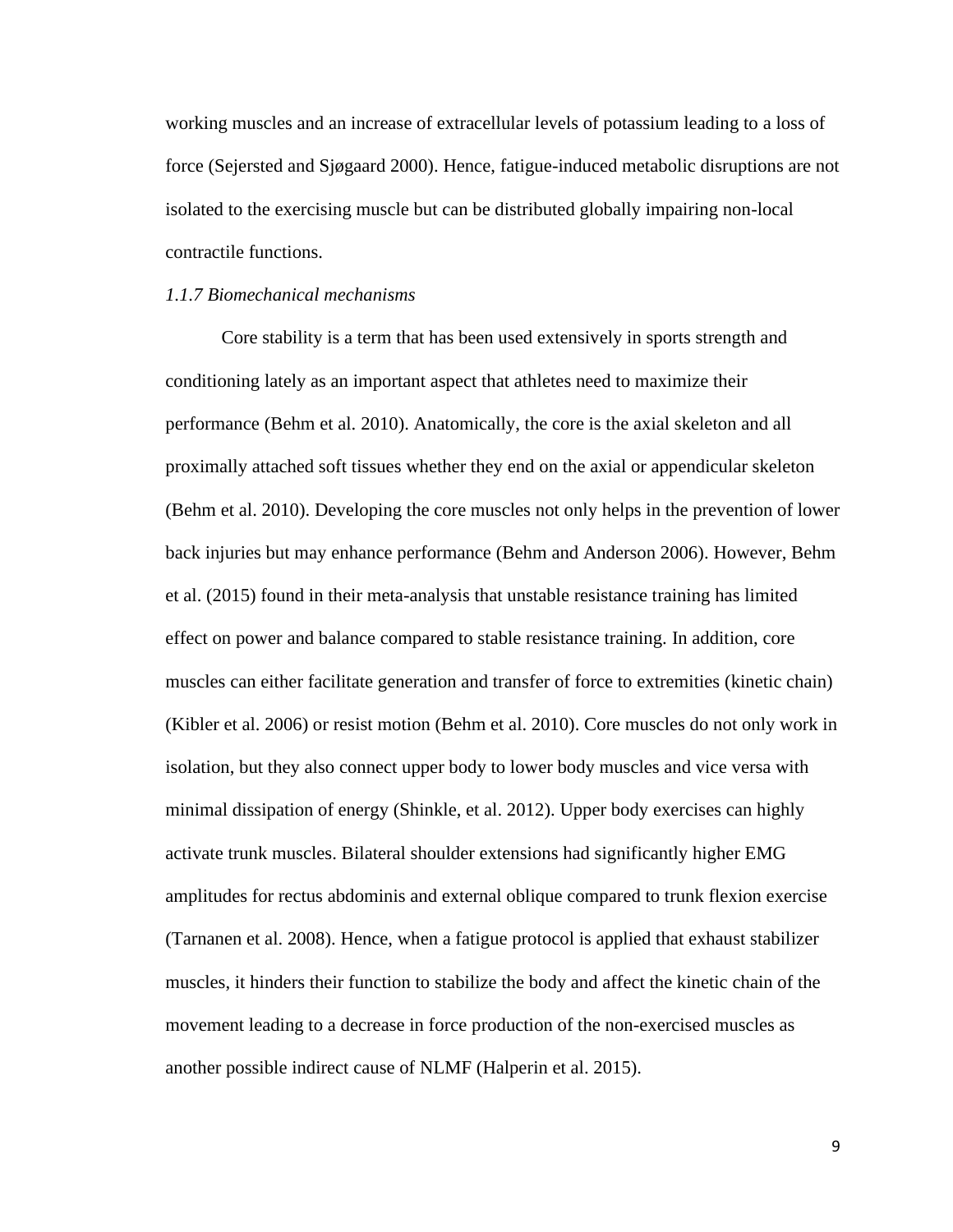working muscles and an increase of extracellular levels of potassium leading to a loss of force (Sejersted and Sjøgaard 2000). Hence, fatigue-induced metabolic disruptions are not isolated to the exercising muscle but can be distributed globally impairing non-local contractile functions.

### *1.1.7 Biomechanical mechanisms*

Core stability is a term that has been used extensively in sports strength and conditioning lately as an important aspect that athletes need to maximize their performance (Behm et al. 2010). Anatomically, the core is the axial skeleton and all proximally attached soft tissues whether they end on the axial or appendicular skeleton (Behm et al. 2010). Developing the core muscles not only helps in the prevention of lower back injuries but may enhance performance (Behm and Anderson 2006). However, Behm et al. (2015) found in their meta-analysis that unstable resistance training has limited effect on power and balance compared to stable resistance training. In addition, core muscles can either facilitate generation and transfer of force to extremities (kinetic chain) (Kibler et al. 2006) or resist motion (Behm et al. 2010). Core muscles do not only work in isolation, but they also connect upper body to lower body muscles and vice versa with minimal dissipation of energy (Shinkle, et al. 2012). Upper body exercises can highly activate trunk muscles. Bilateral shoulder extensions had significantly higher EMG amplitudes for rectus abdominis and external oblique compared to trunk flexion exercise (Tarnanen et al. 2008). Hence, when a fatigue protocol is applied that exhaust stabilizer muscles, it hinders their function to stabilize the body and affect the kinetic chain of the movement leading to a decrease in force production of the non-exercised muscles as another possible indirect cause of NLMF (Halperin et al. 2015).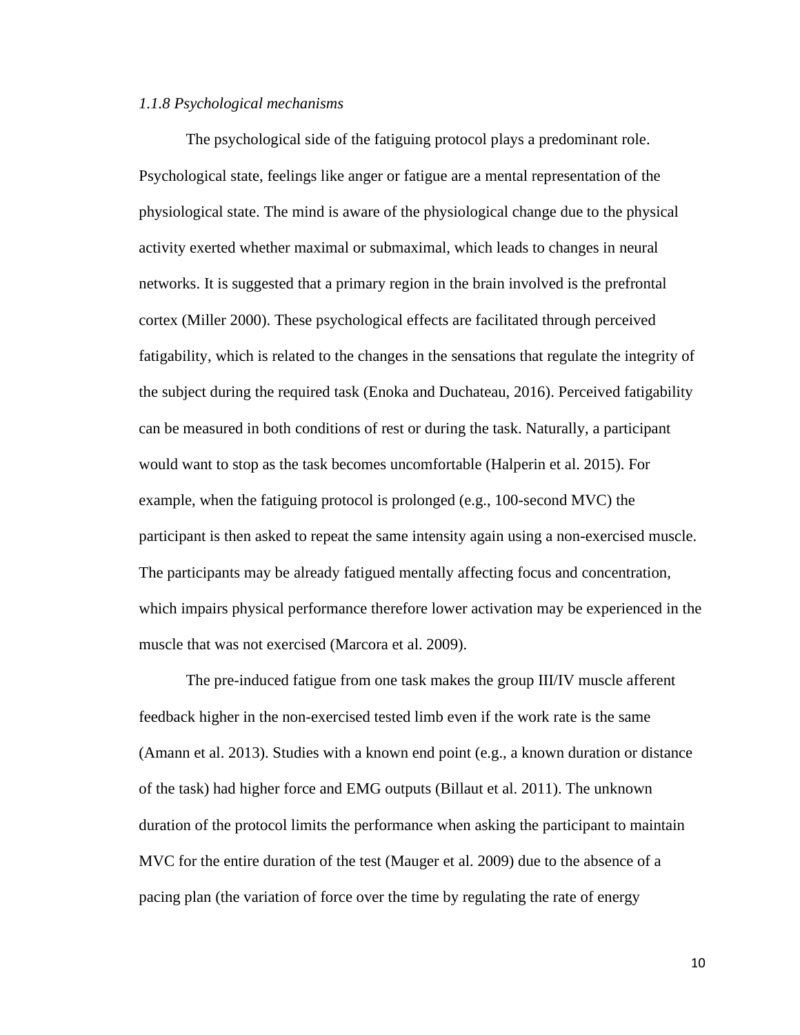### *1.1.8 Psychological mechanisms*

The psychological side of the fatiguing protocol plays a predominant role. Psychological state, feelings like anger or fatigue are a mental representation of the physiological state. The mind is aware of the physiological change due to the physical activity exerted whether maximal or submaximal, which leads to changes in neural networks. It is suggested that a primary region in the brain involved is the prefrontal cortex (Miller 2000). These psychological effects are facilitated through perceived fatigability, which is related to the changes in the sensations that regulate the integrity of the subject during the required task (Enoka and Duchateau, 2016). Perceived fatigability can be measured in both conditions of rest or during the task. Naturally, a participant would want to stop as the task becomes uncomfortable (Halperin et al. 2015). For example, when the fatiguing protocol is prolonged (e.g., 100-second MVC) the participant is then asked to repeat the same intensity again using a non-exercised muscle. The participants may be already fatigued mentally affecting focus and concentration, which impairs physical performance therefore lower activation may be experienced in the muscle that was not exercised (Marcora et al. 2009).

The pre-induced fatigue from one task makes the group III/IV muscle afferent feedback higher in the non-exercised tested limb even if the work rate is the same (Amann et al. 2013). Studies with a known end point (e.g., a known duration or distance of the task) had higher force and EMG outputs (Billaut et al. 2011). The unknown duration of the protocol limits the performance when asking the participant to maintain MVC for the entire duration of the test (Mauger et al. 2009) due to the absence of a pacing plan (the variation of force over the time by regulating the rate of energy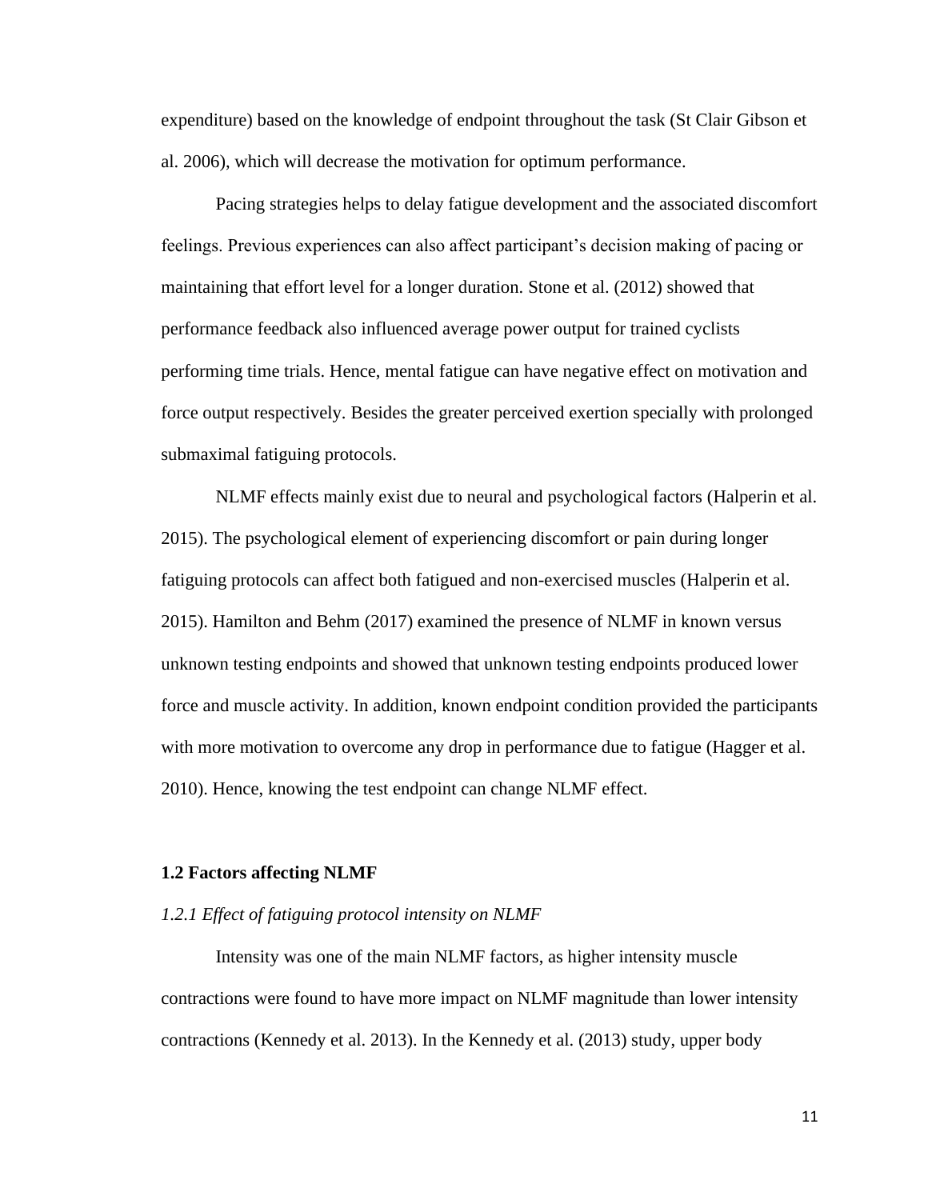expenditure) based on the knowledge of endpoint throughout the task (St Clair Gibson et al. 2006), which will decrease the motivation for optimum performance.

Pacing strategies helps to delay fatigue development and the associated discomfort feelings. Previous experiences can also affect participant's decision making of pacing or maintaining that effort level for a longer duration. Stone et al. (2012) showed that performance feedback also influenced average power output for trained cyclists performing time trials. Hence, mental fatigue can have negative effect on motivation and force output respectively. Besides the greater perceived exertion specially with prolonged submaximal fatiguing protocols.

NLMF effects mainly exist due to neural and psychological factors (Halperin et al. 2015). The psychological element of experiencing discomfort or pain during longer fatiguing protocols can affect both fatigued and non-exercised muscles (Halperin et al. 2015). Hamilton and Behm (2017) examined the presence of NLMF in known versus unknown testing endpoints and showed that unknown testing endpoints produced lower force and muscle activity. In addition, known endpoint condition provided the participants with more motivation to overcome any drop in performance due to fatigue (Hagger et al. 2010). Hence, knowing the test endpoint can change NLMF effect.

### 1.2 Factors affecting NLMF

#### *1.2.1 Effect of fatiguing protocol intensity on NLMF*

Intensity was one of the main NLMF factors, as higher intensity muscle contractions were found to have more impact on NLMF magnitude than lower intensity contractions (Kennedy et al. 2013). In the Kennedy et al. (2013) study, upper body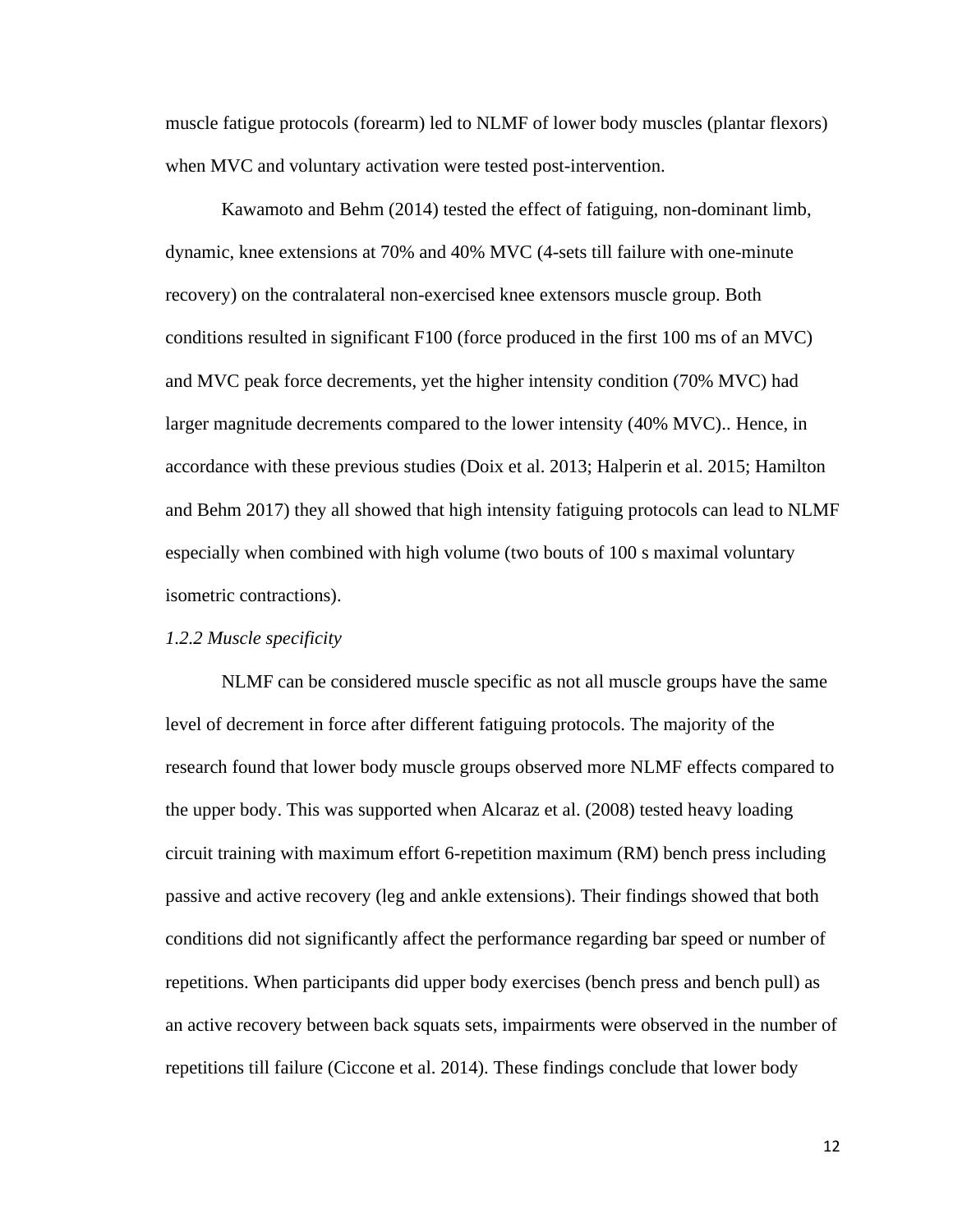muscle fatigue protocols (forearm) led to NLMF of lower body muscles (plantar flexors) when MVC and voluntary activation were tested post-intervention.

Kawamoto and Behm (2014) tested the effect of fatiguing, non-dominant limb, dynamic, knee extensions at 70% and 40% MVC (4-sets till failure with one-minute recovery) on the contralateral non-exercised knee extensors muscle group. Both conditions resulted in significant F100 (force produced in the first 100 ms of an MVC) and MVC peak force decrements, yet the higher intensity condition (70% MVC) had larger magnitude decrements compared to the lower intensity (40% MVC).. Hence, in accordance with these previous studies (Doix et al. 2013; Halperin et al. 2015; Hamilton and Behm 2017) they all showed that high intensity fatiguing protocols can lead to NLMF especially when combined with high volume (two bouts of 100 s maximal voluntary isometric contractions).

*1.2.2 Muscle specificity*

NLMF can be considered muscle specific as not all muscle groups have the same level of decrement in force after different fatiguing protocols. The majority of the research found that lower body muscle groups observed more NLMF effects compared to the upper body. This was supported when Alcaraz et al. (2008) tested heavy loading circuit training with maximum effort 6-repetition maximum (RM) bench press including passive and active recovery (leg and ankle extensions). Their findings showed that both conditions did not significantly affect the performance regarding bar speed or number of repetitions. When participants did upper body exercises (bench press and bench pull) as an active recovery between back squats sets, impairments were observed in the number of repetitions till failure (Ciccone et al. 2014). These findings conclude that lower body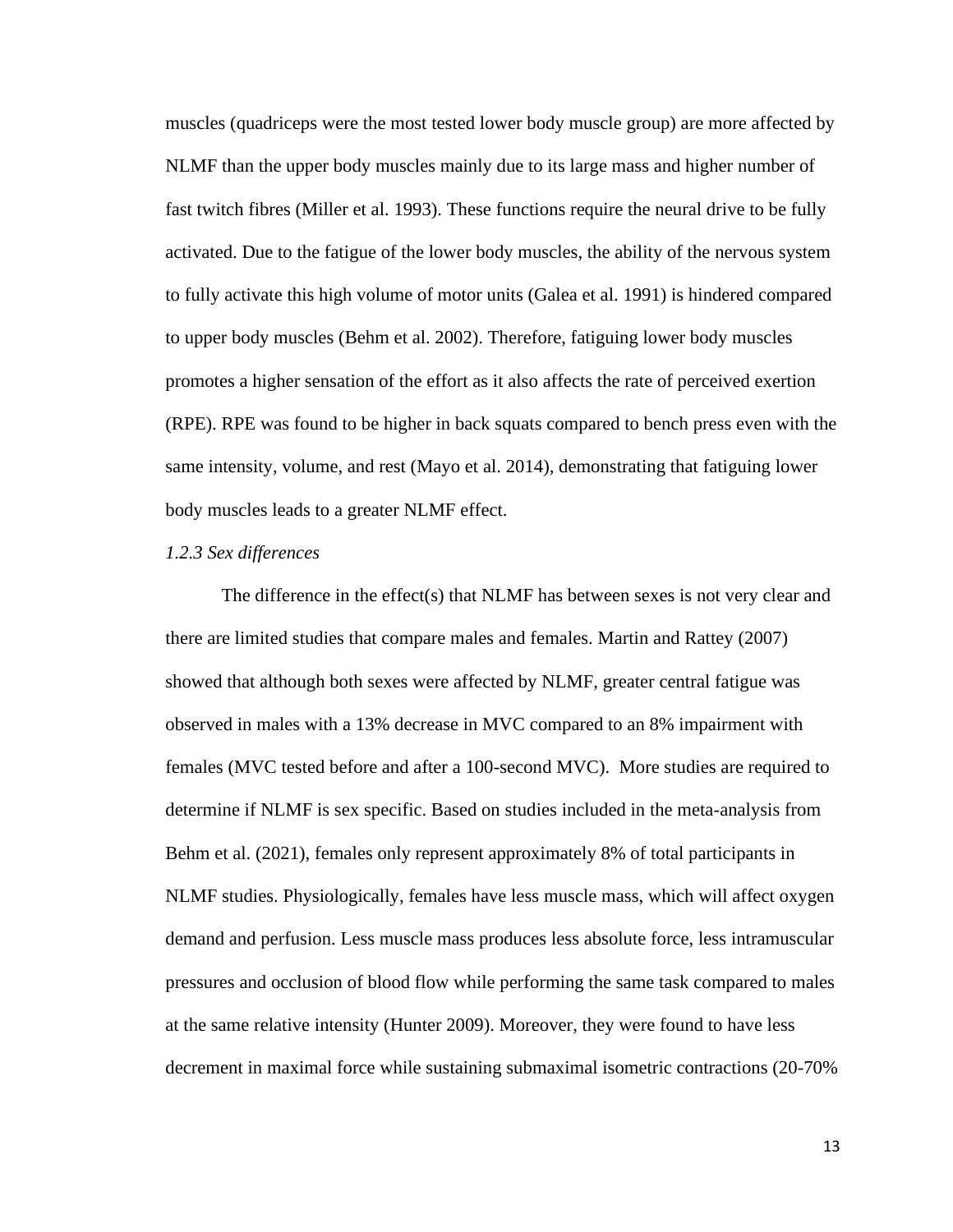muscles (quadriceps were the most tested lower body muscle group) are more affected by NLMF than the upper body muscles mainly due to its large mass and higher number of fast twitch fibres (Miller et al. 1993). These functions require the neural drive to be fully activated. Due to the fatigue of the lower body muscles, the ability of the nervous system to fully activate this high volume of motor units (Galea et al. 1991) is hindered compared to upper body muscles (Behm et al. 2002). Therefore, fatiguing lower body muscles promotes a higher sensation of the effort as it also affects the rate of perceived exertion (RPE). RPE was found to be higher in back squats compared to bench press even with the same intensity, volume, and rest (Mayo et al. 2014), demonstrating that fatiguing lower body muscles leads to a greater NLMF effect.

### *1.2.3 Sex differences*

The difference in the effect(s) that NLMF has between sexes is not very clear and there are limited studies that compare males and females. Martin and Rattey (2007) showed that although both sexes were affected by NLMF, greater central fatigue was observed in males with a 13% decrease in MVC compared to an 8% impairment with females (MVC tested before and after a 100-second MVC). More studies are required to determine if NLMF is sex specific. Based on studies included in the meta-analysis from Behm et al. (2021), females only represent approximately 8% of total participants in NLMF studies. Physiologically, females have less muscle mass, which will affect oxygen demand and perfusion. Less muscle mass produces less absolute force, less intramuscular pressures and occlusion of blood flow while performing the same task compared to males at the same relative intensity (Hunter 2009). Moreover, they were found to have less decrement in maximal force while sustaining submaximal isometric contractions (20-70%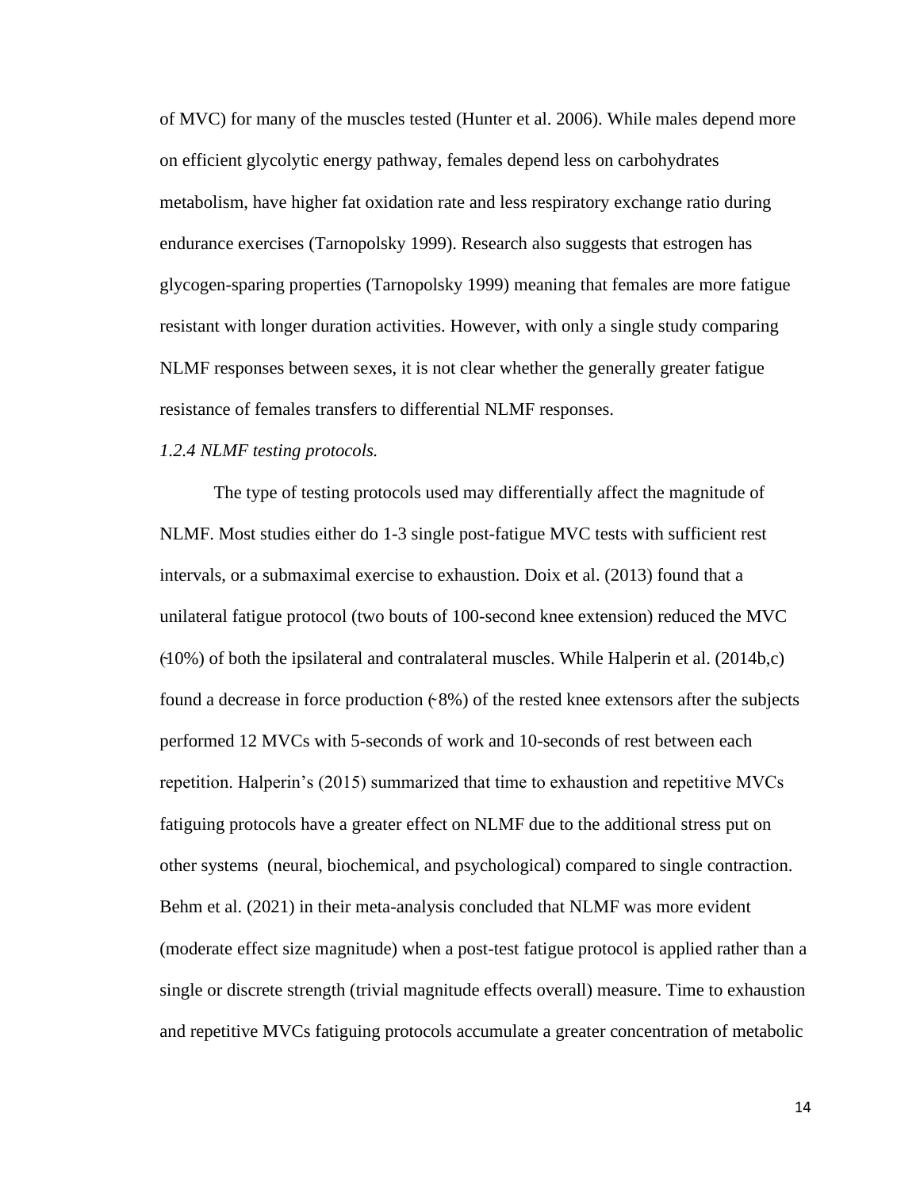of MVC) for many of the muscles tested (Hunter et al. 2006). While males depend more on efficient glycolytic energy pathway, females depend less on carbohydrates metabolism, have higher fat oxidation rate and less respiratory exchange ratio during endurance exercises (Tarnopolsky 1999). Research also suggests that estrogen has glycogen-sparing properties (Tarnopolsky 1999) meaning that females are more fatigue resistant with longer duration activities. However, with only a single study comparing NLMF responses between sexes, it is not clear whether the generally greater fatigue resistance of females transfers to differential NLMF responses.

*1.2.4 NLMF testing protocols.*

The type of testing protocols used may differentially affect the magnitude of NLMF. Most studies either do 1-3 single post-fatigue MVC tests with sufficient rest intervals, or a submaximal exercise to exhaustion. Doix et al. (2013) found that a unilateral fatigue protocol (two bouts of 100-second knee extension) reduced the MVC (~10%) of both the ipsilateral and contralateral muscles. While Halperin et al. (2014b,c) found a decrease in force production (~8%) of the rested knee extensors after the subjects performed 12 MVCs with 5-seconds of work and 10-seconds of rest between each repetition. Halperin's (2015) summarized that time to exhaustion and repetitive MVCs fatiguing protocols have a greater effect on NLMF due to the additional stress put on other systems (neural, biochemical, and psychological) compared to single contraction. Behm et al. (2021) in their meta-analysis concluded that NLMF was more evident (moderate effect size magnitude) when a post-test fatigue protocol is applied rather than a single or discrete strength (trivial magnitude effects overall) measure. Time to exhaustion and repetitive MVCs fatiguing protocols accumulate a greater concentration of metabolic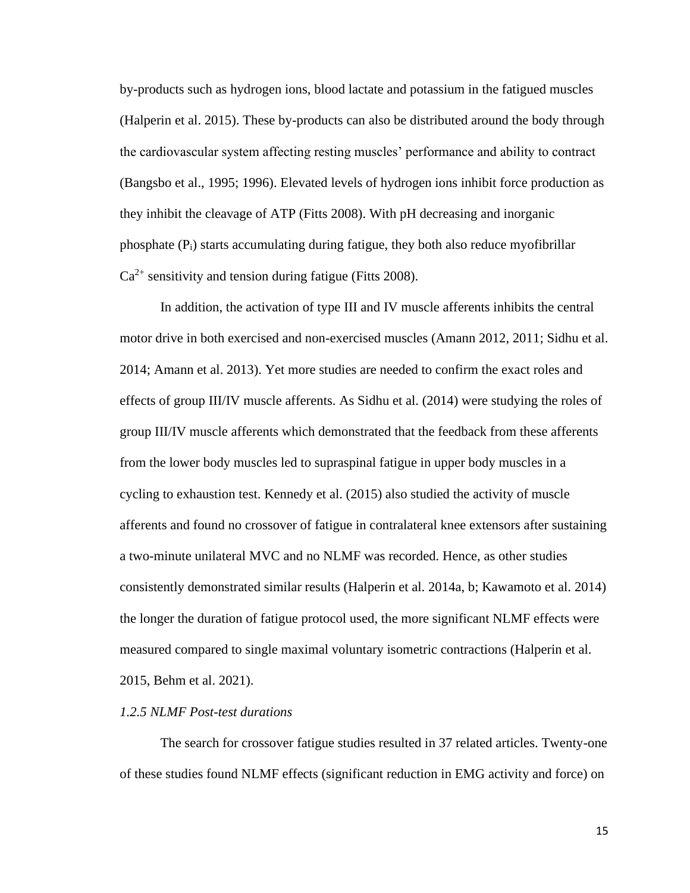by-products such as hydrogen ions, blood lactate and potassium in the fatigued muscles (Halperin et al. 2015). These by-products can also be distributed around the body through the cardiovascular system affecting resting muscles' performance and ability to contract (Bangsbo et al., 1995; 1996). Elevated levels of hydrogen ions inhibit force production as they inhibit the cleavage of ATP (Fitts 2008). With pH decreasing and inorganic phosphate ($P_i$) starts accumulating during fatigue, they both also reduce myofibrillar $Ca^{2+}$ sensitivity and tension during fatigue (Fitts 2008).

In addition, the activation of type III and IV muscle afferents inhibits the central motor drive in both exercised and non-exercised muscles (Amann 2012, 2011; Sidhu et al. 2014; Amann et al. 2013). Yet more studies are needed to confirm the exact roles and effects of group III/IV muscle afferents. As Sidhu et al. (2014) were studying the roles of group III/IV muscle afferents which demonstrated that the feedback from these afferents from the lower body muscles led to supraspinal fatigue in upper body muscles in a cycling to exhaustion test. Kennedy et al. (2015) also studied the activity of muscle afferents and found no crossover of fatigue in contralateral knee extensors after sustaining a two-minute unilateral MVC and no NLMF was recorded. Hence, as other studies consistently demonstrated similar results (Halperin et al. 2014a, b; Kawamoto et al. 2014) the longer the duration of fatigue protocol used, the more significant NLMF effects were measured compared to single maximal voluntary isometric contractions (Halperin et al. 2015, Behm et al. 2021).

*1.2.5 NLMF Post-test durations*

The search for crossover fatigue studies resulted in 37 related articles. Twenty-one of these studies found NLMF effects (significant reduction in EMG activity and force) on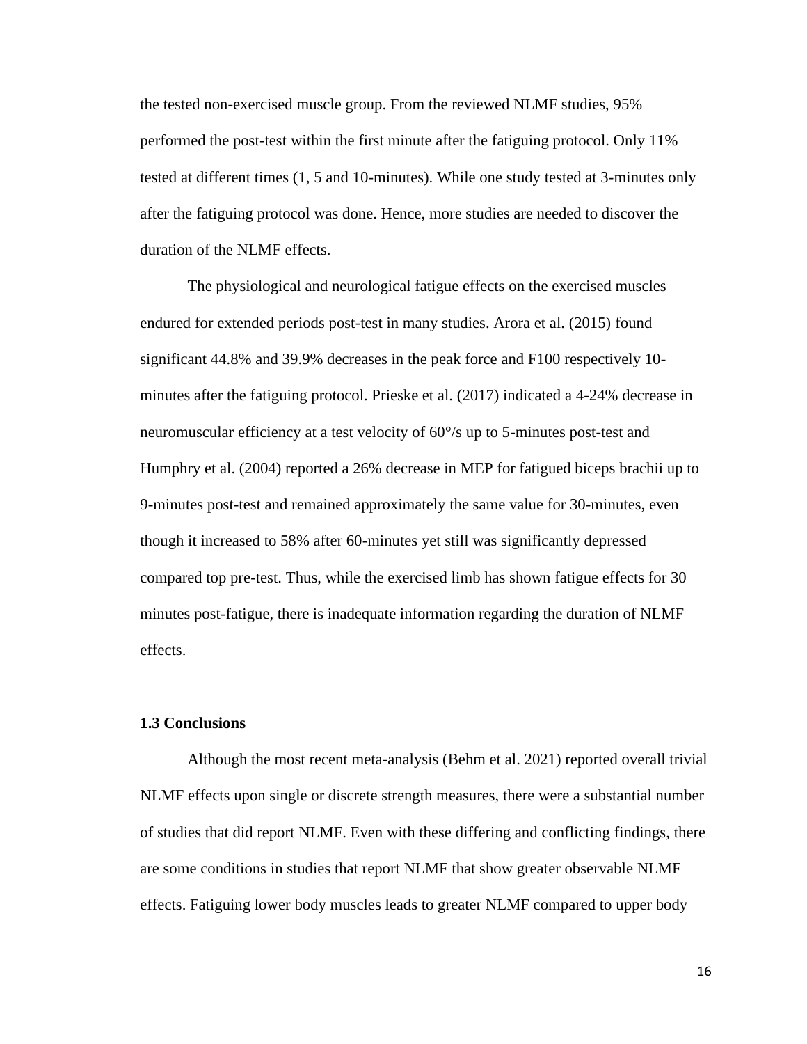the tested non-exercised muscle group. From the reviewed NLMF studies, 95% performed the post-test within the first minute after the fatiguing protocol. Only 11% tested at different times (1, 5 and 10-minutes). While one study tested at 3-minutes only after the fatiguing protocol was done. Hence, more studies are needed to discover the duration of the NLMF effects.

The physiological and neurological fatigue effects on the exercised muscles endured for extended periods post-test in many studies. Arora et al. (2015) found significant 44.8% and 39.9% decreases in the peak force and F100 respectively 10-minutes after the fatiguing protocol. Prieske et al. (2017) indicated a 4-24% decrease in neuromuscular efficiency at a test velocity of 60°/s up to 5-minutes post-test and Humphry et al. (2004) reported a 26% decrease in MEP for fatigued biceps brachii up to 9-minutes post-test and remained approximately the same value for 30-minutes, even though it increased to 58% after 60-minutes yet still was significantly depressed compared top pre-test. Thus, while the exercised limb has shown fatigue effects for 30 minutes post-fatigue, there is inadequate information regarding the duration of NLMF effects.

### 1.3 Conclusions

Although the most recent meta-analysis (Behm et al. 2021) reported overall trivial NLMF effects upon single or discrete strength measures, there were a substantial number of studies that did report NLMF. Even with these differing and conflicting findings, there are some conditions in studies that report NLMF that show greater observable NLMF effects. Fatiguing lower body muscles leads to greater NLMF compared to upper body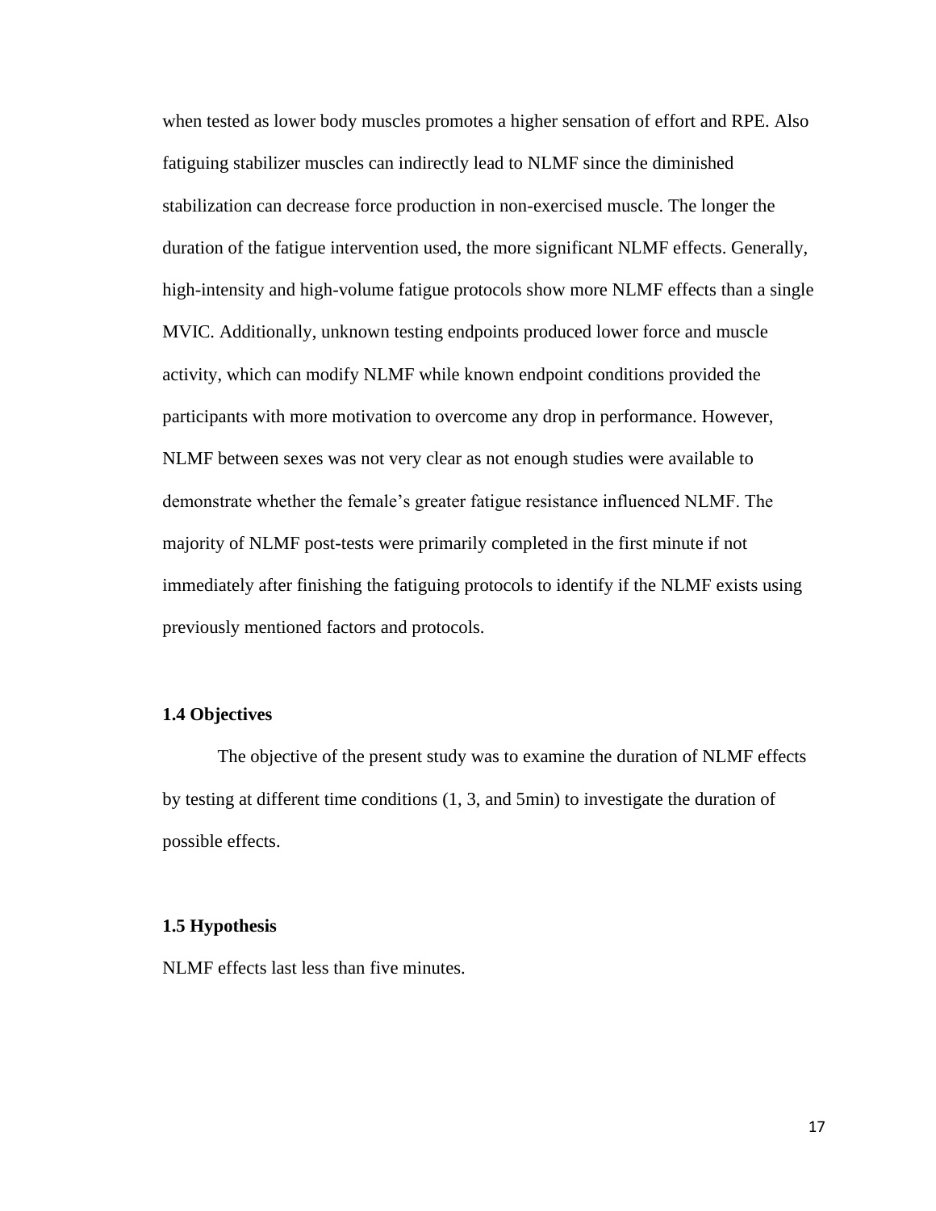when tested as lower body muscles promotes a higher sensation of effort and RPE. Also fatiguing stabilizer muscles can indirectly lead to NLMF since the diminished stabilization can decrease force production in non-exercised muscle. The longer the duration of the fatigue intervention used, the more significant NLMF effects. Generally, high-intensity and high-volume fatigue protocols show more NLMF effects than a single MVIC. Additionally, unknown testing endpoints produced lower force and muscle activity, which can modify NLMF while known endpoint conditions provided the participants with more motivation to overcome any drop in performance. However, NLMF between sexes was not very clear as not enough studies were available to demonstrate whether the female's greater fatigue resistance influenced NLMF. The majority of NLMF post-tests were primarily completed in the first minute if not immediately after finishing the fatiguing protocols to identify if the NLMF exists using previously mentioned factors and protocols.

### 1.4 Objectives

The objective of the present study was to examine the duration of NLMF effects by testing at different time conditions (1, 3, and 5min) to investigate the duration of possible effects.

### 1.5 Hypothesis

NLMF effects last less than five minutes.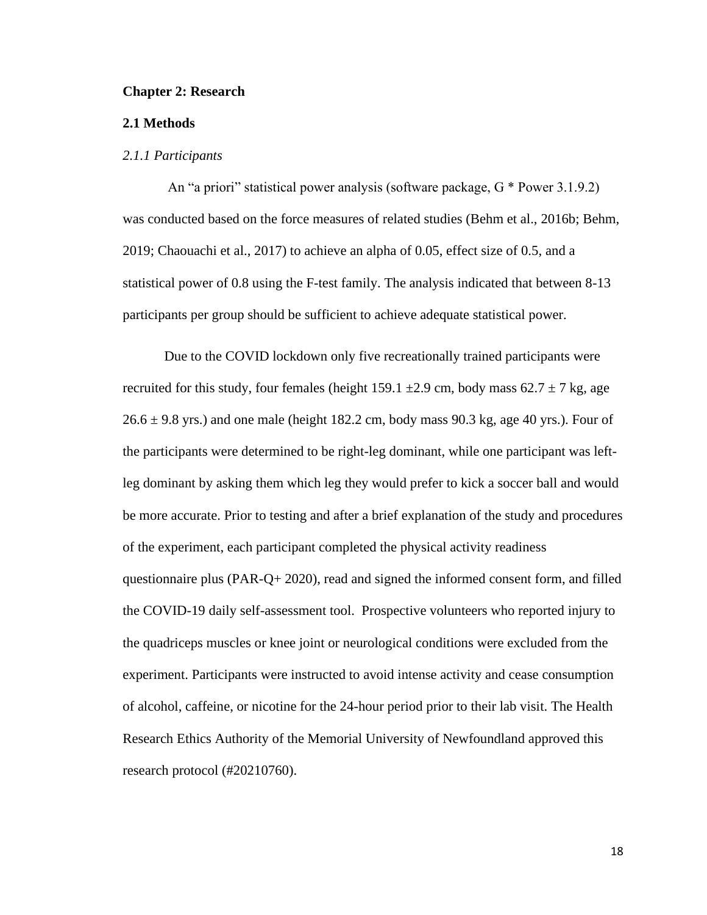# Chapter 2: Research

## 2.1 Methods

### *2.1.1 Participants*

An "a priori" statistical power analysis (software package, G * Power 3.1.9.2) was conducted based on the force measures of related studies (Behm et al., 2016b; Behm, 2019; Chaouachi et al., 2017) to achieve an alpha of 0.05, effect size of 0.5, and a statistical power of 0.8 using the F-test family. The analysis indicated that between 8-13 participants per group should be sufficient to achieve adequate statistical power.

Due to the COVID lockdown only five recreationally trained participants were recruited for this study, four females (height 159.1 ±2.9 cm, body mass 62.7 ± 7 kg, age 26.6 ± 9.8 yrs.) and one male (height 182.2 cm, body mass 90.3 kg, age 40 yrs.). Four of the participants were determined to be right-leg dominant, while one participant was left-leg dominant by asking them which leg they would prefer to kick a soccer ball and would be more accurate. Prior to testing and after a brief explanation of the study and procedures of the experiment, each participant completed the physical activity readiness questionnaire plus (PAR-Q+ 2020), read and signed the informed consent form, and filled the COVID-19 daily self-assessment tool. Prospective volunteers who reported injury to the quadriceps muscles or knee joint or neurological conditions were excluded from the experiment. Participants were instructed to avoid intense activity and cease consumption of alcohol, caffeine, or nicotine for the 24-hour period prior to their lab visit. The Health Research Ethics Authority of the Memorial University of Newfoundland approved this research protocol (#20210760).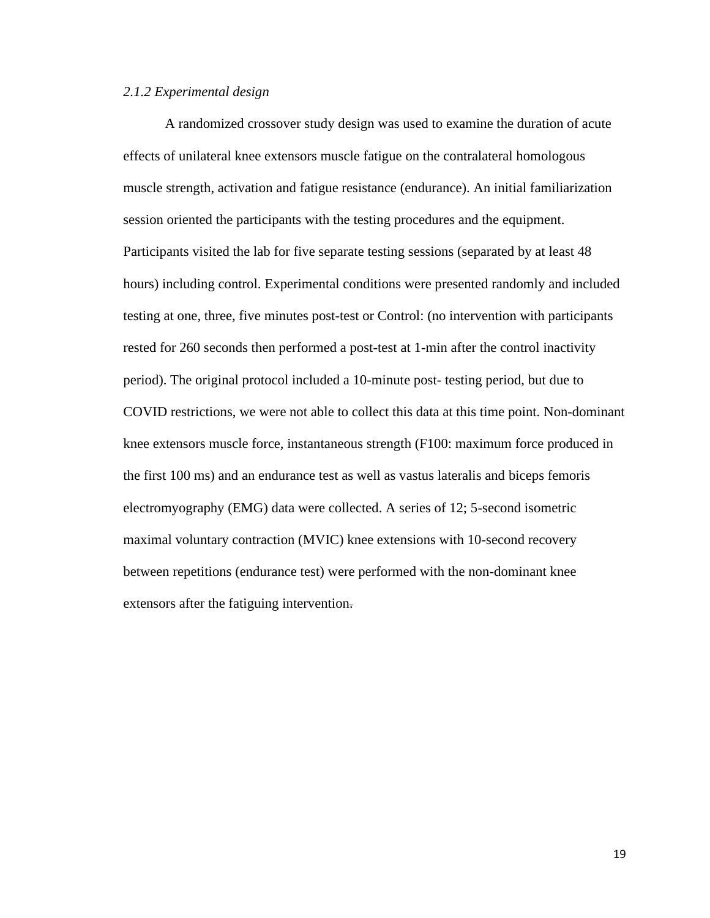*2.1.2 Experimental design*

A randomized crossover study design was used to examine the duration of acute effects of unilateral knee extensors muscle fatigue on the contralateral homologous muscle strength, activation and fatigue resistance (endurance). An initial familiarization session oriented the participants with the testing procedures and the equipment. Participants visited the lab for five separate testing sessions (separated by at least 48 hours) including control. Experimental conditions were presented randomly and included testing at one, three, five minutes post-test or Control: (no intervention with participants rested for 260 seconds then performed a post-test at 1-min after the control inactivity period). The original protocol included a 10-minute post- testing period, but due to COVID restrictions, we were not able to collect this data at this time point. Non-dominant knee extensors muscle force, instantaneous strength (F100: maximum force produced in the first 100 ms) and an endurance test as well as vastus lateralis and biceps femoris electromyography (EMG) data were collected. A series of 12; 5-second isometric maximal voluntary contraction (MVIC) knee extensions with 10-second recovery between repetitions (endurance test) were performed with the non-dominant knee extensors after the fatiguing intervention.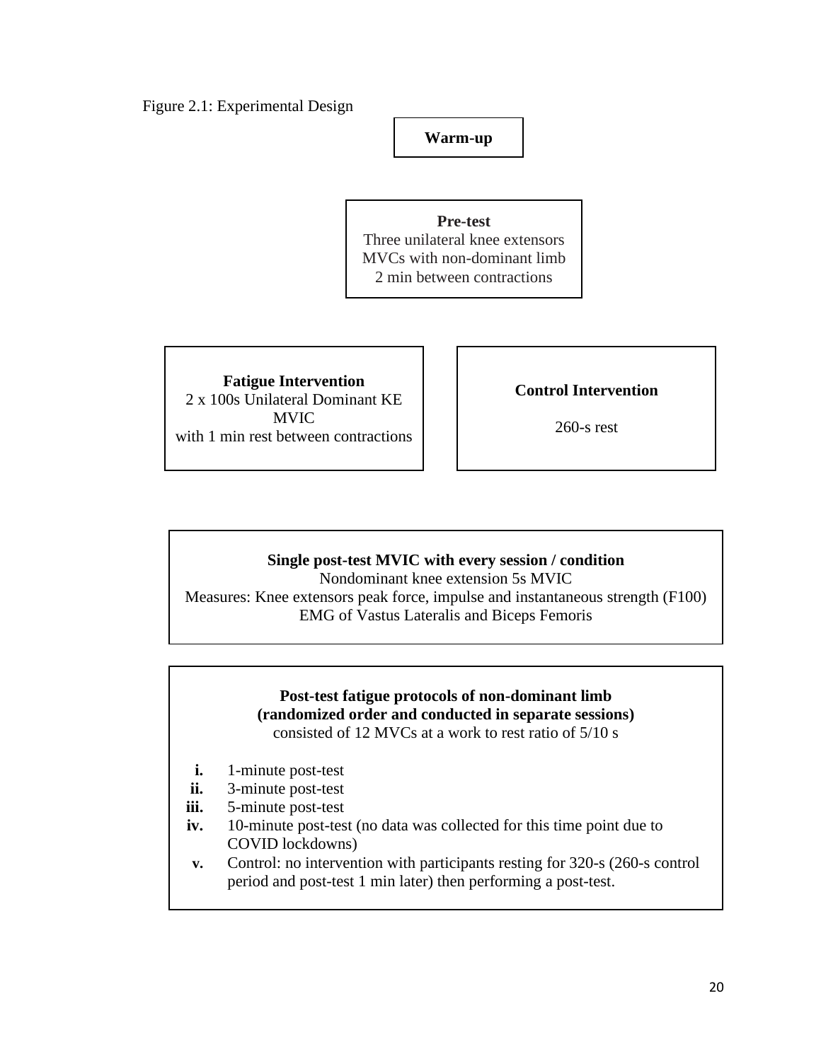Figure 2.1: Experimental Design

**Warm-up**

**Pre-test**
Three unilateral knee extensors MVCs with non-dominant limb
2 min between contractions

**Fatigue Intervention**
2 x 100s Unilateral Dominant KE MVIC
with 1 min rest between contractions

**Control Intervention**

260-s rest

**Single post-test MVIC with every session / condition**
Nondominant knee extension 5s MVIC
Measures: Knee extensors peak force, impulse and instantaneous strength (F100)
EMG of Vastus Lateralis and Biceps Femoris

**Post-test fatigue protocols of non-dominant limb**
**(randomized order and conducted in separate sessions)**
consisted of 12 MVCs at a work to rest ratio of 5/10 s

- **i.** 1-minute post-test
- **ii.** 3-minute post-test
- **iii.** 5-minute post-test
- **iv.** 10-minute post-test (no data was collected for this time point due to COVID lockdowns)
- **v.** Control: no intervention with participants resting for 320-s (260-s control period and post-test 1 min later) then performing a post-test.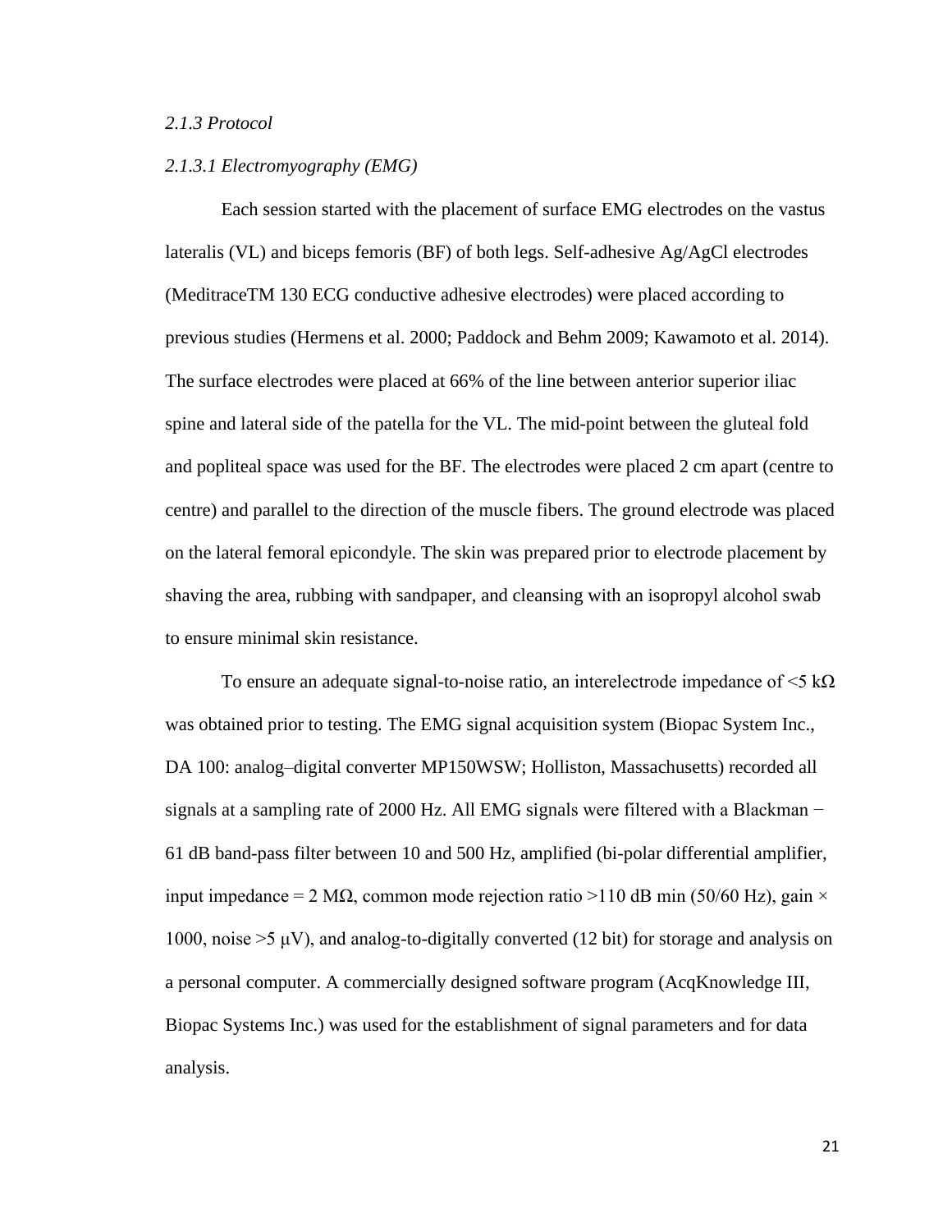### *2.1.3 Protocol*

#### *2.1.3.1 Electromyography (EMG)*

Each session started with the placement of surface EMG electrodes on the vastus lateralis (VL) and biceps femoris (BF) of both legs. Self-adhesive Ag/AgCl electrodes (MeditraceTM 130 ECG conductive adhesive electrodes) were placed according to previous studies (Hermens et al. 2000; Paddock and Behm 2009; Kawamoto et al. 2014). The surface electrodes were placed at 66% of the line between anterior superior iliac spine and lateral side of the patella for the VL. The mid-point between the gluteal fold and popliteal space was used for the BF. The electrodes were placed 2 cm apart (centre to centre) and parallel to the direction of the muscle fibers. The ground electrode was placed on the lateral femoral epicondyle. The skin was prepared prior to electrode placement by shaving the area, rubbing with sandpaper, and cleansing with an isopropyl alcohol swab to ensure minimal skin resistance.

To ensure an adequate signal-to-noise ratio, an interelectrode impedance of <5 kΩ was obtained prior to testing. The EMG signal acquisition system (Biopac System Inc., DA 100: analog–digital converter MP150WSW; Holliston, Massachusetts) recorded all signals at a sampling rate of 2000 Hz. All EMG signals were filtered with a Blackman −61 dB band-pass filter between 10 and 500 Hz, amplified (bi-polar differential amplifier, input impedance = 2 MΩ, common mode rejection ratio >110 dB min (50/60 Hz), gain × 1000, noise >5 μV), and analog-to-digitally converted (12 bit) for storage and analysis on a personal computer. A commercially designed software program (AcqKnowledge III, Biopac Systems Inc.) was used for the establishment of signal parameters and for data analysis.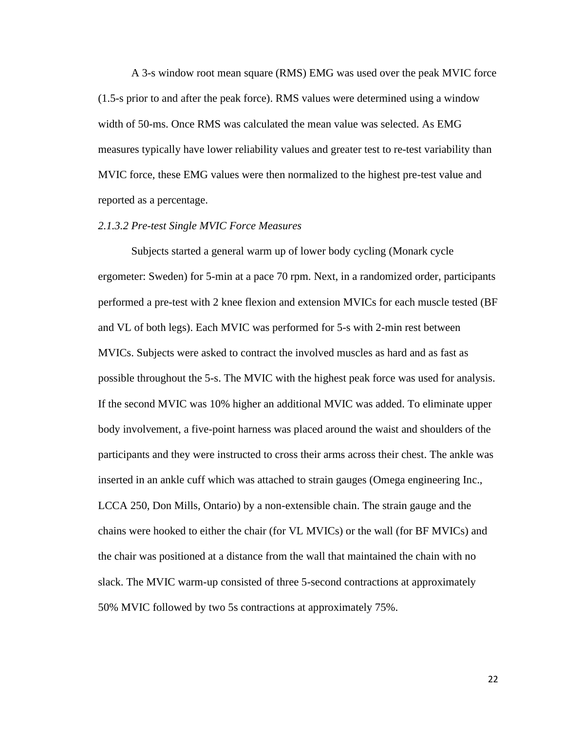A 3-s window root mean square (RMS) EMG was used over the peak MVIC force (1.5-s prior to and after the peak force). RMS values were determined using a window width of 50-ms. Once RMS was calculated the mean value was selected. As EMG measures typically have lower reliability values and greater test to re-test variability than MVIC force, these EMG values were then normalized to the highest pre-test value and reported as a percentage.

*2.1.3.2 Pre-test Single MVIC Force Measures*

Subjects started a general warm up of lower body cycling (Monark cycle ergometer: Sweden) for 5-min at a pace 70 rpm. Next, in a randomized order, participants performed a pre-test with 2 knee flexion and extension MVICs for each muscle tested (BF and VL of both legs). Each MVIC was performed for 5-s with 2-min rest between MVICs. Subjects were asked to contract the involved muscles as hard and as fast as possible throughout the 5-s. The MVIC with the highest peak force was used for analysis. If the second MVIC was 10% higher an additional MVIC was added. To eliminate upper body involvement, a five-point harness was placed around the waist and shoulders of the participants and they were instructed to cross their arms across their chest. The ankle was inserted in an ankle cuff which was attached to strain gauges (Omega engineering Inc., LCCA 250, Don Mills, Ontario) by a non-extensible chain. The strain gauge and the chains were hooked to either the chair (for VL MVICs) or the wall (for BF MVICs) and the chair was positioned at a distance from the wall that maintained the chain with no slack. The MVIC warm-up consisted of three 5-second contractions at approximately 50% MVIC followed by two 5s contractions at approximately 75%.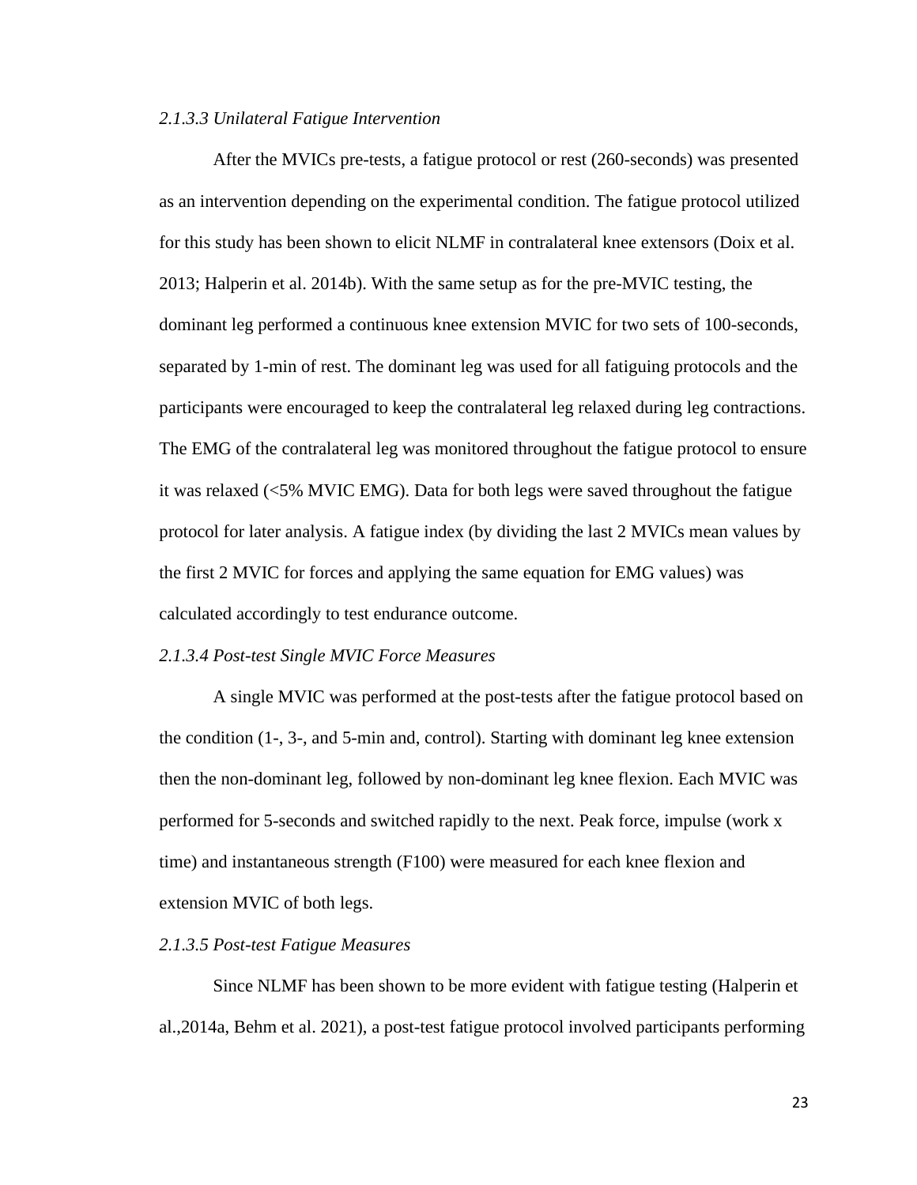*2.1.3.3 Unilateral Fatigue Intervention*

After the MVICs pre-tests, a fatigue protocol or rest (260-seconds) was presented as an intervention depending on the experimental condition. The fatigue protocol utilized for this study has been shown to elicit NLMF in contralateral knee extensors (Doix et al. 2013; Halperin et al. 2014b). With the same setup as for the pre-MVIC testing, the dominant leg performed a continuous knee extension MVIC for two sets of 100-seconds, separated by 1-min of rest. The dominant leg was used for all fatiguing protocols and the participants were encouraged to keep the contralateral leg relaxed during leg contractions. The EMG of the contralateral leg was monitored throughout the fatigue protocol to ensure it was relaxed (<5% MVIC EMG). Data for both legs were saved throughout the fatigue protocol for later analysis. A fatigue index (by dividing the last 2 MVICs mean values by the first 2 MVIC for forces and applying the same equation for EMG values) was calculated accordingly to test endurance outcome.

*2.1.3.4 Post-test Single MVIC Force Measures*

A single MVIC was performed at the post-tests after the fatigue protocol based on the condition (1-, 3-, and 5-min and, control). Starting with dominant leg knee extension then the non-dominant leg, followed by non-dominant leg knee flexion. Each MVIC was performed for 5-seconds and switched rapidly to the next. Peak force, impulse (work x time) and instantaneous strength (F100) were measured for each knee flexion and extension MVIC of both legs.

*2.1.3.5 Post-test Fatigue Measures*

Since NLMF has been shown to be more evident with fatigue testing (Halperin et al.,2014a, Behm et al. 2021), a post-test fatigue protocol involved participants performing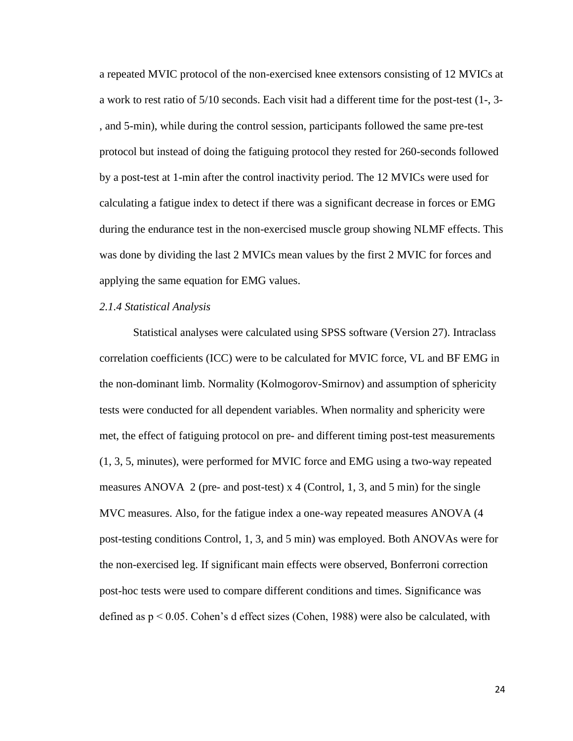a repeated MVIC protocol of the non-exercised knee extensors consisting of 12 MVICs at a work to rest ratio of 5/10 seconds. Each visit had a different time for the post-test (1-, 3-, and 5-min), while during the control session, participants followed the same pre-test protocol but instead of doing the fatiguing protocol they rested for 260-seconds followed by a post-test at 1-min after the control inactivity period. The 12 MVICs were used for calculating a fatigue index to detect if there was a significant decrease in forces or EMG during the endurance test in the non-exercised muscle group showing NLMF effects. This was done by dividing the last 2 MVICs mean values by the first 2 MVIC for forces and applying the same equation for EMG values.

*2.1.4 Statistical Analysis*

Statistical analyses were calculated using SPSS software (Version 27). Intraclass correlation coefficients (ICC) were to be calculated for MVIC force, VL and BF EMG in the non-dominant limb. Normality (Kolmogorov-Smirnov) and assumption of sphericity tests were conducted for all dependent variables. When normality and sphericity were met, the effect of fatiguing protocol on pre- and different timing post-test measurements (1, 3, 5, minutes), were performed for MVIC force and EMG using a two-way repeated measures ANOVA 2 (pre- and post-test) x 4 (Control, 1, 3, and 5 min) for the single MVC measures. Also, for the fatigue index a one-way repeated measures ANOVA (4 post-testing conditions Control, 1, 3, and 5 min) was employed. Both ANOVAs were for the non-exercised leg. If significant main effects were observed, Bonferroni correction post-hoc tests were used to compare different conditions and times. Significance was defined as $p < 0.05$. Cohen's d effect sizes (Cohen, 1988) were also be calculated, with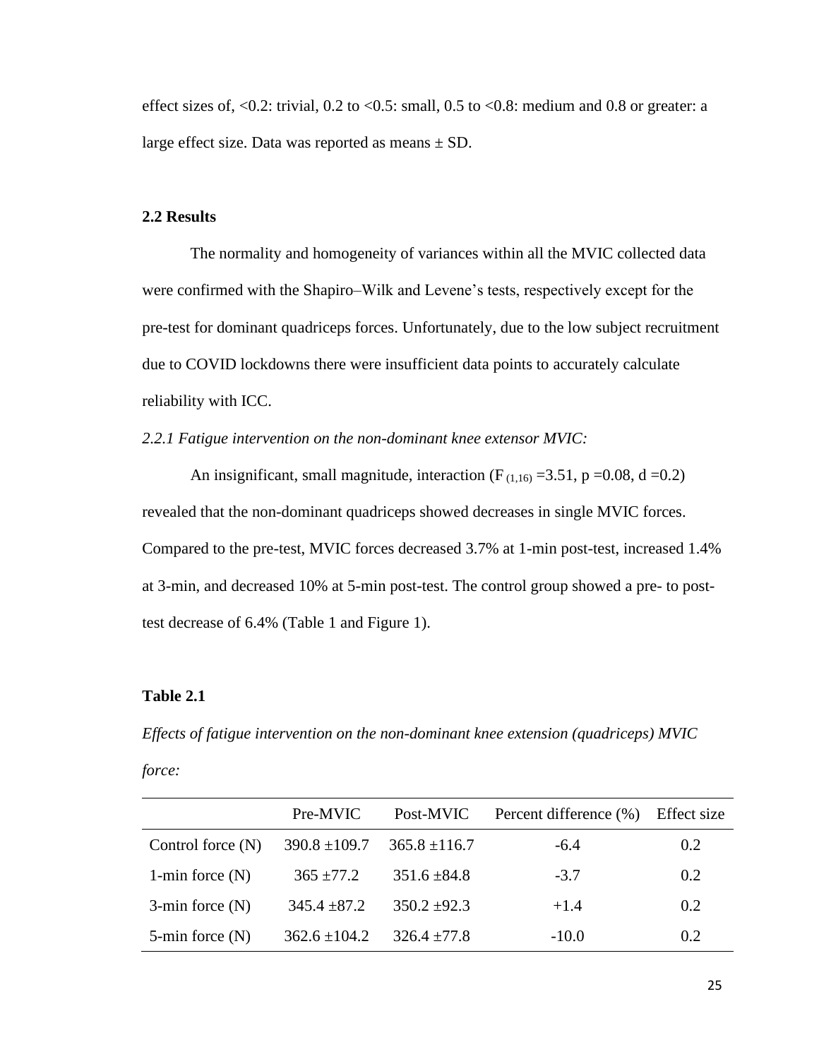effect sizes of, <0.2: trivial, 0.2 to <0.5: small, 0.5 to <0.8: medium and 0.8 or greater: a large effect size. Data was reported as means ± SD.

### 2.2 Results

The normality and homogeneity of variances within all the MVIC collected data were confirmed with the Shapiro–Wilk and Levene's tests, respectively except for the pre-test for dominant quadriceps forces. Unfortunately, due to the low subject recruitment due to COVID lockdowns there were insufficient data points to accurately calculate reliability with ICC.

*2.2.1 Fatigue intervention on the non-dominant knee extensor MVIC:*

An insignificant, small magnitude, interaction ($F_{(1,16)} = 3.51$, $p = 0.08$, $d = 0.2$) revealed that the non-dominant quadriceps showed decreases in single MVIC forces. Compared to the pre-test, MVIC forces decreased 3.7% at 1-min post-test, increased 1.4% at 3-min, and decreased 10% at 5-min post-test. The control group showed a pre- to post-test decrease of 6.4% (Table 1 and Figure 1).

**Table 2.1**

*Effects of fatigue intervention on the non-dominant knee extension (quadriceps) MVIC force:*

| | Pre-MVIC | Post-MVIC | Percent difference (%) | Effect size |
|---|---|---|---|---|
| Control force (N) | 390.8 ±109.7 | 365.8 ±116.7 | -6.4 | 0.2 |
| 1-min force (N) | 365 ±77.2 | 351.6 ±84.8 | -3.7 | 0.2 |
| 3-min force (N) | 345.4 ±87.2 | 350.2 ±92.3 | +1.4 | 0.2 |
| 5-min force (N) | 362.6 ±104.2 | 326.4 ±77.8 | -10.0 | 0.2 |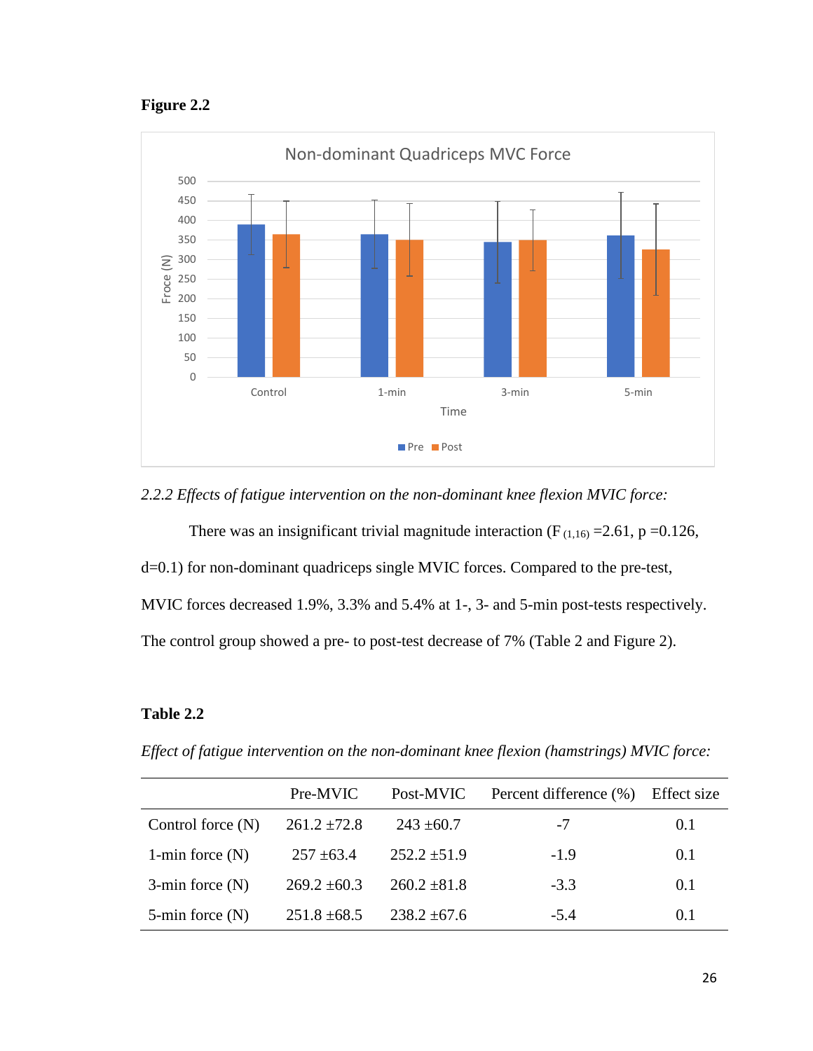**Figure 2.2**

*2.2.2 Effects of fatigue intervention on the non-dominant knee flexion MVIC force:*

There was an insignificant trivial magnitude interaction ($F_{(1,16)}$ =2.61, p =0.126, d=0.1) for non-dominant quadriceps single MVIC forces. Compared to the pre-test, MVIC forces decreased 1.9%, 3.3% and 5.4% at 1-, 3- and 5-min post-tests respectively. The control group showed a pre- to post-test decrease of 7% (Table 2 and Figure 2).

**Table 2.2**

*Effect of fatigue intervention on the non-dominant knee flexion (hamstrings) MVIC force:*

| | Pre-MVIC | Post-MVIC | Percent difference (%) | Effect size |
|---|---|---|---|---|
| Control force (N) | 261.2 ±72.8 | 243 ±60.7 | -7 | 0.1 |
| 1-min force (N) | 257 ±63.4 | 252.2 ±51.9 | -1.9 | 0.1 |
| 3-min force (N) | 269.2 ±60.3 | 260.2 ±81.8 | -3.3 | 0.1 |
| 5-min force (N) | 251.8 ±68.5 | 238.2 ±67.6 | -5.4 | 0.1 |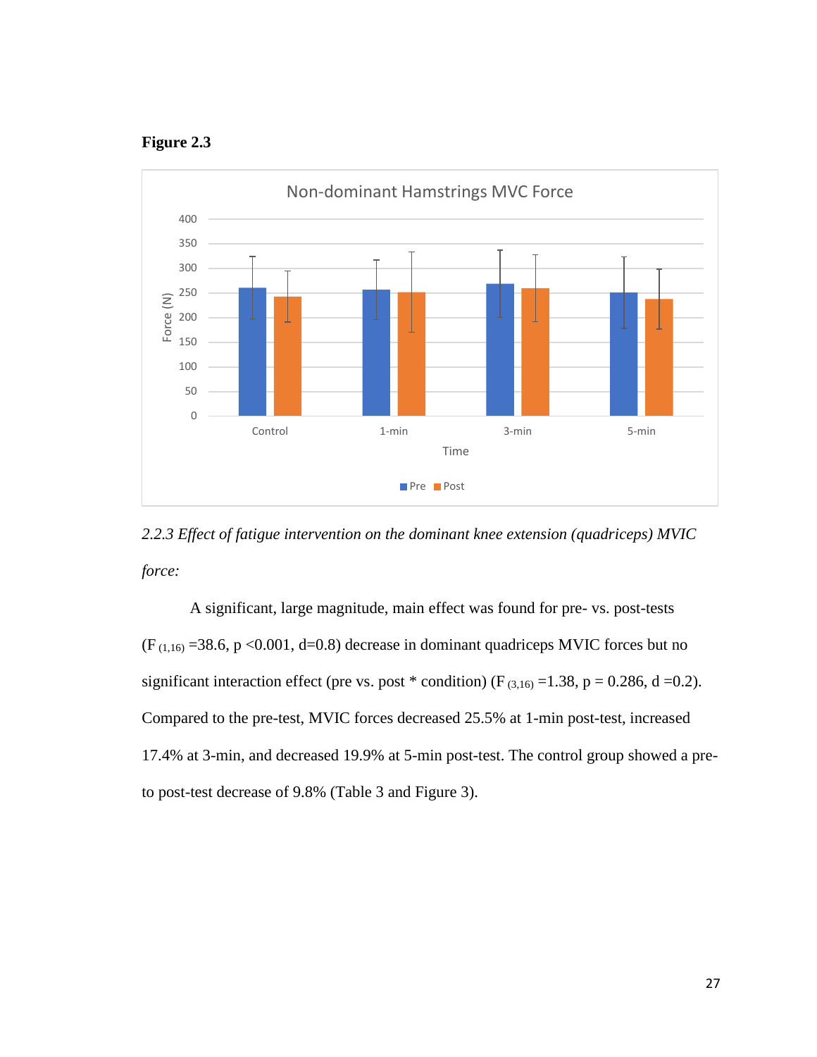**Figure 2.3**

*2.2.3 Effect of fatigue intervention on the dominant knee extension (quadriceps) MVIC force:*

A significant, large magnitude, main effect was found for pre- vs. post-tests ($F_{(1,16)}$ =38.6, $p$ <0.001, d=0.8) decrease in dominant quadriceps MVIC forces but no significant interaction effect (pre vs. post * condition) ($F_{(3,16)}$ =1.38, $p$ = 0.286, d =0.2). Compared to the pre-test, MVIC forces decreased 25.5% at 1-min post-test, increased 17.4% at 3-min, and decreased 19.9% at 5-min post-test. The control group showed a pre- to post-test decrease of 9.8% (Table 3 and Figure 3).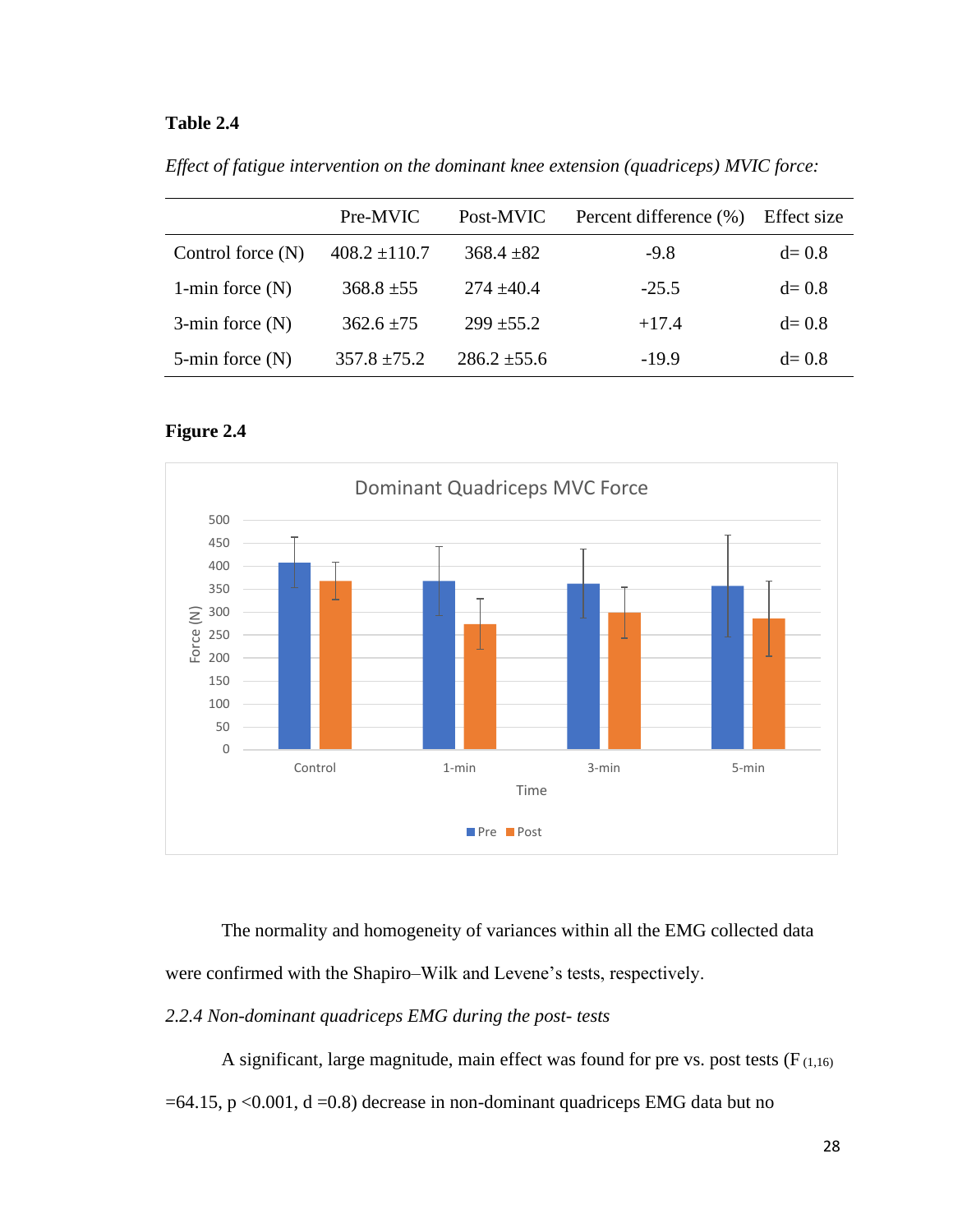**Table 2.4**

*Effect of fatigue intervention on the dominant knee extension (quadriceps) MVIC force:*

| | Pre-MVIC | Post-MVIC | Percent difference (%) | Effect size |
|---|---|---|---|---|
| Control force (N) | 408.2 ±110.7 | 368.4 ±82 | -9.8 | d= 0.8 |
| 1-min force (N) | 368.8 ±55 | 274 ±40.4 | -25.5 | d= 0.8 |
| 3-min force (N) | 362.6 ±75 | 299 ±55.2 | +17.4 | d= 0.8 |
| 5-min force (N) | 357.8 ±75.2 | 286.2 ±55.6 | -19.9 | d= 0.8 |

**Figure 2.4**

The normality and homogeneity of variances within all the EMG collected data were confirmed with the Shapiro–Wilk and Levene's tests, respectively.

*2.2.4 Non-dominant quadriceps EMG during the post- tests*

A significant, large magnitude, main effect was found for pre vs. post tests ($F_{(1,16)}$ =64.15, p <0.001, d =0.8) decrease in non-dominant quadriceps EMG data but no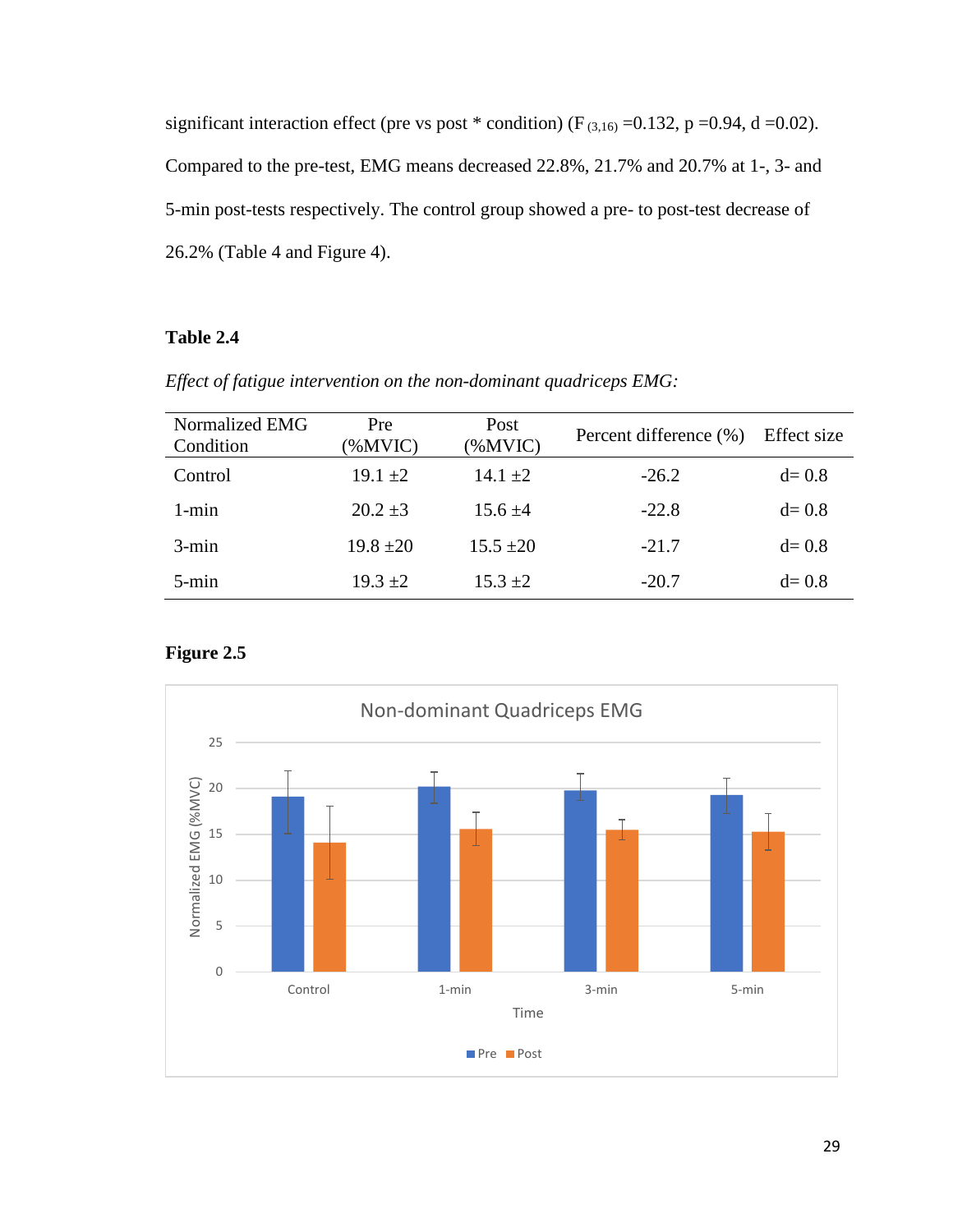significant interaction effect (pre vs post * condition) ($F_{(3,16)}$ =0.132, p =0.94, d =0.02). Compared to the pre-test, EMG means decreased 22.8%, 21.7% and 20.7% at 1-, 3- and 5-min post-tests respectively. The control group showed a pre- to post-test decrease of 26.2% (Table 4 and Figure 4).

**Table 2.4**

*Effect of fatigue intervention on the non-dominant quadriceps EMG:*

| Normalized EMG Condition | Pre (%MVIC) | Post (%MVIC) | Percent difference (%) | Effect size |
|---|---|---|---|---|
| Control | 19.1 ±2 | 14.1 ±2 | -26.2 | d= 0.8 |
| 1-min | 20.2 ±3 | 15.6 ±4 | -22.8 | d= 0.8 |
| 3-min | 19.8 ±20 | 15.5 ±20 | -21.7 | d= 0.8 |
| 5-min | 19.3 ±2 | 15.3 ±2 | -20.7 | d= 0.8 |

**Figure 2.5**

Non-dominant Quadriceps EMG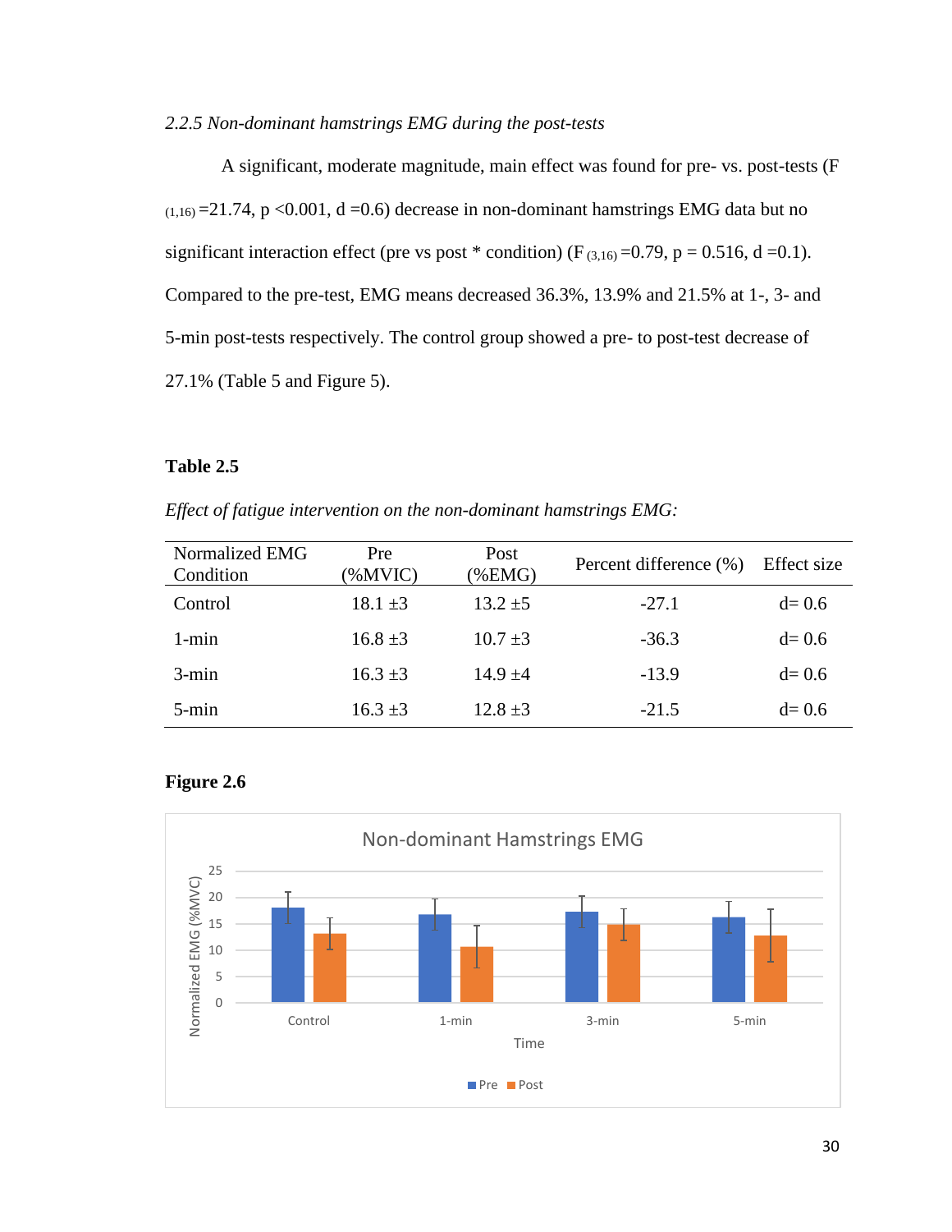*2.2.5 Non-dominant hamstrings EMG during the post-tests*

A significant, moderate magnitude, main effect was found for pre- vs. post-tests ($F_{(1,16)}$ =21.74, p <0.001, d =0.6) decrease in non-dominant hamstrings EMG data but no significant interaction effect (pre vs post * condition) ($F_{(3,16)}$ =0.79, p = 0.516, d =0.1). Compared to the pre-test, EMG means decreased 36.3%, 13.9% and 21.5% at 1-, 3- and 5-min post-tests respectively. The control group showed a pre- to post-test decrease of 27.1% (Table 5 and Figure 5).

**Table 2.5**

*Effect of fatigue intervention on the non-dominant hamstrings EMG:*

| Normalized EMG Condition | Pre (%MVIC) | Post (%EMG) | Percent difference (%) | Effect size |
|---|---|---|---|---|
| Control | 18.1 ±3 | 13.2 ±5 | -27.1 | d= 0.6 |
| 1-min | 16.8 ±3 | 10.7 ±3 | -36.3 | d= 0.6 |
| 3-min | 16.3 ±3 | 14.9 ±4 | -13.9 | d= 0.6 |
| 5-min | 16.3 ±3 | 12.8 ±3 | -21.5 | d= 0.6 |

**Figure 2.6**

Non-dominant Hamstrings EMG

Normalized EMG (%MVC) vs. Time (Control, 1-min, 3-min, 5-min); legend: Pre, Post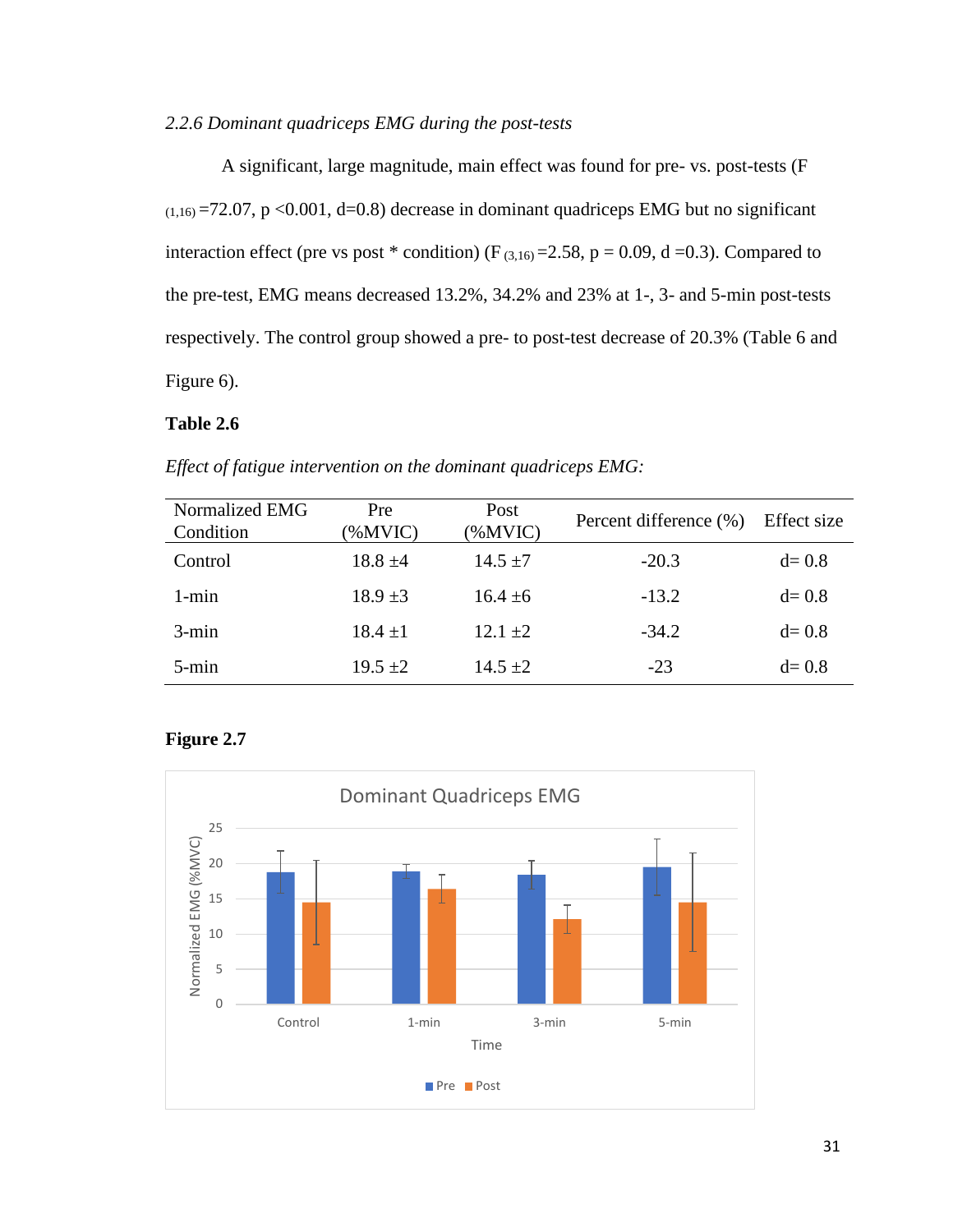*2.2.6 Dominant quadriceps EMG during the post-tests*

A significant, large magnitude, main effect was found for pre- vs. post-tests ($F_{(1,16)}$ =72.07, p <0.001, d=0.8) decrease in dominant quadriceps EMG but no significant interaction effect (pre vs post * condition) ($F_{(3,16)}$ =2.58, p = 0.09, d =0.3). Compared to the pre-test, EMG means decreased 13.2%, 34.2% and 23% at 1-, 3- and 5-min post-tests respectively. The control group showed a pre- to post-test decrease of 20.3% (Table 6 and Figure 6).

**Table 2.6**

*Effect of fatigue intervention on the dominant quadriceps EMG:*

| Normalized EMG Condition | Pre (%MVIC) | Post (%MVIC) | Percent difference (%) | Effect size |
|---|---|---|---|---|
| Control | 18.8 ±4 | 14.5 ±7 | -20.3 | d= 0.8 |
| 1-min | 18.9 ±3 | 16.4 ±6 | -13.2 | d= 0.8 |
| 3-min | 18.4 ±1 | 12.1 ±2 | -34.2 | d= 0.8 |
| 5-min | 19.5 ±2 | 14.5 ±2 | -23 | d= 0.8 |

**Figure 2.7**

Dominant Quadriceps EMG

| Time | Pre | Post |
|---|---|---|
| Control | 18.8 | 14.5 |
| 1-min | 18.9 | 16.4 |
| 3-min | 18.4 | 12.1 |
| 5-min | 19.5 | 14.5 |

Normalized EMG (%MVC)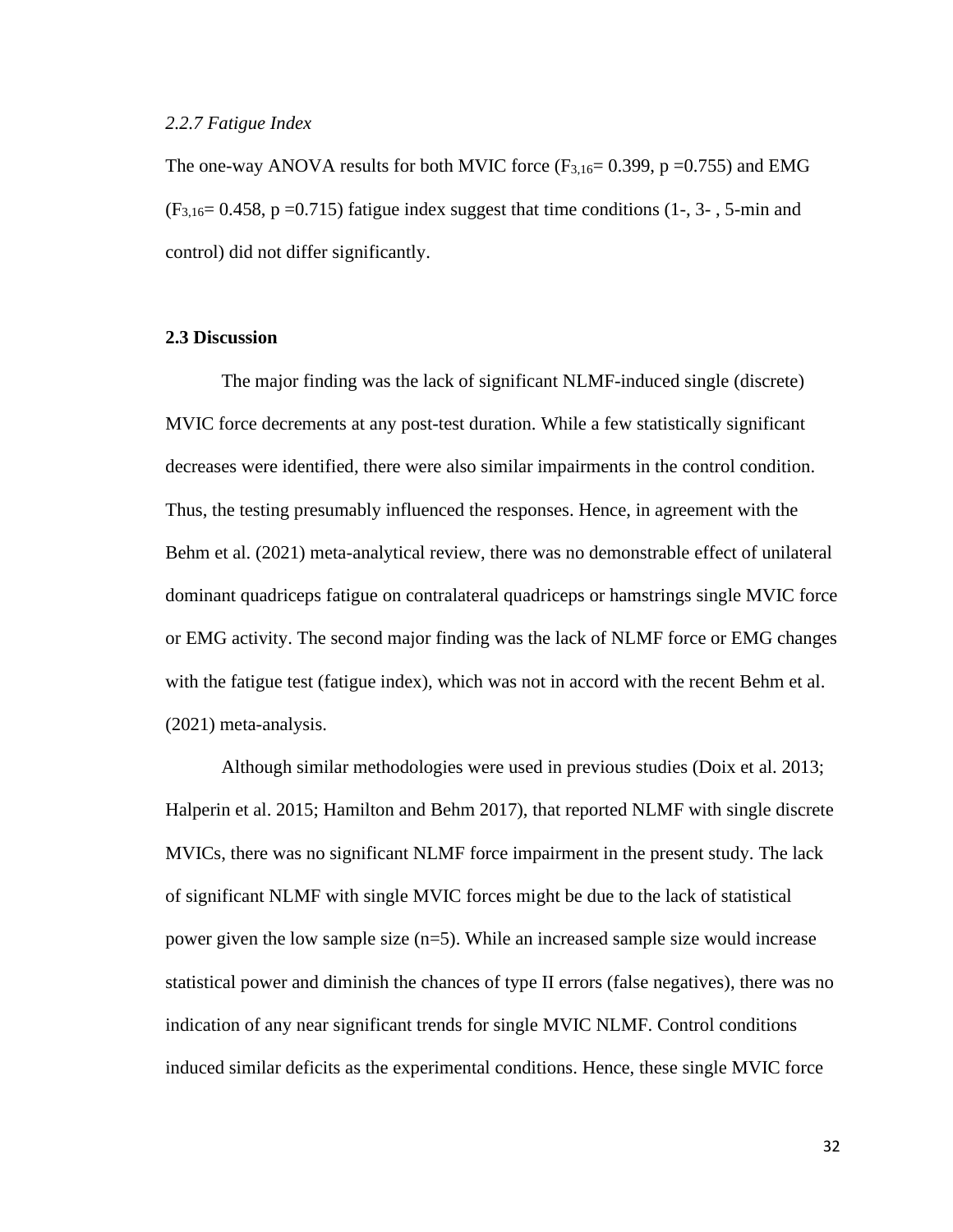### *2.2.7 Fatigue Index*

The one-way ANOVA results for both MVIC force ($F_{3,16}$= 0.399, p =0.755) and EMG ($F_{3,16}$= 0.458, p =0.715) fatigue index suggest that time conditions (1-, 3- , 5-min and control) did not differ significantly.

## 2.3 Discussion

The major finding was the lack of significant NLMF-induced single (discrete) MVIC force decrements at any post-test duration. While a few statistically significant decreases were identified, there were also similar impairments in the control condition. Thus, the testing presumably influenced the responses. Hence, in agreement with the Behm et al. (2021) meta-analytical review, there was no demonstrable effect of unilateral dominant quadriceps fatigue on contralateral quadriceps or hamstrings single MVIC force or EMG activity. The second major finding was the lack of NLMF force or EMG changes with the fatigue test (fatigue index), which was not in accord with the recent Behm et al. (2021) meta-analysis.

Although similar methodologies were used in previous studies (Doix et al. 2013; Halperin et al. 2015; Hamilton and Behm 2017), that reported NLMF with single discrete MVICs, there was no significant NLMF force impairment in the present study. The lack of significant NLMF with single MVIC forces might be due to the lack of statistical power given the low sample size (n=5). While an increased sample size would increase statistical power and diminish the chances of type II errors (false negatives), there was no indication of any near significant trends for single MVIC NLMF. Control conditions induced similar deficits as the experimental conditions. Hence, these single MVIC force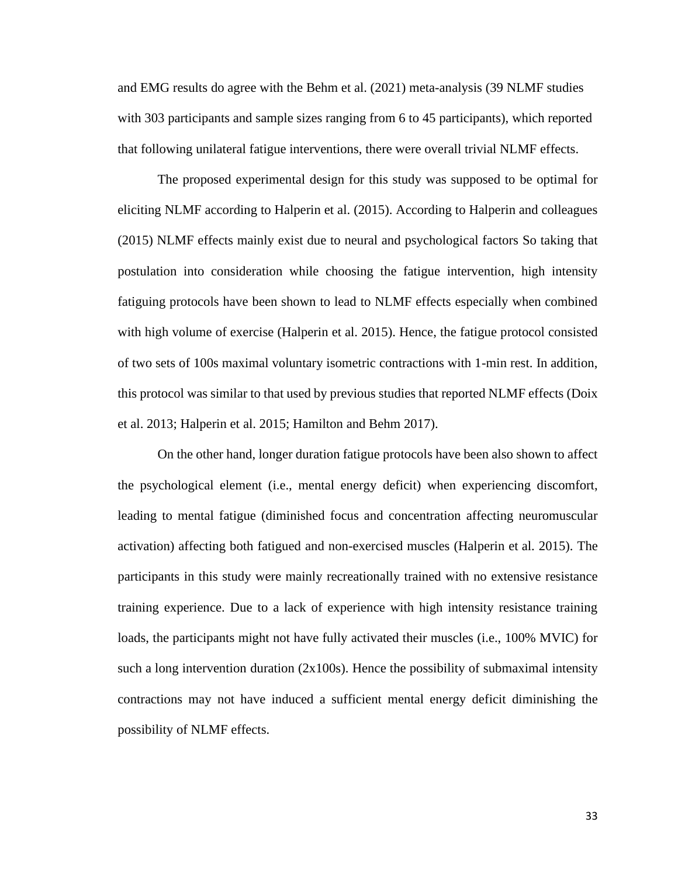and EMG results do agree with the Behm et al. (2021) meta-analysis (39 NLMF studies with 303 participants and sample sizes ranging from 6 to 45 participants), which reported that following unilateral fatigue interventions, there were overall trivial NLMF effects.

The proposed experimental design for this study was supposed to be optimal for eliciting NLMF according to Halperin et al. (2015). According to Halperin and colleagues (2015) NLMF effects mainly exist due to neural and psychological factors So taking that postulation into consideration while choosing the fatigue intervention, high intensity fatiguing protocols have been shown to lead to NLMF effects especially when combined with high volume of exercise (Halperin et al. 2015). Hence, the fatigue protocol consisted of two sets of 100s maximal voluntary isometric contractions with 1-min rest. In addition, this protocol was similar to that used by previous studies that reported NLMF effects (Doix et al. 2013; Halperin et al. 2015; Hamilton and Behm 2017).

On the other hand, longer duration fatigue protocols have been also shown to affect the psychological element (i.e., mental energy deficit) when experiencing discomfort, leading to mental fatigue (diminished focus and concentration affecting neuromuscular activation) affecting both fatigued and non-exercised muscles (Halperin et al. 2015). The participants in this study were mainly recreationally trained with no extensive resistance training experience. Due to a lack of experience with high intensity resistance training loads, the participants might not have fully activated their muscles (i.e., 100% MVIC) for such a long intervention duration (2x100s). Hence the possibility of submaximal intensity contractions may not have induced a sufficient mental energy deficit diminishing the possibility of NLMF effects.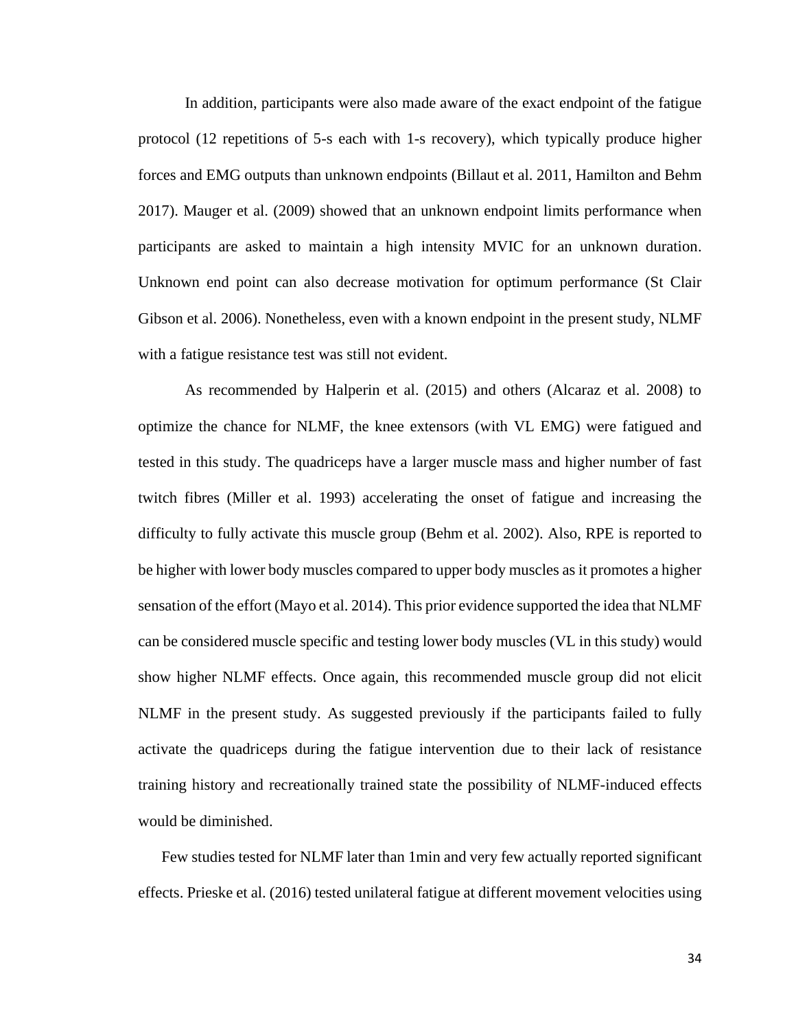In addition, participants were also made aware of the exact endpoint of the fatigue protocol (12 repetitions of 5-s each with 1-s recovery), which typically produce higher forces and EMG outputs than unknown endpoints (Billaut et al. 2011, Hamilton and Behm 2017). Mauger et al. (2009) showed that an unknown endpoint limits performance when participants are asked to maintain a high intensity MVIC for an unknown duration. Unknown end point can also decrease motivation for optimum performance (St Clair Gibson et al. 2006). Nonetheless, even with a known endpoint in the present study, NLMF with a fatigue resistance test was still not evident.

As recommended by Halperin et al. (2015) and others (Alcaraz et al. 2008) to optimize the chance for NLMF, the knee extensors (with VL EMG) were fatigued and tested in this study. The quadriceps have a larger muscle mass and higher number of fast twitch fibres (Miller et al. 1993) accelerating the onset of fatigue and increasing the difficulty to fully activate this muscle group (Behm et al. 2002). Also, RPE is reported to be higher with lower body muscles compared to upper body muscles as it promotes a higher sensation of the effort (Mayo et al. 2014). This prior evidence supported the idea that NLMF can be considered muscle specific and testing lower body muscles (VL in this study) would show higher NLMF effects. Once again, this recommended muscle group did not elicit NLMF in the present study. As suggested previously if the participants failed to fully activate the quadriceps during the fatigue intervention due to their lack of resistance training history and recreationally trained state the possibility of NLMF-induced effects would be diminished.

Few studies tested for NLMF later than 1min and very few actually reported significant effects. Prieske et al. (2016) tested unilateral fatigue at different movement velocities using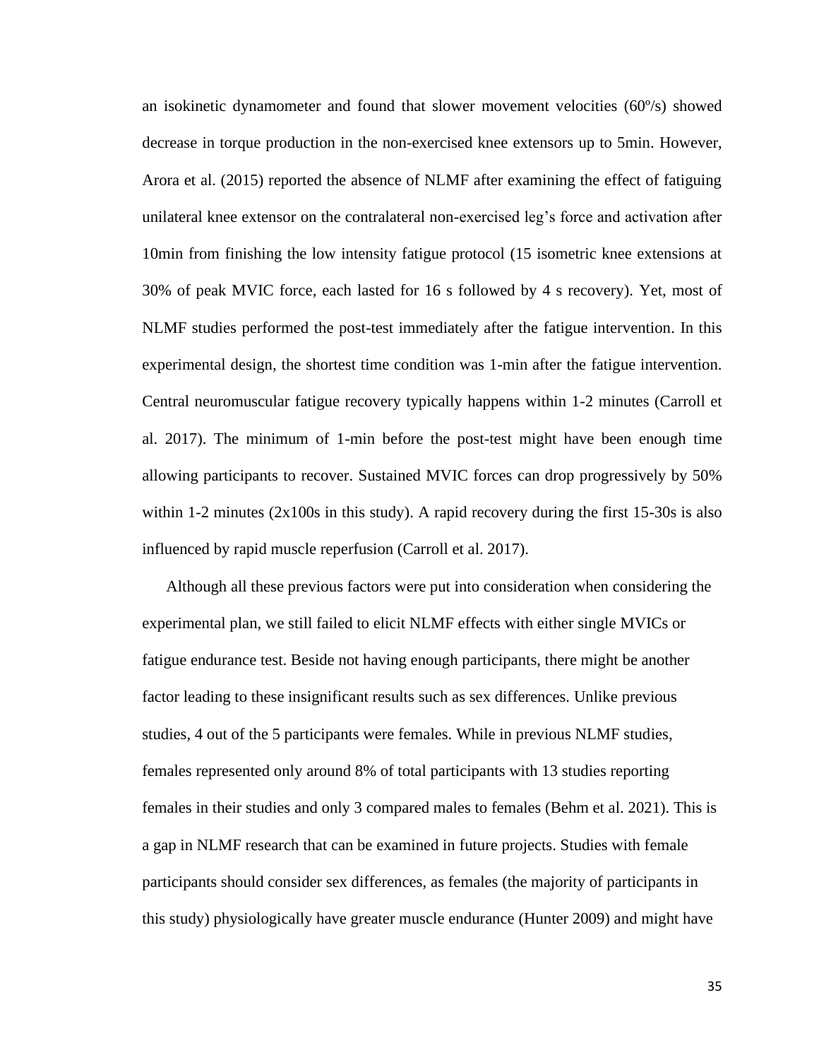an isokinetic dynamometer and found that slower movement velocities (60º/s) showed decrease in torque production in the non-exercised knee extensors up to 5min. However, Arora et al. (2015) reported the absence of NLMF after examining the effect of fatiguing unilateral knee extensor on the contralateral non-exercised leg's force and activation after 10min from finishing the low intensity fatigue protocol (15 isometric knee extensions at 30% of peak MVIC force, each lasted for 16 s followed by 4 s recovery). Yet, most of NLMF studies performed the post-test immediately after the fatigue intervention. In this experimental design, the shortest time condition was 1-min after the fatigue intervention. Central neuromuscular fatigue recovery typically happens within 1-2 minutes (Carroll et al. 2017). The minimum of 1-min before the post-test might have been enough time allowing participants to recover. Sustained MVIC forces can drop progressively by 50% within 1-2 minutes (2x100s in this study). A rapid recovery during the first 15-30s is also influenced by rapid muscle reperfusion (Carroll et al. 2017).

Although all these previous factors were put into consideration when considering the experimental plan, we still failed to elicit NLMF effects with either single MVICs or fatigue endurance test. Beside not having enough participants, there might be another factor leading to these insignificant results such as sex differences. Unlike previous studies, 4 out of the 5 participants were females. While in previous NLMF studies, females represented only around 8% of total participants with 13 studies reporting females in their studies and only 3 compared males to females (Behm et al. 2021). This is a gap in NLMF research that can be examined in future projects. Studies with female participants should consider sex differences, as females (the majority of participants in this study) physiologically have greater muscle endurance (Hunter 2009) and might have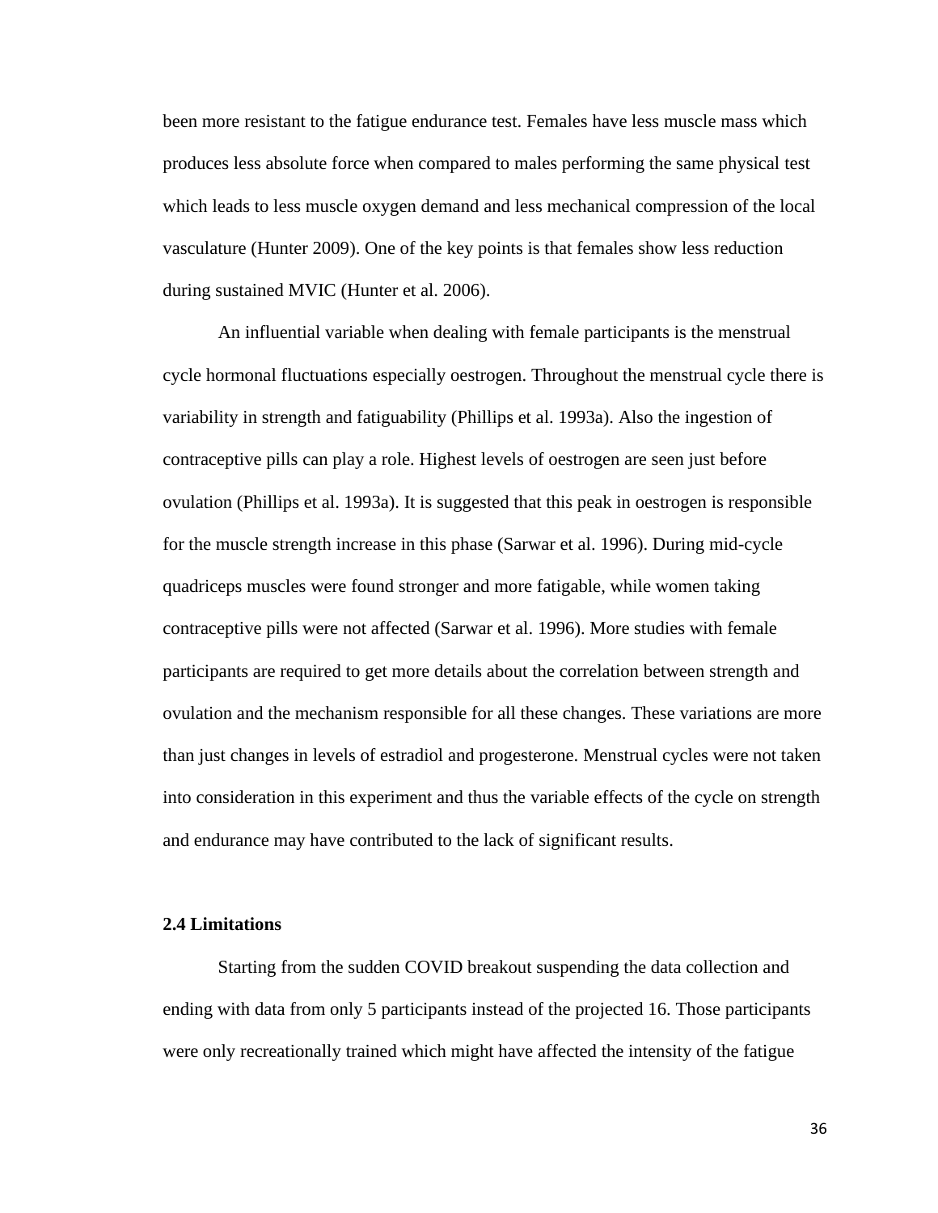been more resistant to the fatigue endurance test. Females have less muscle mass which produces less absolute force when compared to males performing the same physical test which leads to less muscle oxygen demand and less mechanical compression of the local vasculature (Hunter 2009). One of the key points is that females show less reduction during sustained MVIC (Hunter et al. 2006).

An influential variable when dealing with female participants is the menstrual cycle hormonal fluctuations especially oestrogen. Throughout the menstrual cycle there is variability in strength and fatiguability (Phillips et al. 1993a). Also the ingestion of contraceptive pills can play a role. Highest levels of oestrogen are seen just before ovulation (Phillips et al. 1993a). It is suggested that this peak in oestrogen is responsible for the muscle strength increase in this phase (Sarwar et al. 1996). During mid-cycle quadriceps muscles were found stronger and more fatigable, while women taking contraceptive pills were not affected (Sarwar et al. 1996). More studies with female participants are required to get more details about the correlation between strength and ovulation and the mechanism responsible for all these changes. These variations are more than just changes in levels of estradiol and progesterone. Menstrual cycles were not taken into consideration in this experiment and thus the variable effects of the cycle on strength and endurance may have contributed to the lack of significant results.

### 2.4 Limitations

Starting from the sudden COVID breakout suspending the data collection and ending with data from only 5 participants instead of the projected 16. Those participants were only recreationally trained which might have affected the intensity of the fatigue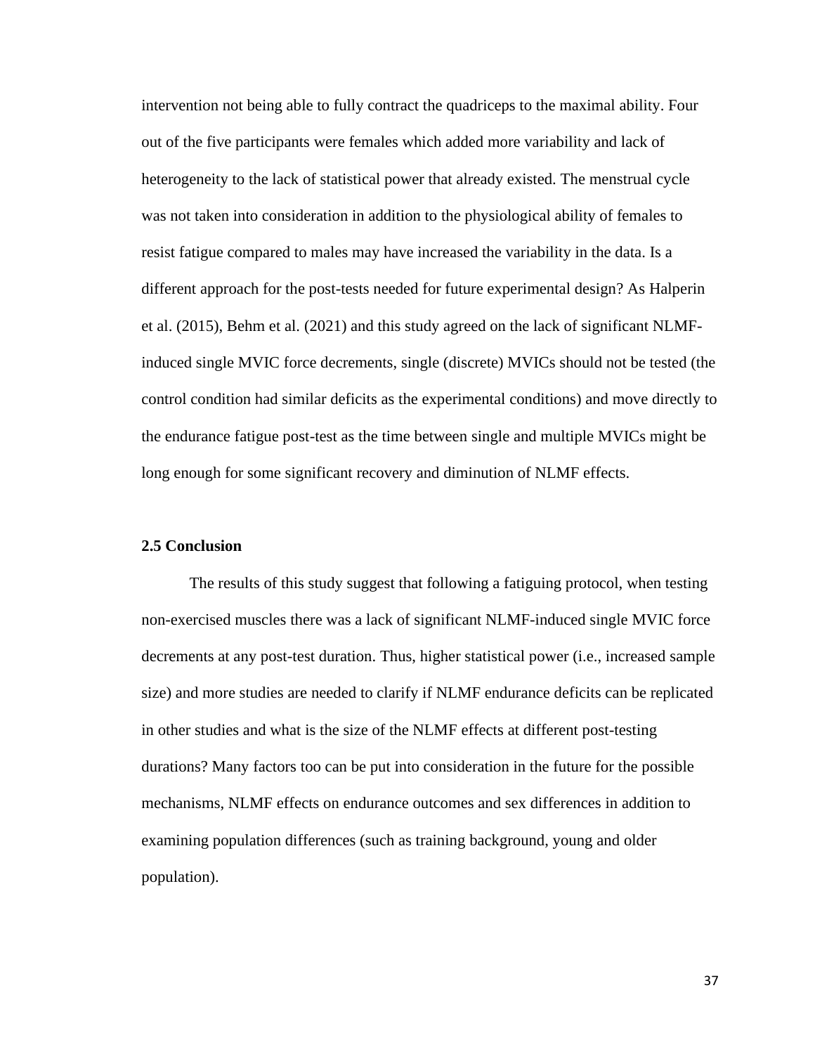intervention not being able to fully contract the quadriceps to the maximal ability. Four out of the five participants were females which added more variability and lack of heterogeneity to the lack of statistical power that already existed. The menstrual cycle was not taken into consideration in addition to the physiological ability of females to resist fatigue compared to males may have increased the variability in the data. Is a different approach for the post-tests needed for future experimental design? As Halperin et al. (2015), Behm et al. (2021) and this study agreed on the lack of significant NLMF-induced single MVIC force decrements, single (discrete) MVICs should not be tested (the control condition had similar deficits as the experimental conditions) and move directly to the endurance fatigue post-test as the time between single and multiple MVICs might be long enough for some significant recovery and diminution of NLMF effects.

### 2.5 Conclusion

The results of this study suggest that following a fatiguing protocol, when testing non-exercised muscles there was a lack of significant NLMF-induced single MVIC force decrements at any post-test duration. Thus, higher statistical power (i.e., increased sample size) and more studies are needed to clarify if NLMF endurance deficits can be replicated in other studies and what is the size of the NLMF effects at different post-testing durations? Many factors too can be put into consideration in the future for the possible mechanisms, NLMF effects on endurance outcomes and sex differences in addition to examining population differences (such as training background, young and older population).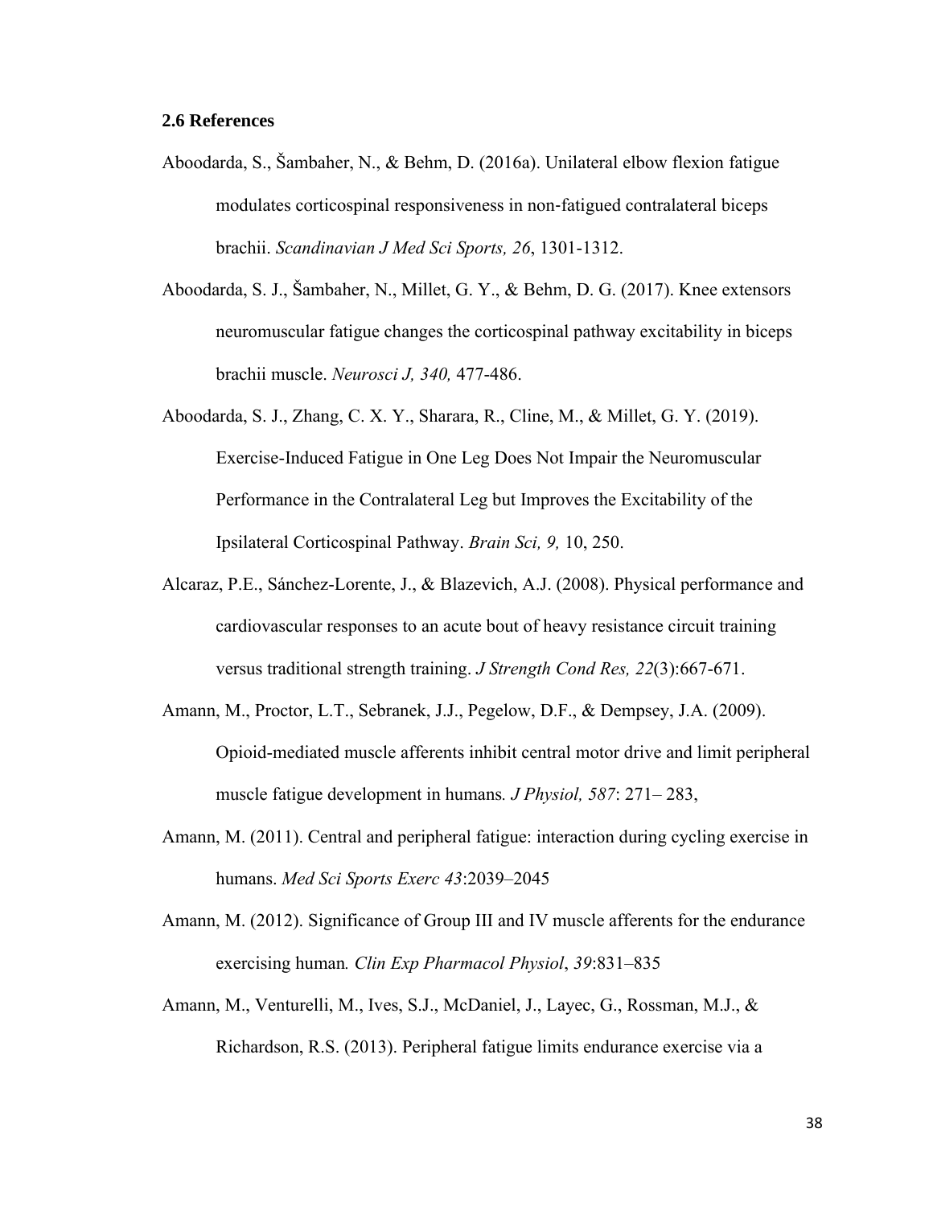### 2.6 References

Aboodarda, S., Šambaher, N., & Behm, D. (2016a). Unilateral elbow flexion fatigue modulates corticospinal responsiveness in non-fatigued contralateral biceps brachii. *Scandinavian J Med Sci Sports, 26*, 1301-1312.

Aboodarda, S. J., Šambaher, N., Millet, G. Y., & Behm, D. G. (2017). Knee extensors neuromuscular fatigue changes the corticospinal pathway excitability in biceps brachii muscle. *Neurosci J, 340,* 477-486.

Aboodarda, S. J., Zhang, C. X. Y., Sharara, R., Cline, M., & Millet, G. Y. (2019). Exercise-Induced Fatigue in One Leg Does Not Impair the Neuromuscular Performance in the Contralateral Leg but Improves the Excitability of the Ipsilateral Corticospinal Pathway. *Brain Sci, 9,* 10, 250.

Alcaraz, P.E., Sánchez-Lorente, J., & Blazevich, A.J. (2008). Physical performance and cardiovascular responses to an acute bout of heavy resistance circuit training versus traditional strength training. *J Strength Cond Res, 22*(3):667-671.

Amann, M., Proctor, L.T., Sebranek, J.J., Pegelow, D.F., & Dempsey, J.A. (2009). Opioid-mediated muscle afferents inhibit central motor drive and limit peripheral muscle fatigue development in humans*. J Physiol, 587*: 271– 283,

Amann, M. (2011). Central and peripheral fatigue: interaction during cycling exercise in humans. *Med Sci Sports Exerc 43*:2039–2045

Amann, M. (2012). Significance of Group III and IV muscle afferents for the endurance exercising human*. Clin Exp Pharmacol Physiol*, *39*:831–835

Amann, M., Venturelli, M., Ives, S.J., McDaniel, J., Layec, G., Rossman, M.J., & Richardson, R.S. (2013). Peripheral fatigue limits endurance exercise via a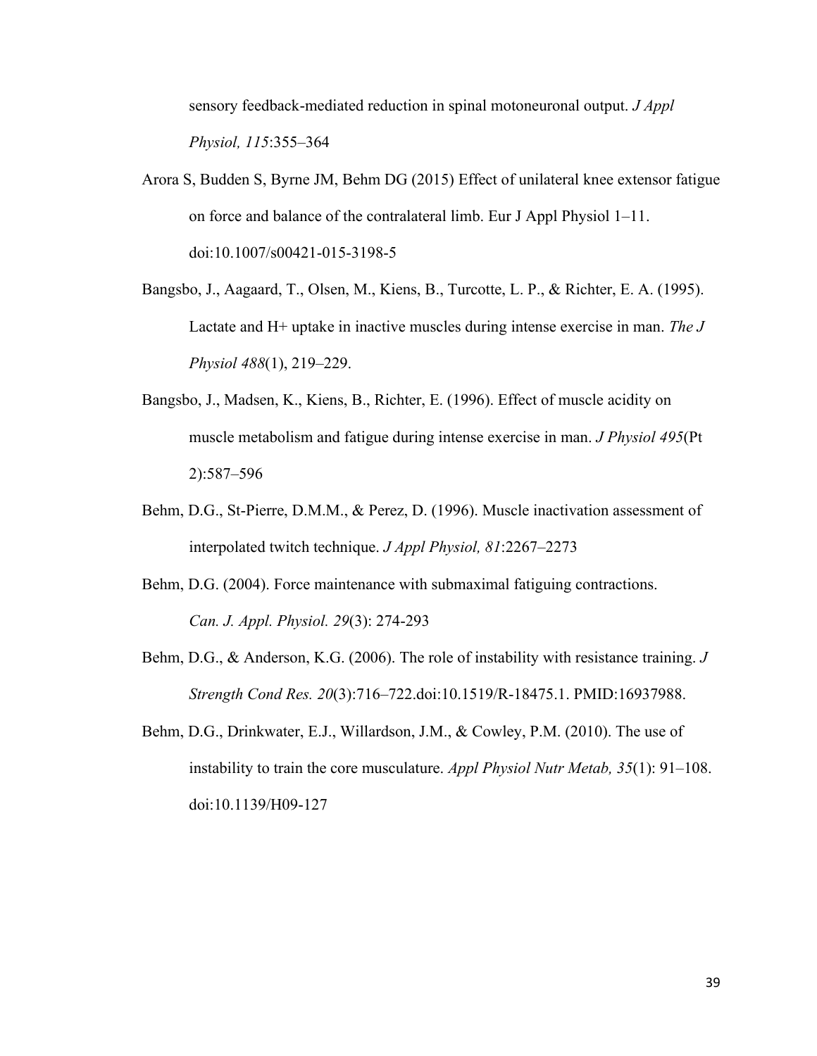sensory feedback-mediated reduction in spinal motoneuronal output. *J Appl Physiol, 115*:355–364

Arora S, Budden S, Byrne JM, Behm DG (2015) Effect of unilateral knee extensor fatigue on force and balance of the contralateral limb. Eur J Appl Physiol 1–11. doi:10.1007/s00421-015-3198-5

Bangsbo, J., Aagaard, T., Olsen, M., Kiens, B., Turcotte, L. P., & Richter, E. A. (1995). Lactate and H+ uptake in inactive muscles during intense exercise in man. *The J Physiol 488*(1), 219–229.

Bangsbo, J., Madsen, K., Kiens, B., Richter, E. (1996). Effect of muscle acidity on muscle metabolism and fatigue during intense exercise in man. *J Physiol 495*(Pt 2):587–596

Behm, D.G., St-Pierre, D.M.M., & Perez, D. (1996). Muscle inactivation assessment of interpolated twitch technique. *J Appl Physiol, 81*:2267–2273

Behm, D.G. (2004). Force maintenance with submaximal fatiguing contractions. *Can. J. Appl. Physiol. 29*(3): 274-293

Behm, D.G., & Anderson, K.G. (2006). The role of instability with resistance training. *J Strength Cond Res. 20*(3):716–722.doi:10.1519/R-18475.1. PMID:16937988.

Behm, D.G., Drinkwater, E.J., Willardson, J.M., & Cowley, P.M. (2010). The use of instability to train the core musculature. *Appl Physiol Nutr Metab, 35*(1): 91–108. doi:10.1139/H09-127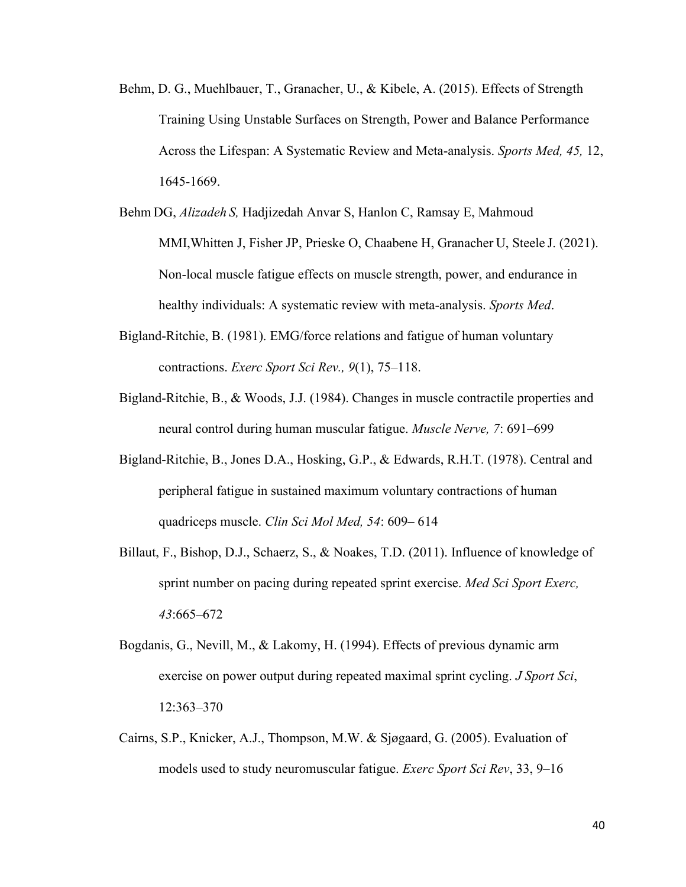Behm, D. G., Muehlbauer, T., Granacher, U., & Kibele, A. (2015). Effects of Strength Training Using Unstable Surfaces on Strength, Power and Balance Performance Across the Lifespan: A Systematic Review and Meta-analysis. *Sports Med, 45,* 12, 1645-1669.

Behm DG, *Alizadeh S,* Hadjizedah Anvar S, Hanlon C, Ramsay E, Mahmoud MMI,Whitten J, Fisher JP, Prieske O, Chaabene H, Granacher U, Steele J. (2021). Non-local muscle fatigue effects on muscle strength, power, and endurance in healthy individuals: A systematic review with meta-analysis. *Sports Med*.

Bigland-Ritchie, B. (1981). EMG/force relations and fatigue of human voluntary contractions. *Exerc Sport Sci Rev., 9*(1), 75–118.

Bigland-Ritchie, B., & Woods, J.J. (1984). Changes in muscle contractile properties and neural control during human muscular fatigue. *Muscle Nerve, 7*: 691–699

Bigland-Ritchie, B., Jones D.A., Hosking, G.P., & Edwards, R.H.T. (1978). Central and peripheral fatigue in sustained maximum voluntary contractions of human quadriceps muscle. *Clin Sci Mol Med, 54*: 609– 614

Billaut, F., Bishop, D.J., Schaerz, S., & Noakes, T.D. (2011). Influence of knowledge of sprint number on pacing during repeated sprint exercise. *Med Sci Sport Exerc, 43*:665–672

Bogdanis, G., Nevill, M., & Lakomy, H. (1994). Effects of previous dynamic arm exercise on power output during repeated maximal sprint cycling. *J Sport Sci*, 12:363–370

Cairns, S.P., Knicker, A.J., Thompson, M.W. & Sjøgaard, G. (2005). Evaluation of models used to study neuromuscular fatigue. *Exerc Sport Sci Rev*, 33, 9–16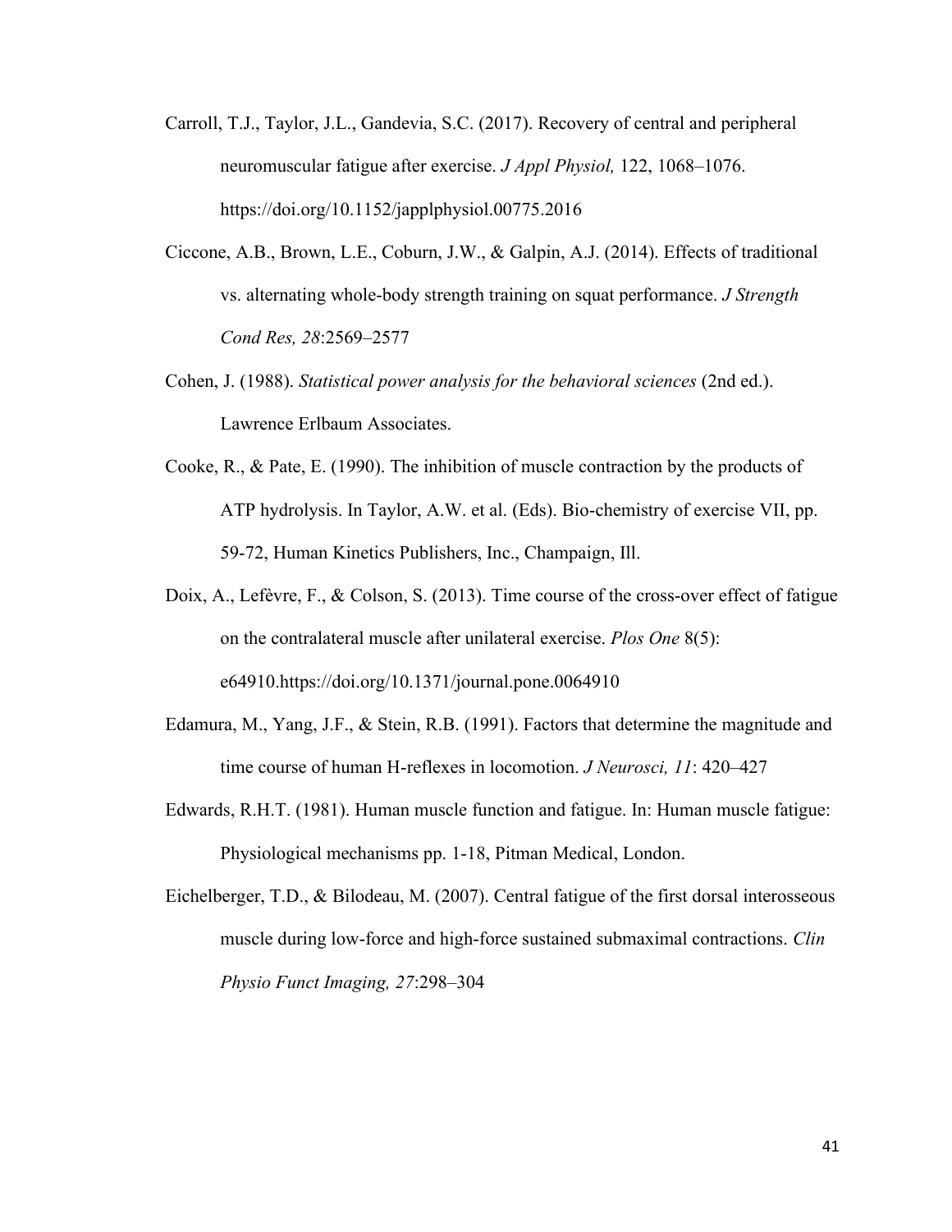Carroll, T.J., Taylor, J.L., Gandevia, S.C. (2017). Recovery of central and peripheral neuromuscular fatigue after exercise. *J Appl Physiol,* 122, 1068–1076. https://doi.org/10.1152/japplphysiol.00775.2016

Ciccone, A.B., Brown, L.E., Coburn, J.W., & Galpin, A.J. (2014). Effects of traditional vs. alternating whole-body strength training on squat performance. *J Strength Cond Res, 28*:2569–2577

Cohen, J. (1988). *Statistical power analysis for the behavioral sciences* (2nd ed.). Lawrence Erlbaum Associates.

Cooke, R., & Pate, E. (1990). The inhibition of muscle contraction by the products of ATP hydrolysis. In Taylor, A.W. et al. (Eds). Bio-chemistry of exercise VII, pp. 59-72, Human Kinetics Publishers, Inc., Champaign, Ill.

Doix, A., Lefèvre, F., & Colson, S. (2013). Time course of the cross-over effect of fatigue on the contralateral muscle after unilateral exercise. *Plos One* 8(5): e64910.https://doi.org/10.1371/journal.pone.0064910

Edamura, M., Yang, J.F., & Stein, R.B. (1991). Factors that determine the magnitude and time course of human H-reflexes in locomotion. *J Neurosci, 11*: 420–427

Edwards, R.H.T. (1981). Human muscle function and fatigue. In: Human muscle fatigue: Physiological mechanisms pp. 1-18, Pitman Medical, London.

Eichelberger, T.D., & Bilodeau, M. (2007). Central fatigue of the first dorsal interosseous muscle during low-force and high-force sustained submaximal contractions. *Clin Physio Funct Imaging, 27*:298–304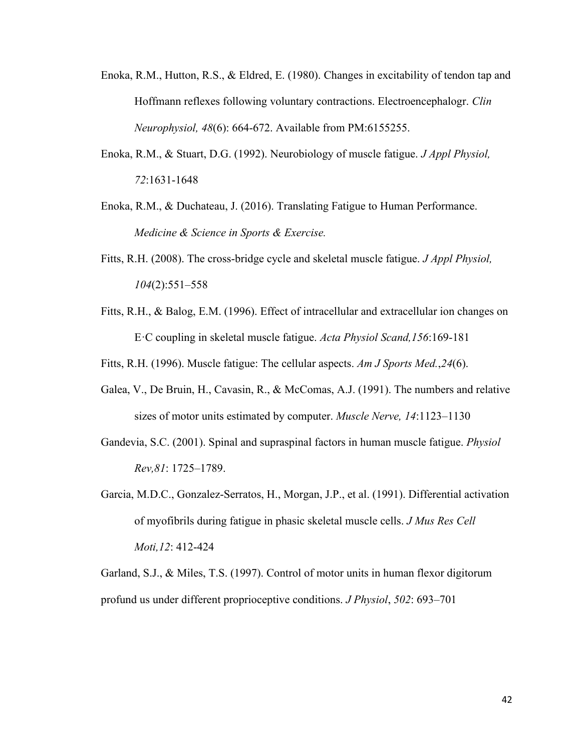Enoka, R.M., Hutton, R.S., & Eldred, E. (1980). Changes in excitability of tendon tap and Hoffmann reflexes following voluntary contractions. Electroencephalogr. *Clin Neurophysiol, 48*(6): 664-672. Available from PM:6155255.

Enoka, R.M., & Stuart, D.G. (1992). Neurobiology of muscle fatigue. *J Appl Physiol, 72*:1631-1648

Enoka, R.M., & Duchateau, J. (2016). Translating Fatigue to Human Performance. *Medicine & Science in Sports & Exercise.*

Fitts, R.H. (2008). The cross-bridge cycle and skeletal muscle fatigue. *J Appl Physiol, 104*(2):551–558

Fitts, R.H., & Balog, E.M. (1996). Effect of intracellular and extracellular ion changes on E·C coupling in skeletal muscle fatigue. *Acta Physiol Scand,156*:169-181

Fitts, R.H. (1996). Muscle fatigue: The cellular aspects. *Am J Sports Med.*,*24*(6).

Galea, V., De Bruin, H., Cavasin, R., & McComas, A.J. (1991). The numbers and relative sizes of motor units estimated by computer. *Muscle Nerve, 14*:1123–1130

Gandevia, S.C. (2001). Spinal and supraspinal factors in human muscle fatigue. *Physiol Rev,81*: 1725–1789.

Garcia, M.D.C., Gonzalez-Serratos, H., Morgan, J.P., et al. (1991). Differential activation of myofibrils during fatigue in phasic skeletal muscle cells. *J Mus Res Cell Moti,12*: 412-424

Garland, S.J., & Miles, T.S. (1997). Control of motor units in human flexor digitorum profund us under different proprioceptive conditions. *J Physiol*, *502*: 693–701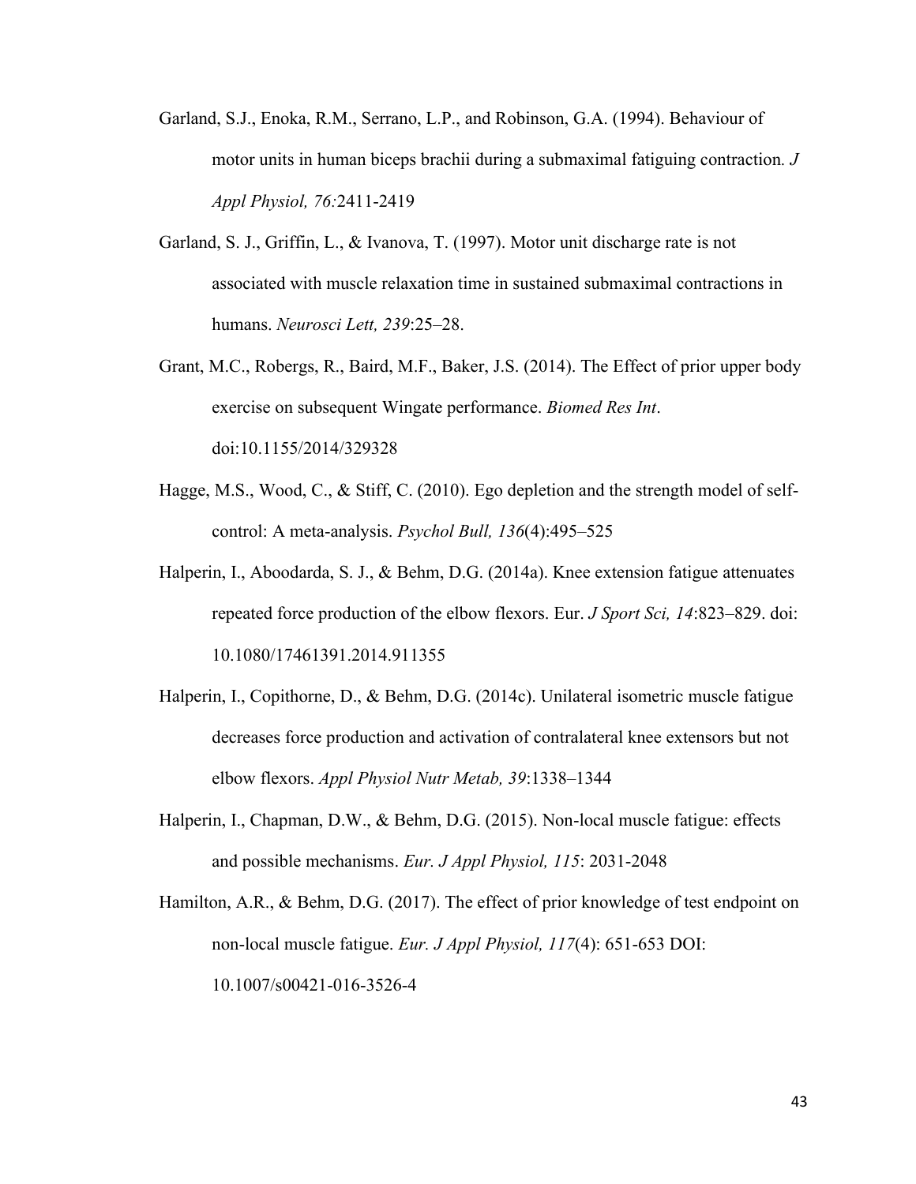Garland, S.J., Enoka, R.M., Serrano, L.P., and Robinson, G.A. (1994). Behaviour of motor units in human biceps brachii during a submaximal fatiguing contraction. *J Appl Physiol, 76:*2411-2419

Garland, S. J., Griffin, L., & Ivanova, T. (1997). Motor unit discharge rate is not associated with muscle relaxation time in sustained submaximal contractions in humans. *Neurosci Lett, 239*:25–28.

Grant, M.C., Robergs, R., Baird, M.F., Baker, J.S. (2014). The Effect of prior upper body exercise on subsequent Wingate performance. *Biomed Res Int*. doi:10.1155/2014/329328

Hagge, M.S., Wood, C., & Stiff, C. (2010). Ego depletion and the strength model of self-control: A meta-analysis. *Psychol Bull, 136*(4):495–525

Halperin, I., Aboodarda, S. J., & Behm, D.G. (2014a). Knee extension fatigue attenuates repeated force production of the elbow flexors. Eur. *J Sport Sci, 14*:823–829. doi: 10.1080/17461391.2014.911355

Halperin, I., Copithorne, D., & Behm, D.G. (2014c). Unilateral isometric muscle fatigue decreases force production and activation of contralateral knee extensors but not elbow flexors. *Appl Physiol Nutr Metab, 39*:1338–1344

Halperin, I., Chapman, D.W., & Behm, D.G. (2015). Non-local muscle fatigue: effects and possible mechanisms. *Eur. J Appl Physiol, 115*: 2031-2048

Hamilton, A.R., & Behm, D.G. (2017). The effect of prior knowledge of test endpoint on non-local muscle fatigue. *Eur. J Appl Physiol, 117*(4): 651-653 DOI: 10.1007/s00421-016-3526-4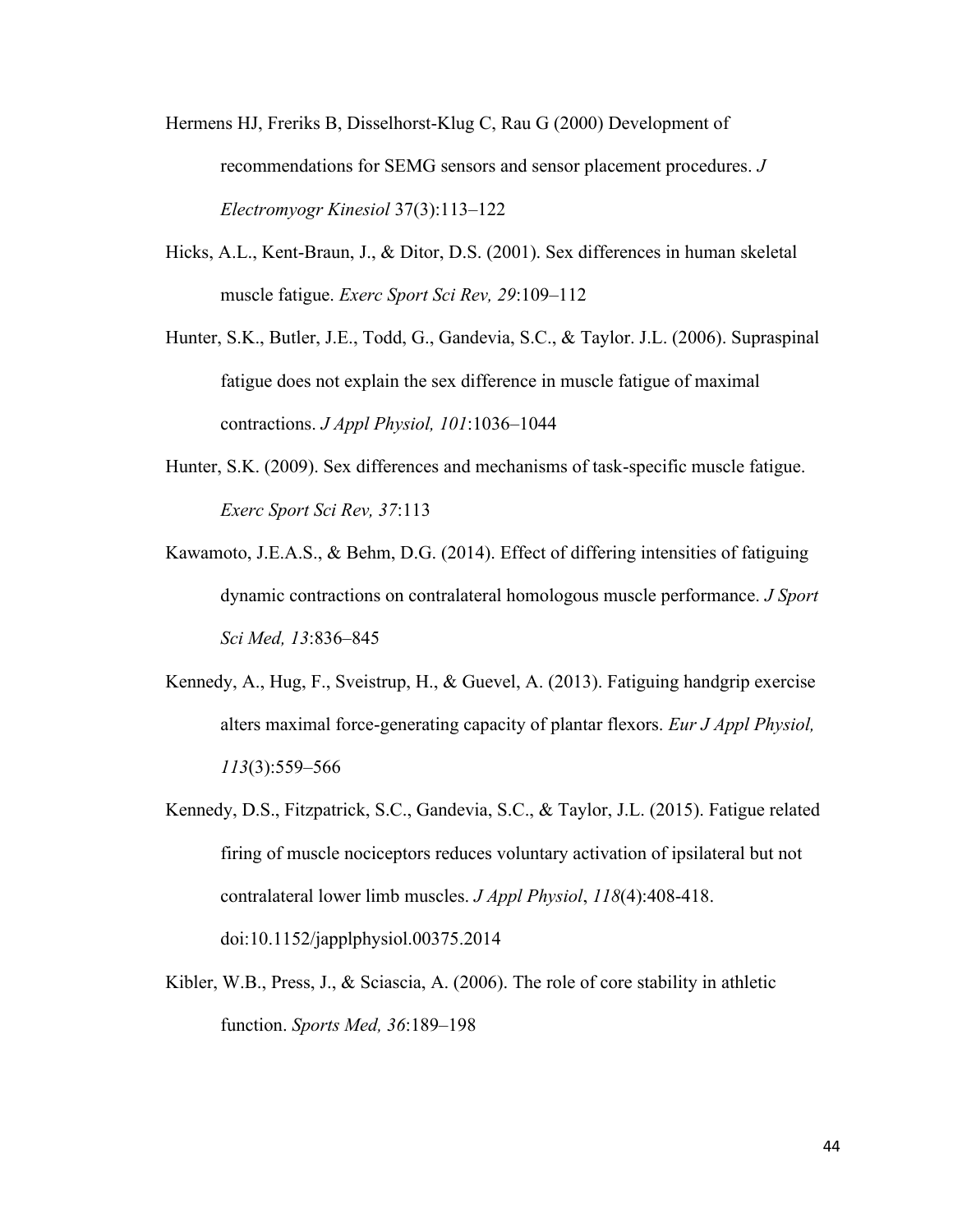Hermens HJ, Freriks B, Disselhorst-Klug C, Rau G (2000) Development of recommendations for SEMG sensors and sensor placement procedures. *J Electromyogr Kinesiol* 37(3):113–122

Hicks, A.L., Kent-Braun, J., & Ditor, D.S. (2001). Sex differences in human skeletal muscle fatigue. *Exerc Sport Sci Rev, 29*:109–112

Hunter, S.K., Butler, J.E., Todd, G., Gandevia, S.C., & Taylor. J.L. (2006). Supraspinal fatigue does not explain the sex difference in muscle fatigue of maximal contractions. *J Appl Physiol, 101*:1036–1044

Hunter, S.K. (2009). Sex differences and mechanisms of task-specific muscle fatigue. *Exerc Sport Sci Rev, 37*:113

Kawamoto, J.E.A.S., & Behm, D.G. (2014). Effect of differing intensities of fatiguing dynamic contractions on contralateral homologous muscle performance. *J Sport Sci Med, 13*:836–845

Kennedy, A., Hug, F., Sveistrup, H., & Guevel, A. (2013). Fatiguing handgrip exercise alters maximal force-generating capacity of plantar flexors. *Eur J Appl Physiol, 113*(3):559–566

Kennedy, D.S., Fitzpatrick, S.C., Gandevia, S.C., & Taylor, J.L. (2015). Fatigue related firing of muscle nociceptors reduces voluntary activation of ipsilateral but not contralateral lower limb muscles. *J Appl Physiol*, *118*(4):408-418. doi:10.1152/japplphysiol.00375.2014

Kibler, W.B., Press, J., & Sciascia, A. (2006). The role of core stability in athletic function. *Sports Med, 36*:189–198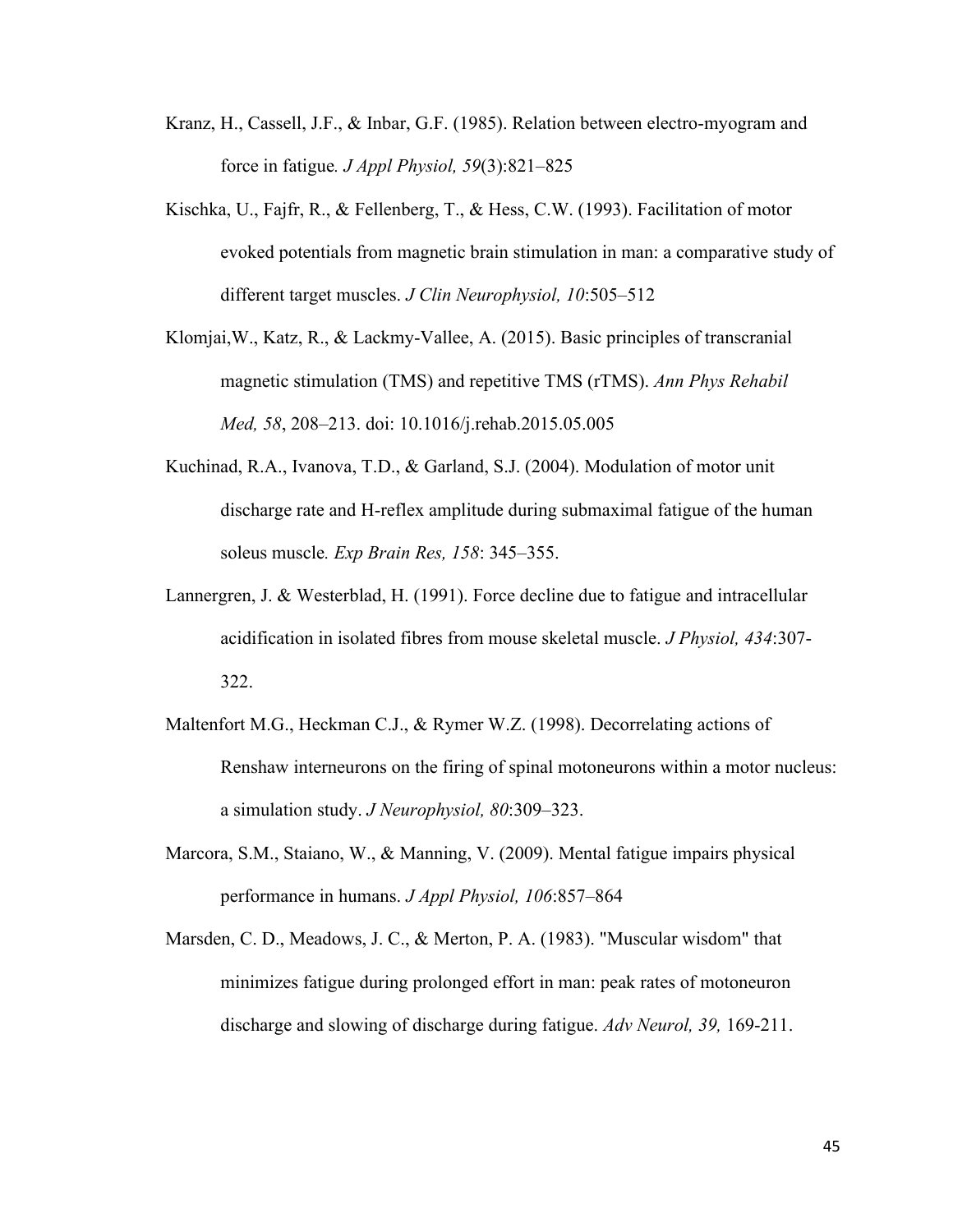Kranz, H., Cassell, J.F., & Inbar, G.F. (1985). Relation between electro-myogram and force in fatigue. *J Appl Physiol, 59*(3):821–825

Kischka, U., Fajfr, R., & Fellenberg, T., & Hess, C.W. (1993). Facilitation of motor evoked potentials from magnetic brain stimulation in man: a comparative study of different target muscles. *J Clin Neurophysiol, 10*:505–512

Klomjai,W., Katz, R., & Lackmy-Vallee, A. (2015). Basic principles of transcranial magnetic stimulation (TMS) and repetitive TMS (rTMS). *Ann Phys Rehabil Med, 58*, 208–213. doi: 10.1016/j.rehab.2015.05.005

Kuchinad, R.A., Ivanova, T.D., & Garland, S.J. (2004). Modulation of motor unit discharge rate and H-reflex amplitude during submaximal fatigue of the human soleus muscle. *Exp Brain Res, 158*: 345–355.

Lannergren, J. & Westerblad, H. (1991). Force decline due to fatigue and intracellular acidification in isolated fibres from mouse skeletal muscle. *J Physiol, 434*:307-322.

Maltenfort M.G., Heckman C.J., & Rymer W.Z. (1998). Decorrelating actions of Renshaw interneurons on the firing of spinal motoneurons within a motor nucleus: a simulation study. *J Neurophysiol, 80*:309–323.

Marcora, S.M., Staiano, W., & Manning, V. (2009). Mental fatigue impairs physical performance in humans. *J Appl Physiol, 106*:857–864

Marsden, C. D., Meadows, J. C., & Merton, P. A. (1983). "Muscular wisdom" that minimizes fatigue during prolonged effort in man: peak rates of motoneuron discharge and slowing of discharge during fatigue. *Adv Neurol, 39,* 169-211.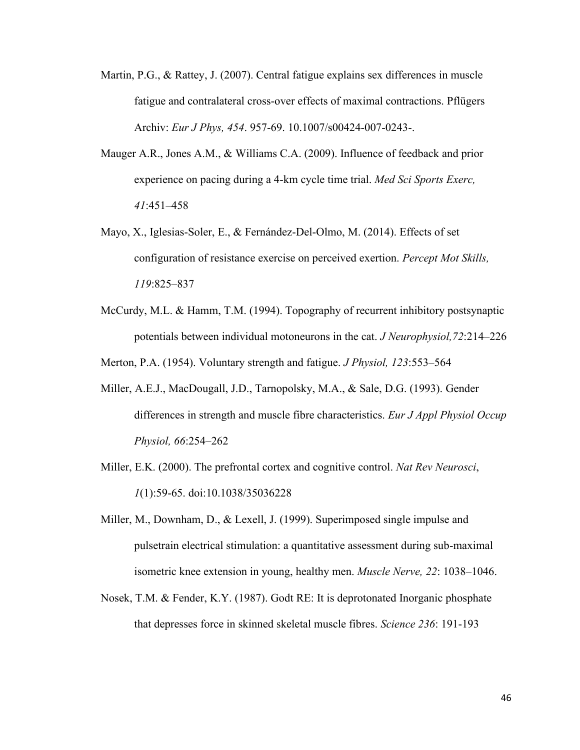Martin, P.G., & Rattey, J. (2007). Central fatigue explains sex differences in muscle fatigue and contralateral cross-over effects of maximal contractions. Pflügers Archiv: *Eur J Phys, 454*. 957-69. 10.1007/s00424-007-0243-.

Mauger A.R., Jones A.M., & Williams C.A. (2009). Influence of feedback and prior experience on pacing during a 4-km cycle time trial. *Med Sci Sports Exerc, 41*:451–458

Mayo, X., Iglesias-Soler, E., & Fernández-Del-Olmo, M. (2014). Effects of set configuration of resistance exercise on perceived exertion. *Percept Mot Skills, 119*:825–837

McCurdy, M.L. & Hamm, T.M. (1994). Topography of recurrent inhibitory postsynaptic potentials between individual motoneurons in the cat. *J Neurophysiol,72*:214–226

Merton, P.A. (1954). Voluntary strength and fatigue. *J Physiol, 123*:553–564

Miller, A.E.J., MacDougall, J.D., Tarnopolsky, M.A., & Sale, D.G. (1993). Gender differences in strength and muscle fibre characteristics. *Eur J Appl Physiol Occup Physiol, 66*:254–262

Miller, E.K. (2000). The prefrontal cortex and cognitive control. *Nat Rev Neurosci*, *1*(1):59-65. doi:10.1038/35036228

Miller, M., Downham, D., & Lexell, J. (1999). Superimposed single impulse and pulsetrain electrical stimulation: a quantitative assessment during sub-maximal isometric knee extension in young, healthy men. *Muscle Nerve, 22*: 1038–1046.

Nosek, T.M. & Fender, K.Y. (1987). Godt RE: It is deprotonated Inorganic phosphate that depresses force in skinned skeletal muscle fibres. *Science 236*: 191-193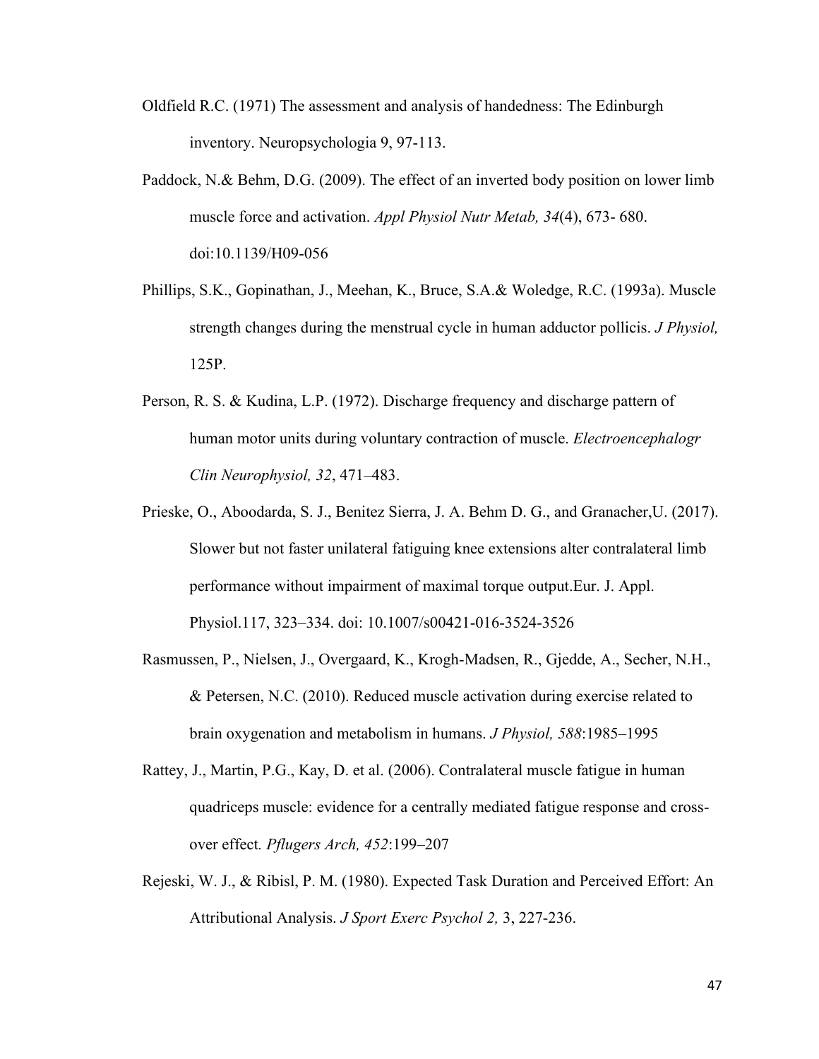Oldfield R.C. (1971) The assessment and analysis of handedness: The Edinburgh inventory. Neuropsychologia 9, 97-113.

Paddock, N.& Behm, D.G. (2009). The effect of an inverted body position on lower limb muscle force and activation. *Appl Physiol Nutr Metab, 34*(4), 673- 680. doi:10.1139/H09-056

Phillips, S.K., Gopinathan, J., Meehan, K., Bruce, S.A.& Woledge, R.C. (1993a). Muscle strength changes during the menstrual cycle in human adductor pollicis. *J Physiol,* 125P.

Person, R. S. & Kudina, L.P. (1972). Discharge frequency and discharge pattern of human motor units during voluntary contraction of muscle. *Electroencephalogr Clin Neurophysiol, 32*, 471–483.

Prieske, O., Aboodarda, S. J., Benitez Sierra, J. A. Behm D. G., and Granacher,U. (2017). Slower but not faster unilateral fatiguing knee extensions alter contralateral limb performance without impairment of maximal torque output.Eur. J. Appl. Physiol.117, 323–334. doi: 10.1007/s00421-016-3524-3526

Rasmussen, P., Nielsen, J., Overgaard, K., Krogh-Madsen, R., Gjedde, A., Secher, N.H., & Petersen, N.C. (2010). Reduced muscle activation during exercise related to brain oxygenation and metabolism in humans. *J Physiol, 588*:1985–1995

Rattey, J., Martin, P.G., Kay, D. et al. (2006). Contralateral muscle fatigue in human quadriceps muscle: evidence for a centrally mediated fatigue response and cross-over effect*. Pflugers Arch, 452*:199–207

Rejeski, W. J., & Ribisl, P. M. (1980). Expected Task Duration and Perceived Effort: An Attributional Analysis. *J Sport Exerc Psychol 2,* 3, 227-236.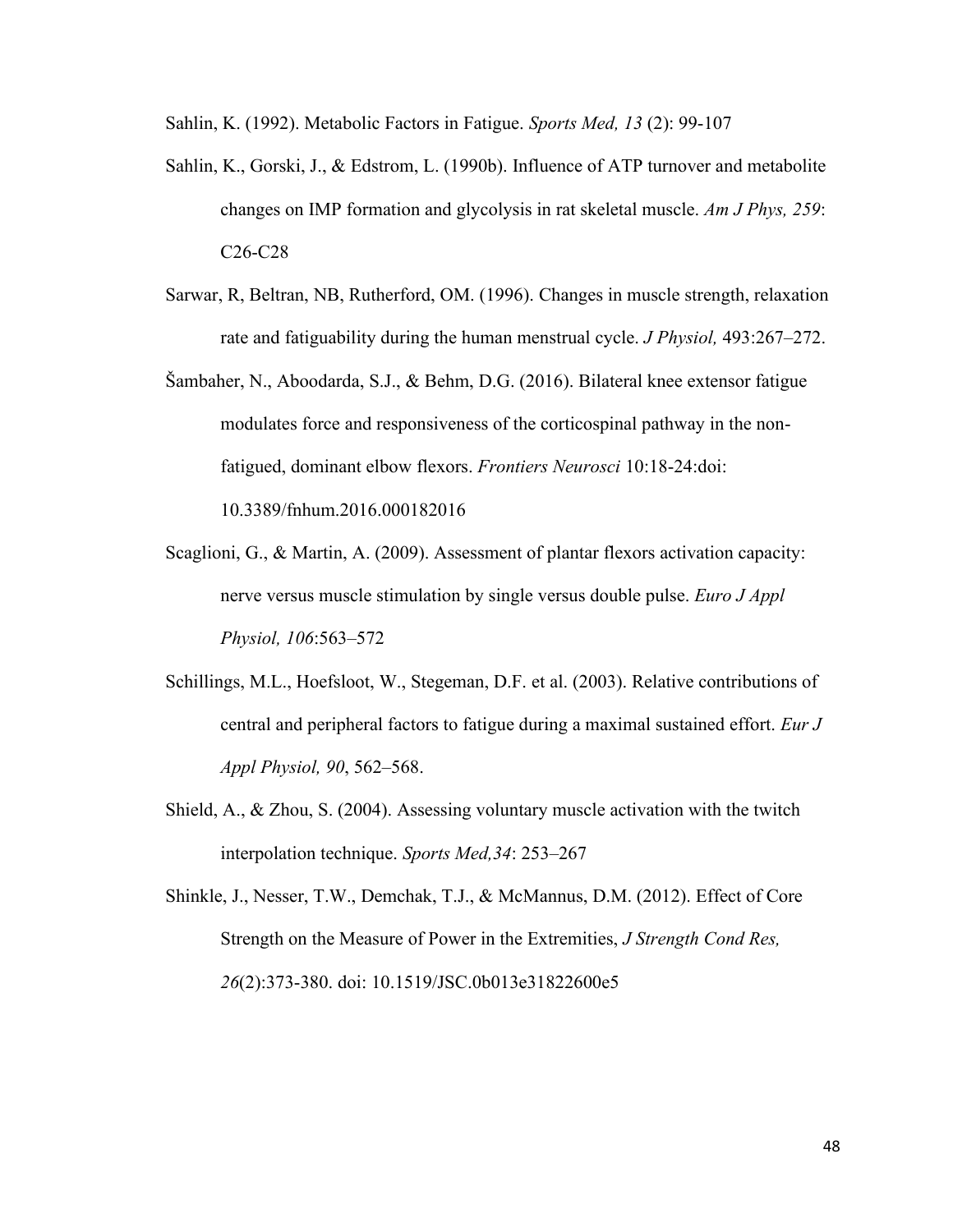Sahlin, K. (1992). Metabolic Factors in Fatigue. *Sports Med, 13* (2): 99-107

Sahlin, K., Gorski, J., & Edstrom, L. (1990b). Influence of ATP turnover and metabolite changes on IMP formation and glycolysis in rat skeletal muscle. *Am J Phys, 259*: C26-C28

Sarwar, R, Beltran, NB, Rutherford, OM. (1996). Changes in muscle strength, relaxation rate and fatiguability during the human menstrual cycle. *J Physiol,* 493:267–272.

Šambaher, N., Aboodarda, S.J., & Behm, D.G. (2016). Bilateral knee extensor fatigue modulates force and responsiveness of the corticospinal pathway in the non-fatigued, dominant elbow flexors. *Frontiers Neurosci* 10:18-24:doi: 10.3389/fnhum.2016.000182016

Scaglioni, G., & Martin, A. (2009). Assessment of plantar flexors activation capacity: nerve versus muscle stimulation by single versus double pulse. *Euro J Appl Physiol, 106*:563–572

Schillings, M.L., Hoefsloot, W., Stegeman, D.F. et al. (2003). Relative contributions of central and peripheral factors to fatigue during a maximal sustained effort. *Eur J Appl Physiol, 90*, 562–568.

Shield, A., & Zhou, S. (2004). Assessing voluntary muscle activation with the twitch interpolation technique. *Sports Med,34*: 253–267

Shinkle, J., Nesser, T.W., Demchak, T.J., & McMannus, D.M. (2012). Effect of Core Strength on the Measure of Power in the Extremities, *J Strength Cond Res, 26*(2):373-380. doi: 10.1519/JSC.0b013e31822600e5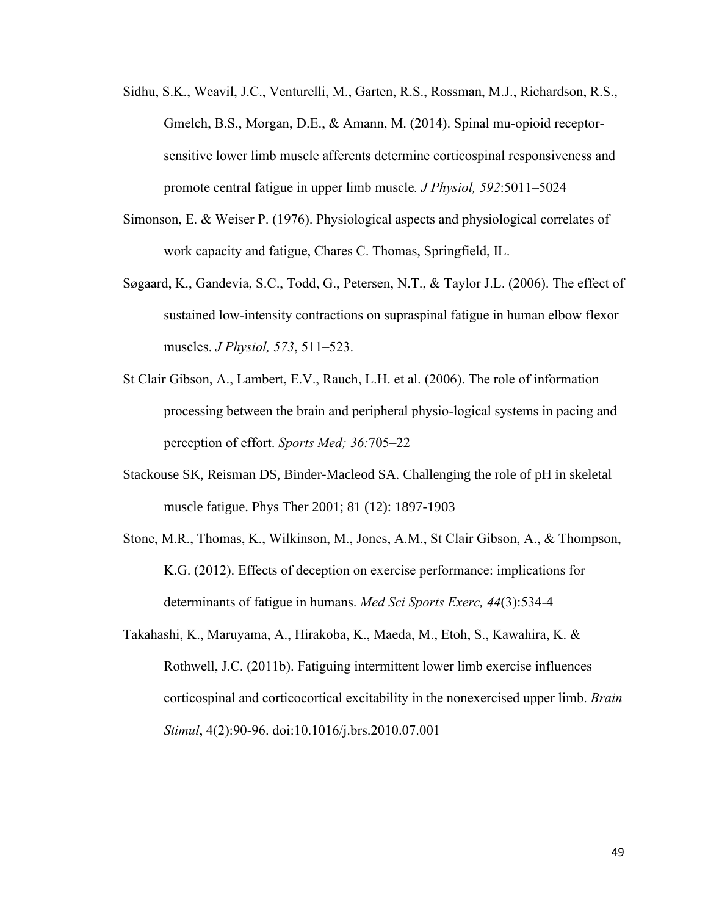Sidhu, S.K., Weavil, J.C., Venturelli, M., Garten, R.S., Rossman, M.J., Richardson, R.S., Gmelch, B.S., Morgan, D.E., & Amann, M. (2014). Spinal mu-opioid receptor-sensitive lower limb muscle afferents determine corticospinal responsiveness and promote central fatigue in upper limb muscle*. J Physiol, 592*:5011–5024

Simonson, E. & Weiser P. (1976). Physiological aspects and physiological correlates of work capacity and fatigue, Chares C. Thomas, Springfield, IL.

Søgaard, K., Gandevia, S.C., Todd, G., Petersen, N.T., & Taylor J.L. (2006). The effect of sustained low-intensity contractions on supraspinal fatigue in human elbow flexor muscles. *J Physiol, 573*, 511–523.

St Clair Gibson, A., Lambert, E.V., Rauch, L.H. et al. (2006). The role of information processing between the brain and peripheral physio-logical systems in pacing and perception of effort. *Sports Med; 36:*705–22

Stackouse SK, Reisman DS, Binder-Macleod SA. Challenging the role of pH in skeletal muscle fatigue. Phys Ther 2001; 81 (12): 1897-1903

Stone, M.R., Thomas, K., Wilkinson, M., Jones, A.M., St Clair Gibson, A., & Thompson, K.G. (2012). Effects of deception on exercise performance: implications for determinants of fatigue in humans. *Med Sci Sports Exerc, 44*(3):534-4

Takahashi, K., Maruyama, A., Hirakoba, K., Maeda, M., Etoh, S., Kawahira, K. & Rothwell, J.C. (2011b). Fatiguing intermittent lower limb exercise influences corticospinal and corticocortical excitability in the nonexercised upper limb. *Brain Stimul*, 4(2):90-96. doi:10.1016/j.brs.2010.07.001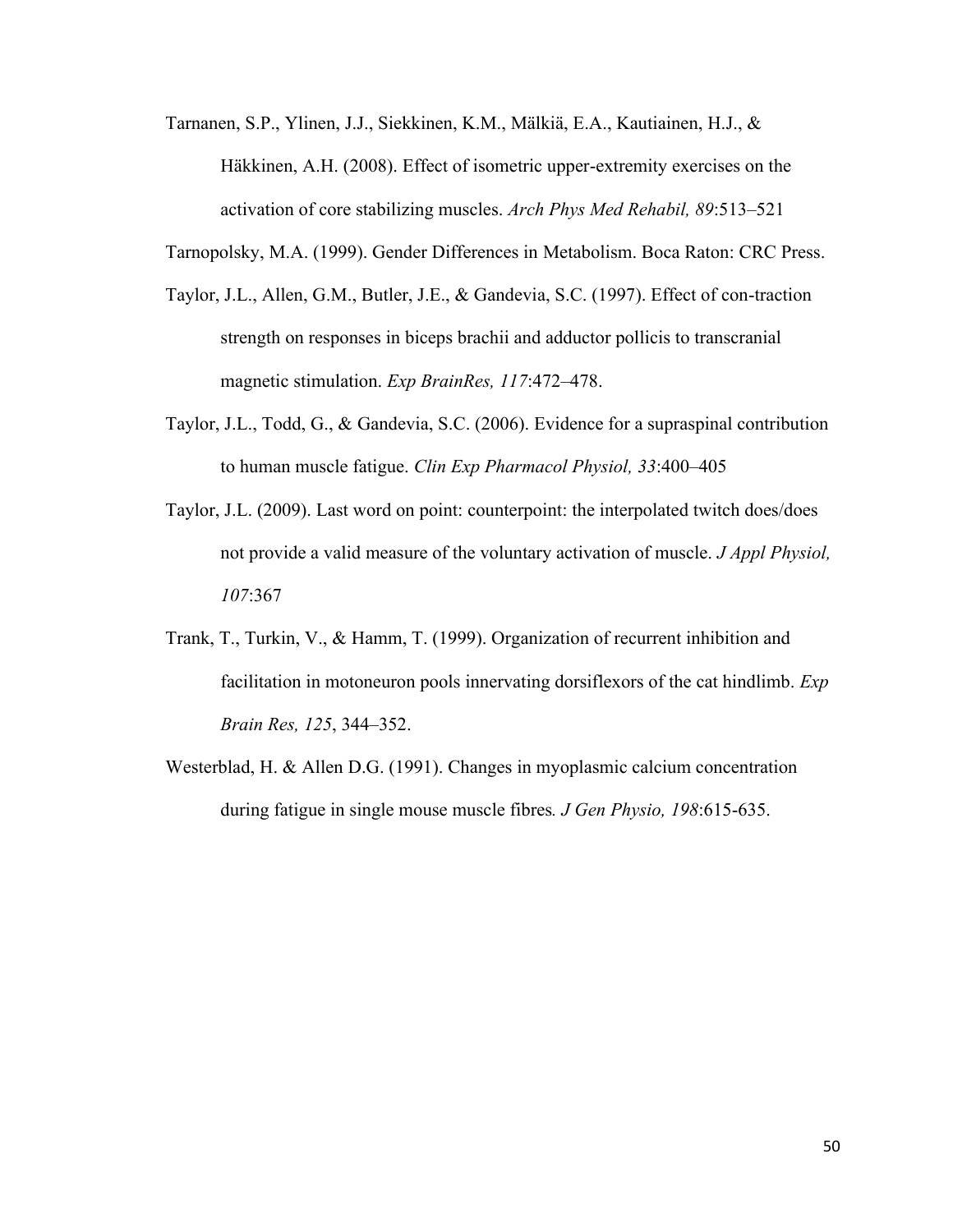Tarnanen, S.P., Ylinen, J.J., Siekkinen, K.M., Mälkiä, E.A., Kautiainen, H.J., & Häkkinen, A.H. (2008). Effect of isometric upper-extremity exercises on the activation of core stabilizing muscles. *Arch Phys Med Rehabil, 89*:513–521

Tarnopolsky, M.A. (1999). Gender Differences in Metabolism. Boca Raton: CRC Press.

Taylor, J.L., Allen, G.M., Butler, J.E., & Gandevia, S.C. (1997). Effect of con-traction strength on responses in biceps brachii and adductor pollicis to transcranial magnetic stimulation. *Exp BrainRes, 117*:472–478.

Taylor, J.L., Todd, G., & Gandevia, S.C. (2006). Evidence for a supraspinal contribution to human muscle fatigue. *Clin Exp Pharmacol Physiol, 33*:400–405

Taylor, J.L. (2009). Last word on point: counterpoint: the interpolated twitch does/does not provide a valid measure of the voluntary activation of muscle. *J Appl Physiol, 107*:367

Trank, T., Turkin, V., & Hamm, T. (1999). Organization of recurrent inhibition and facilitation in motoneuron pools innervating dorsiflexors of the cat hindlimb. *Exp Brain Res, 125*, 344–352.

Westerblad, H. & Allen D.G. (1991). Changes in myoplasmic calcium concentration during fatigue in single mouse muscle fibres*. J Gen Physio, 198*:615-635.